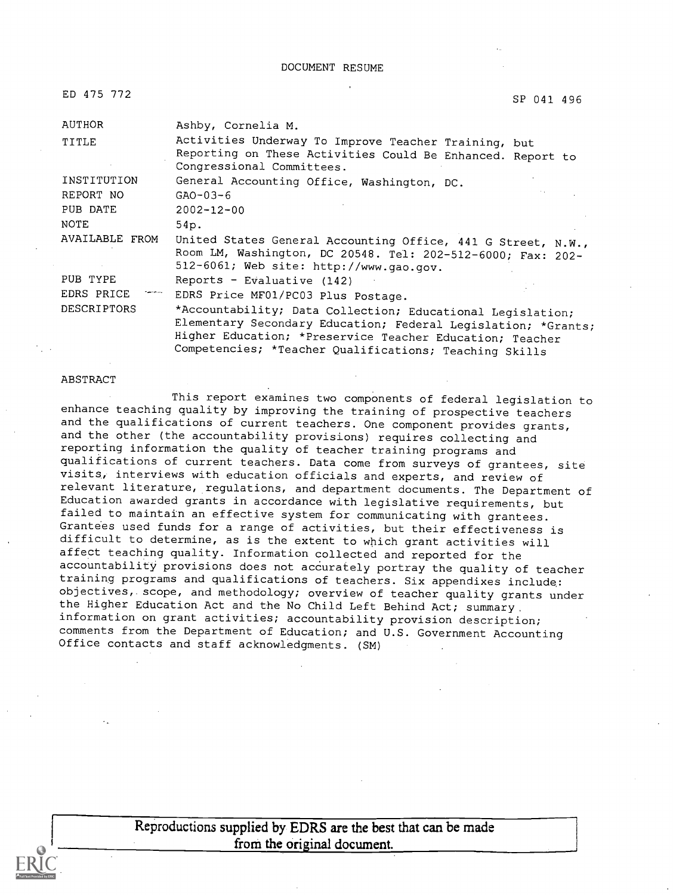DOCUMENT RESUME

ED 475 772 SP 041 496

| | |
|---|---|
| AUTHOR | Ashby, Cornelia M. |
| TITLE | Activities Underway To Improve Teacher Training, but Reporting on These Activities Could Be Enhanced. Report to Congressional Committees. |
| INSTITUTION | General Accounting Office, Washington, DC. |
| REPORT NO | GAO-03-6 |
| PUB DATE | 2002-12-00 |
| NOTE | 54p. |
| AVAILABLE FROM | United States General Accounting Office, 441 G Street, N.W., Room LM, Washington, DC 20548. Tel: 202-512-6000; Fax: 202-512-6061; Web site: http://www.gao.gov. |
| PUB TYPE | Reports - Evaluative (142) |
| EDRS PRICE | EDRS Price MF01/PC03 Plus Postage. |
| DESCRIPTORS | *Accountability; Data Collection; Educational Legislation; Elementary Secondary Education; Federal Legislation; *Grants; Higher Education; *Preservice Teacher Education; Teacher Competencies; *Teacher Qualifications; Teaching Skills |

ABSTRACT

This report examines two components of federal legislation to enhance teaching quality by improving the training of prospective teachers and the qualifications of current teachers. One component provides grants, and the other (the accountability provisions) requires collecting and reporting information the quality of teacher training programs and qualifications of current teachers. Data come from surveys of grantees, site visits, interviews with education officials and experts, and review of relevant literature, regulations, and department documents. The Department of Education awarded grants in accordance with legislative requirements, but failed to maintain an effective system for communicating with grantees. Grantees used funds for a range of activities, but their effectiveness is difficult to determine, as is the extent to which grant activities will affect teaching quality. Information collected and reported for the accountability provisions does not accurately portray the quality of teacher training programs and qualifications of teachers. Six appendixes include: objectives, scope, and methodology; overview of teacher quality grants under the Higher Education Act and the No Child Left Behind Act; summary information on grant activities; accountability provision description; comments from the Department of Education; and U.S. Government Accounting Office contacts and staff acknowledgments. (SM)

Reproductions supplied by EDRS are the best that can be made from the original document.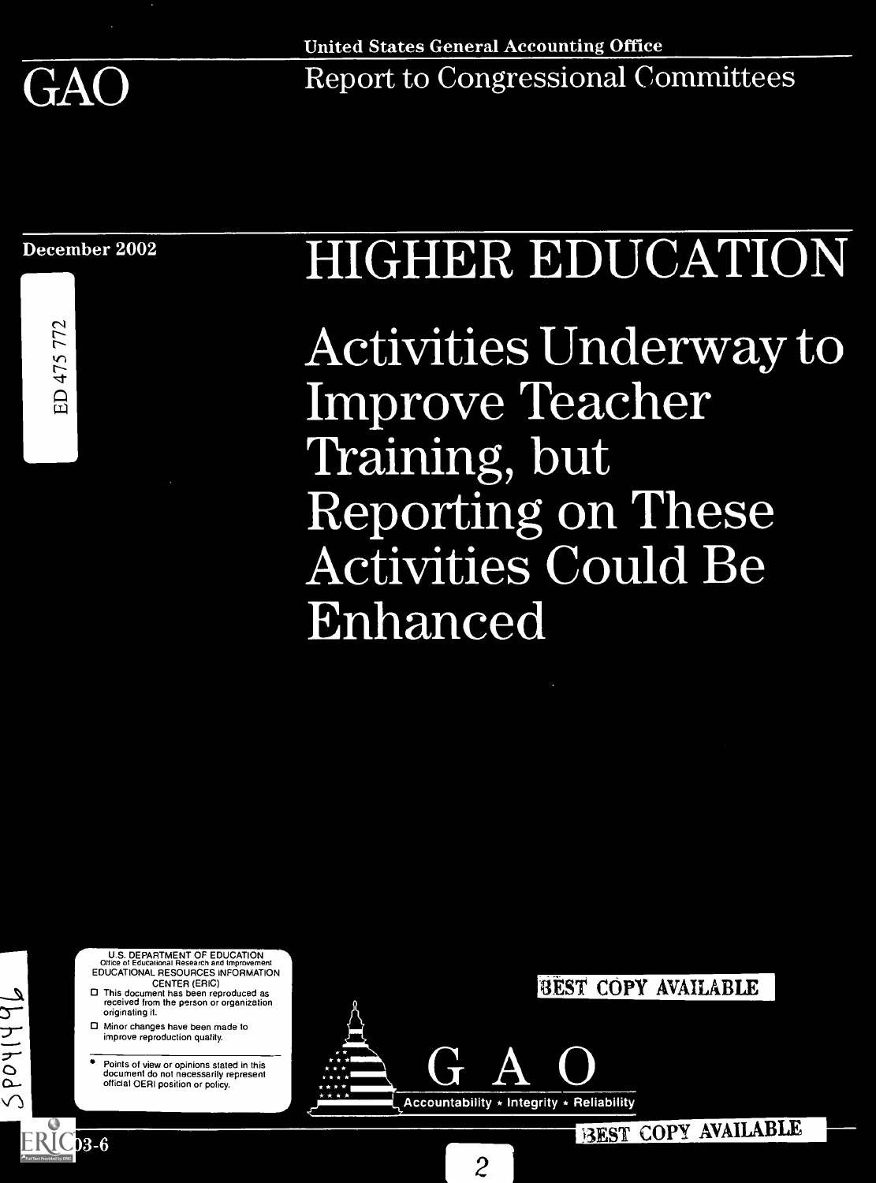United States General Accounting Office

# GAO

Report to Congressional Committees

December 2002

ED 475 772

# HIGHER EDUCATION

## Activities Underway to Improve Teacher Training, but Reporting on These Activities Could Be Enhanced

U.S. DEPARTMENT OF EDUCATION
Office of Educational Research and Improvement
EDUCATIONAL RESOURCES INFORMATION CENTER (ERIC)

- This document has been reproduced as received from the person or organization originating it.
- Minor changes have been made to improve reproduction quality.

- Points of view or opinions stated in this document do not necessarily represent official OERI position or policy.

SP041496

BEST COPY AVAILABLE

GAO
Accountability * Integrity * Reliability

03-6

BEST COPY AVAILABLE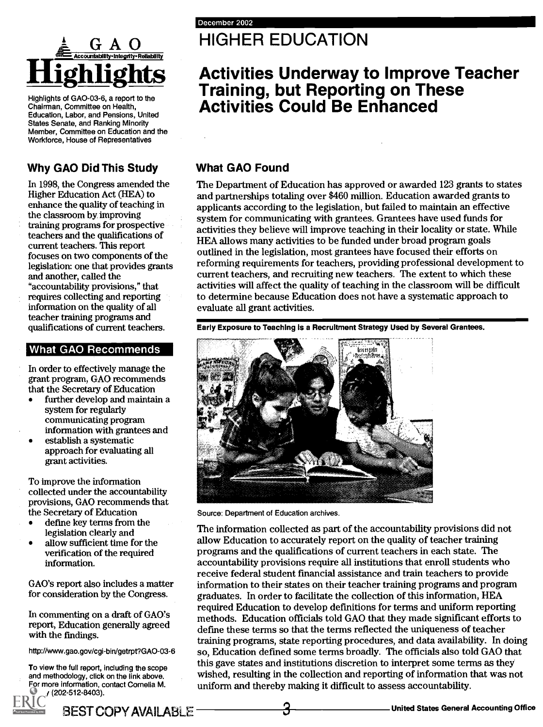# GAO Highlights

Accountability • Integrity • Reliability

Highlights of GAO-03-6, a report to the Chairman, Committee on Health, Education, Labor, and Pensions, United States Senate, and Ranking Minority Member, Committee on Education and the Workforce, House of Representatives

## Why GAO Did This Study

In 1998, the Congress amended the Higher Education Act (HEA) to enhance the quality of teaching in the classroom by improving training programs for prospective teachers and the qualifications of current teachers. This report focuses on two components of the legislation: one that provides grants and another, called the "accountability provisions," that requires collecting and reporting information on the quality of all teacher training programs and qualifications of current teachers.

## What GAO Recommends

In order to effectively manage the grant program, GAO recommends that the Secretary of Education

- further develop and maintain a system for regularly communicating program information with grantees and
- establish a systematic approach for evaluating all grant activities.

To improve the information collected under the accountability provisions, GAO recommends that the Secretary of Education

- define key terms from the legislation clearly and
- allow sufficient time for the verification of the required information.

GAO's report also includes a matter for consideration by the Congress.

In commenting on a draft of GAO's report, Education generally agreed with the findings.

http://www.gao.gov/cgi-bin/getrpt?GAO-03-6

To view the full report, including the scope and methodology, click on the link above. For more information, contact Cornelia M. Ashby (202-512-8403).

December 2002

# HIGHER EDUCATION

## Activities Underway to Improve Teacher Training, but Reporting on These Activities Could Be Enhanced

## What GAO Found

The Department of Education has approved or awarded 123 grants to states and partnerships totaling over $460 million. Education awarded grants to applicants according to the legislation, but failed to maintain an effective system for communicating with grantees. Grantees have used funds for activities they believe will improve teaching in their locality or state. While HEA allows many activities to be funded under broad program goals outlined in the legislation, most grantees have focused their efforts on reforming requirements for teachers, providing professional development to current teachers, and recruiting new teachers. The extent to which these activities will affect the quality of teaching in the classroom will be difficult to determine because Education does not have a systematic approach to evaluate all grant activities.

**Early Exposure to Teaching Is a Recruitment Strategy Used by Several Grantees.**

Source: Department of Education archives.

The information collected as part of the accountability provisions did not allow Education to accurately report on the quality of teacher training programs and the qualifications of current teachers in each state. The accountability provisions require all institutions that enroll students who receive federal student financial assistance and train teachers to provide information to their states on their teacher training programs and program graduates. In order to facilitate the collection of this information, HEA required Education to develop definitions for terms and uniform reporting methods. Education officials told GAO that they made significant efforts to define these terms so that the terms reflected the uniqueness of teacher training programs, state reporting procedures, and data availability. In doing so, Education defined some terms broadly. The officials also told GAO that this gave states and institutions discretion to interpret some terms as they wished, resulting in the collection and reporting of information that was not uniform and thereby making it difficult to assess accountability.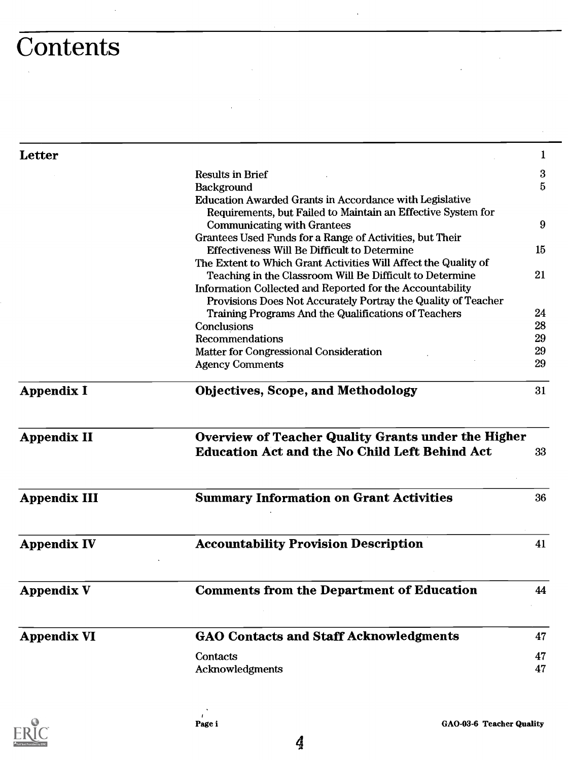# Contents

| | | |
|---|---|---|
| **Letter** | | 1 |
| | Results in Brief | 3 |
| | Background | 5 |
| | Education Awarded Grants in Accordance with Legislative Requirements, but Failed to Maintain an Effective System for Communicating with Grantees | 9 |
| | Grantees Used Funds for a Range of Activities, but Their Effectiveness Will Be Difficult to Determine | 15 |
| | The Extent to Which Grant Activities Will Affect the Quality of Teaching in the Classroom Will Be Difficult to Determine | 21 |
| | Information Collected and Reported for the Accountability Provisions Does Not Accurately Portray the Quality of Teacher Training Programs And the Qualifications of Teachers | 24 |
| | Conclusions | 28 |
| | Recommendations | 29 |
| | Matter for Congressional Consideration | 29 |
| | Agency Comments | 29 |
| **Appendix I** | **Objectives, Scope, and Methodology** | 31 |
| **Appendix II** | **Overview of Teacher Quality Grants under the Higher Education Act and the No Child Left Behind Act** | 33 |
| **Appendix III** | **Summary Information on Grant Activities** | 36 |
| **Appendix IV** | **Accountability Provision Description** | 41 |
| **Appendix V** | **Comments from the Department of Education** | 44 |
| **Appendix VI** | **GAO Contacts and Staff Acknowledgments** | 47 |
| | Contacts | 47 |
| | Acknowledgments | 47 |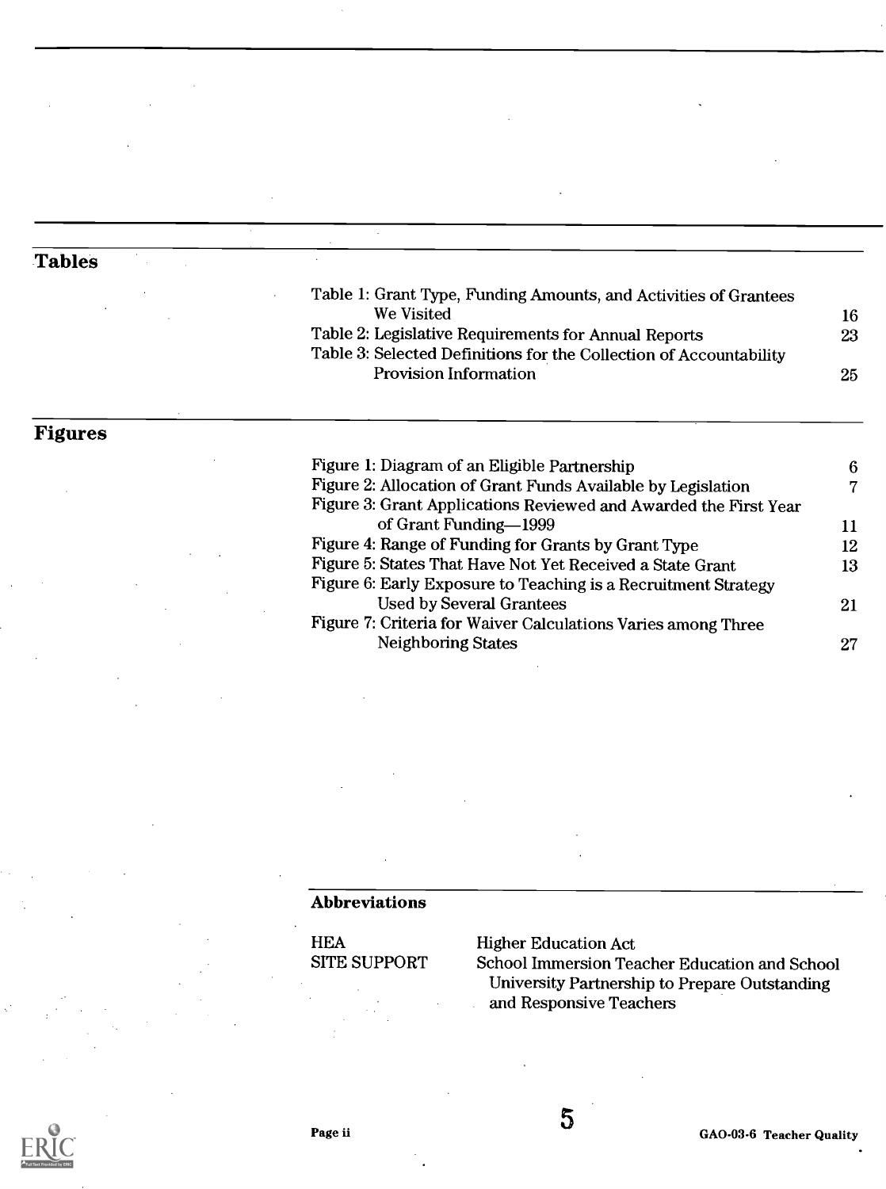## Tables

| | |
|---|---|
| Table 1: Grant Type, Funding Amounts, and Activities of Grantees We Visited | 16 |
| Table 2: Legislative Requirements for Annual Reports | 23 |
| Table 3: Selected Definitions for the Collection of Accountability Provision Information | 25 |

## Figures

| | |
|---|---|
| Figure 1: Diagram of an Eligible Partnership | 6 |
| Figure 2: Allocation of Grant Funds Available by Legislation | 7 |
| Figure 3: Grant Applications Reviewed and Awarded the First Year of Grant Funding—1999 | 11 |
| Figure 4: Range of Funding for Grants by Grant Type | 12 |
| Figure 5: States That Have Not Yet Received a State Grant | 13 |
| Figure 6: Early Exposure to Teaching is a Recruitment Strategy Used by Several Grantees | 21 |
| Figure 7: Criteria for Waiver Calculations Varies among Three Neighboring States | 27 |

### Abbreviations

| | |
|---|---|
| HEA | Higher Education Act |
| SITE SUPPORT | School Immersion Teacher Education and School University Partnership to Prepare Outstanding and Responsive Teachers |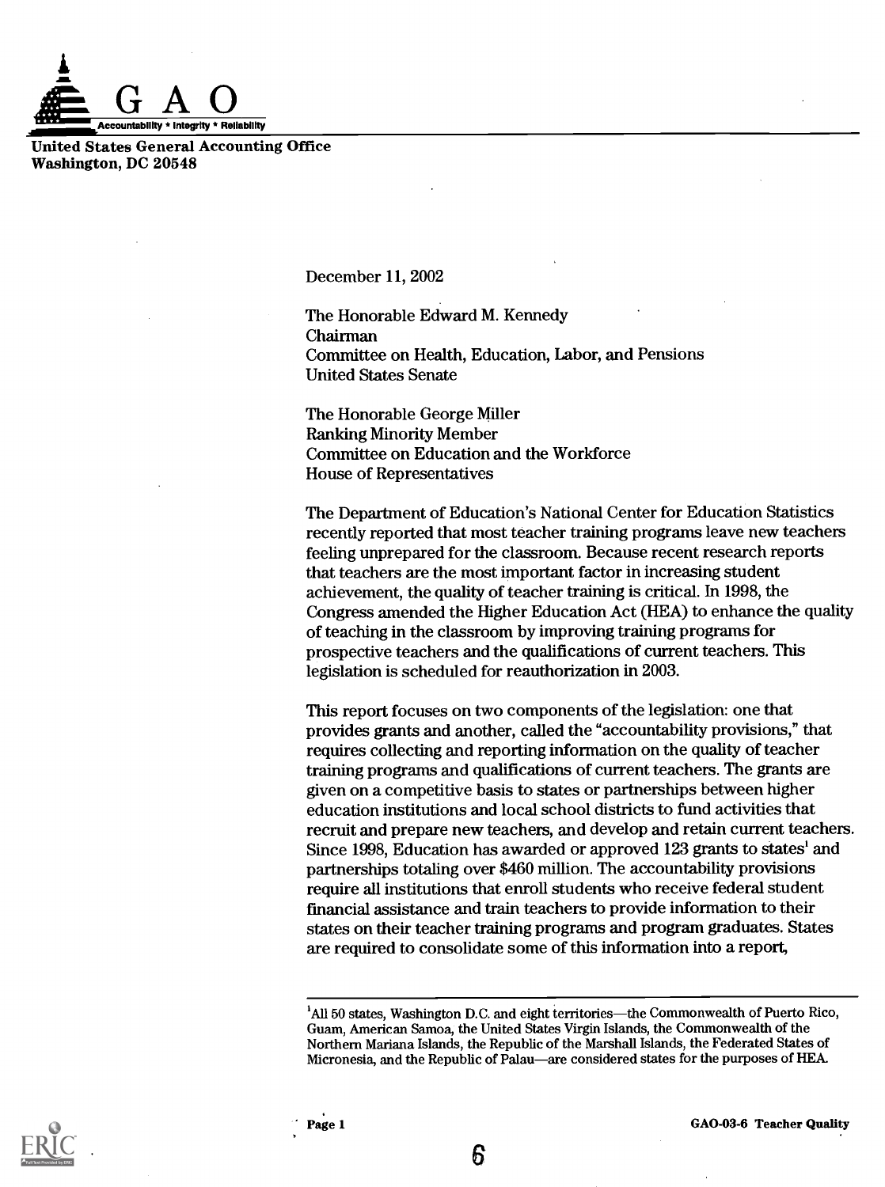United States General Accounting Office
Washington, DC 20548

December 11, 2002

The Honorable Edward M. Kennedy
Chairman
Committee on Health, Education, Labor, and Pensions
United States Senate

The Honorable George Miller
Ranking Minority Member
Committee on Education and the Workforce
House of Representatives

The Department of Education's National Center for Education Statistics recently reported that most teacher training programs leave new teachers feeling unprepared for the classroom. Because recent research reports that teachers are the most important factor in increasing student achievement, the quality of teacher training is critical. In 1998, the Congress amended the Higher Education Act (HEA) to enhance the quality of teaching in the classroom by improving training programs for prospective teachers and the qualifications of current teachers. This legislation is scheduled for reauthorization in 2003.

This report focuses on two components of the legislation: one that provides grants and another, called the "accountability provisions," that requires collecting and reporting information on the quality of teacher training programs and qualifications of current teachers. The grants are given on a competitive basis to states or partnerships between higher education institutions and local school districts to fund activities that recruit and prepare new teachers, and develop and retain current teachers. Since 1998, Education has awarded or approved 123 grants to states[1] and partnerships totaling over $460 million. The accountability provisions require all institutions that enroll students who receive federal student financial assistance and train teachers to provide information to their states on their teacher training programs and program graduates. States are required to consolidate some of this information into a report,

[1] All 50 states, Washington D.C. and eight territories—the Commonwealth of Puerto Rico, Guam, American Samoa, the United States Virgin Islands, the Commonwealth of the Northern Mariana Islands, the Republic of the Marshall Islands, the Federated States of Micronesia, and the Republic of Palau—are considered states for the purposes of HEA.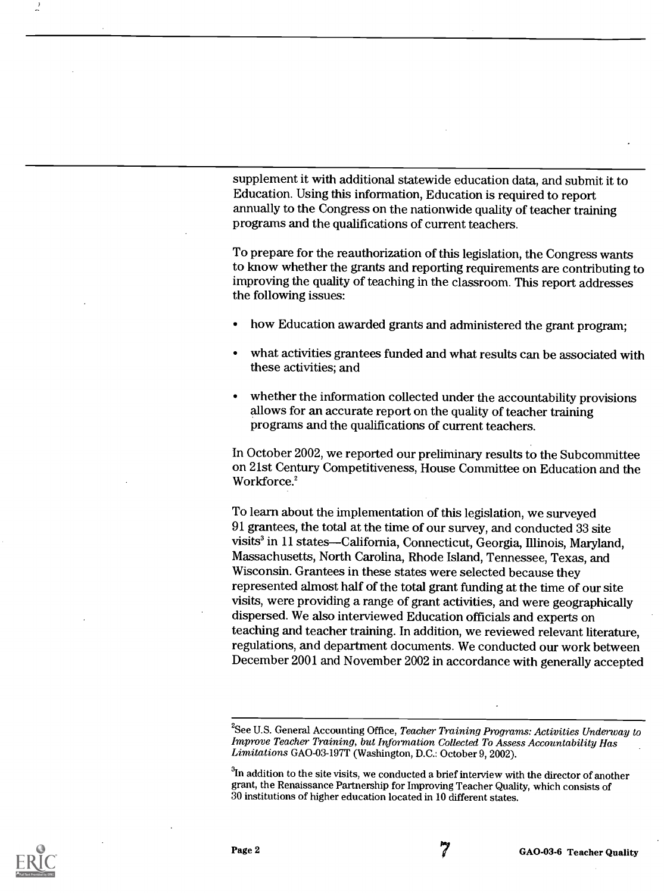supplement it with additional statewide education data, and submit it to Education. Using this information, Education is required to report annually to the Congress on the nationwide quality of teacher training programs and the qualifications of current teachers.

To prepare for the reauthorization of this legislation, the Congress wants to know whether the grants and reporting requirements are contributing to improving the quality of teaching in the classroom. This report addresses the following issues:

- how Education awarded grants and administered the grant program;
- what activities grantees funded and what results can be associated with these activities; and
- whether the information collected under the accountability provisions allows for an accurate report on the quality of teacher training programs and the qualifications of current teachers.

In October 2002, we reported our preliminary results to the Subcommittee on 21st Century Competitiveness, House Committee on Education and the Workforce.[2]

To learn about the implementation of this legislation, we surveyed 91 grantees, the total at the time of our survey, and conducted 33 site visits[3] in 11 states—California, Connecticut, Georgia, Illinois, Maryland, Massachusetts, North Carolina, Rhode Island, Tennessee, Texas, and Wisconsin. Grantees in these states were selected because they represented almost half of the total grant funding at the time of our site visits, were providing a range of grant activities, and were geographically dispersed. We also interviewed Education officials and experts on teaching and teacher training. In addition, we reviewed relevant literature, regulations, and department documents. We conducted our work between December 2001 and November 2002 in accordance with generally accepted

[2]See U.S. General Accounting Office, *Teacher Training Programs: Activities Underway to Improve Teacher Training, but Information Collected To Assess Accountability Has Limitations* GAO-03-197T (Washington, D.C.: October 9, 2002).

[3]In addition to the site visits, we conducted a brief interview with the director of another grant, the Renaissance Partnership for Improving Teacher Quality, which consists of 30 institutions of higher education located in 10 different states.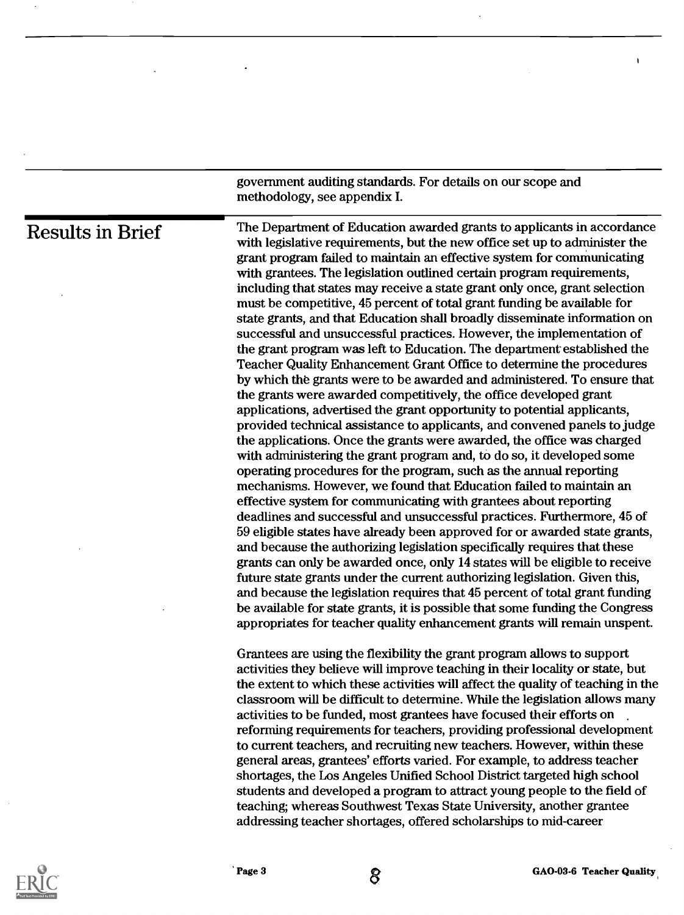government auditing standards. For details on our scope and methodology, see appendix I.

## Results in Brief

The Department of Education awarded grants to applicants in accordance with legislative requirements, but the new office set up to administer the grant program failed to maintain an effective system for communicating with grantees. The legislation outlined certain program requirements, including that states may receive a state grant only once, grant selection must be competitive, 45 percent of total grant funding be available for state grants, and that Education shall broadly disseminate information on successful and unsuccessful practices. However, the implementation of the grant program was left to Education. The department established the Teacher Quality Enhancement Grant Office to determine the procedures by which the grants were to be awarded and administered. To ensure that the grants were awarded competitively, the office developed grant applications, advertised the grant opportunity to potential applicants, provided technical assistance to applicants, and convened panels to judge the applications. Once the grants were awarded, the office was charged with administering the grant program and, to do so, it developed some operating procedures for the program, such as the annual reporting mechanisms. However, we found that Education failed to maintain an effective system for communicating with grantees about reporting deadlines and successful and unsuccessful practices. Furthermore, 45 of 59 eligible states have already been approved for or awarded state grants, and because the authorizing legislation specifically requires that these grants can only be awarded once, only 14 states will be eligible to receive future state grants under the current authorizing legislation. Given this, and because the legislation requires that 45 percent of total grant funding be available for state grants, it is possible that some funding the Congress appropriates for teacher quality enhancement grants will remain unspent.

Grantees are using the flexibility the grant program allows to support activities they believe will improve teaching in their locality or state, but the extent to which these activities will affect the quality of teaching in the classroom will be difficult to determine. While the legislation allows many activities to be funded, most grantees have focused their efforts on reforming requirements for teachers, providing professional development to current teachers, and recruiting new teachers. However, within these general areas, grantees' efforts varied. For example, to address teacher shortages, the Los Angeles Unified School District targeted high school students and developed a program to attract young people to the field of teaching; whereas Southwest Texas State University, another grantee addressing teacher shortages, offered scholarships to mid-career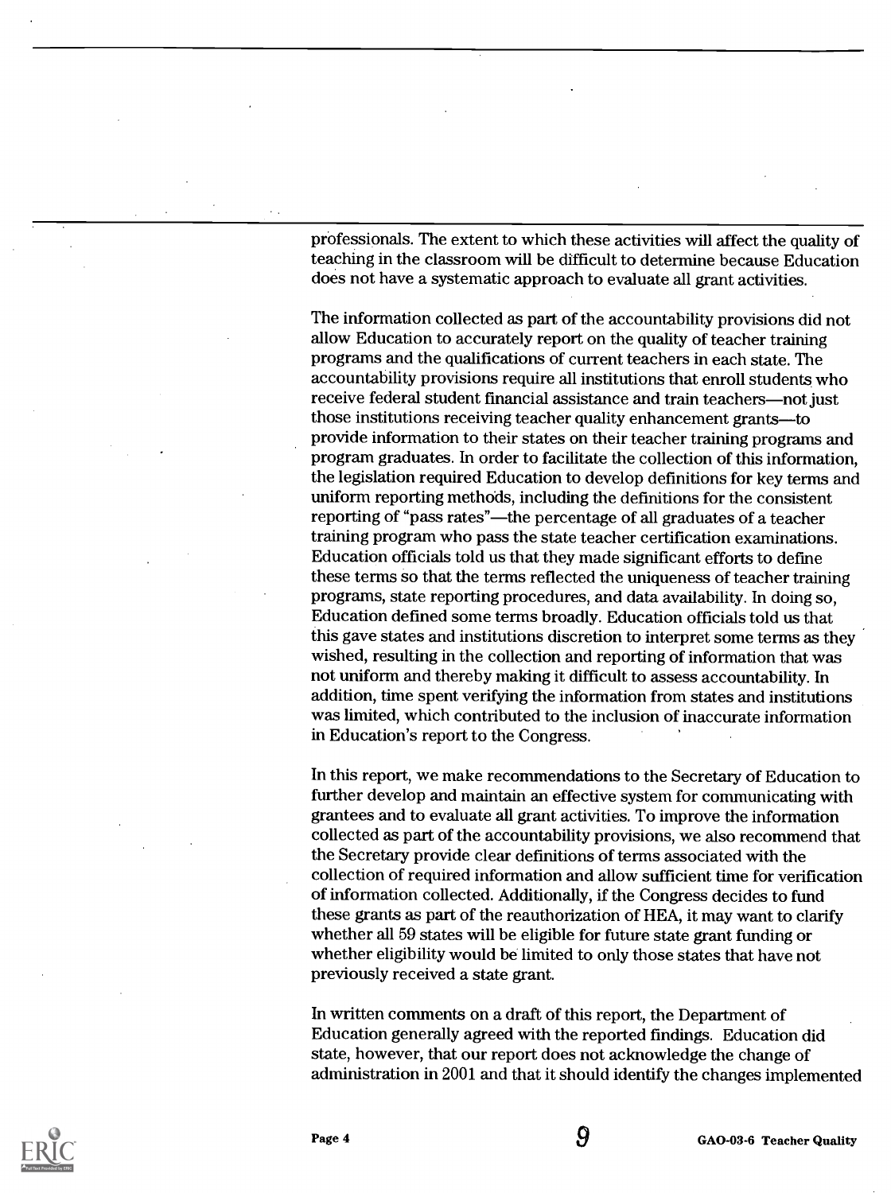professionals. The extent to which these activities will affect the quality of teaching in the classroom will be difficult to determine because Education does not have a systematic approach to evaluate all grant activities.

The information collected as part of the accountability provisions did not allow Education to accurately report on the quality of teacher training programs and the qualifications of current teachers in each state. The accountability provisions require all institutions that enroll students who receive federal student financial assistance and train teachers—not just those institutions receiving teacher quality enhancement grants—to provide information to their states on their teacher training programs and program graduates. In order to facilitate the collection of this information, the legislation required Education to develop definitions for key terms and uniform reporting methods, including the definitions for the consistent reporting of "pass rates"—the percentage of all graduates of a teacher training program who pass the state teacher certification examinations. Education officials told us that they made significant efforts to define these terms so that the terms reflected the uniqueness of teacher training programs, state reporting procedures, and data availability. In doing so, Education defined some terms broadly. Education officials told us that this gave states and institutions discretion to interpret some terms as they wished, resulting in the collection and reporting of information that was not uniform and thereby making it difficult to assess accountability. In addition, time spent verifying the information from states and institutions was limited, which contributed to the inclusion of inaccurate information in Education's report to the Congress.

In this report, we make recommendations to the Secretary of Education to further develop and maintain an effective system for communicating with grantees and to evaluate all grant activities. To improve the information collected as part of the accountability provisions, we also recommend that the Secretary provide clear definitions of terms associated with the collection of required information and allow sufficient time for verification of information collected. Additionally, if the Congress decides to fund these grants as part of the reauthorization of HEA, it may want to clarify whether all 59 states will be eligible for future state grant funding or whether eligibility would be limited to only those states that have not previously received a state grant.

In written comments on a draft of this report, the Department of Education generally agreed with the reported findings. Education did state, however, that our report does not acknowledge the change of administration in 2001 and that it should identify the changes implemented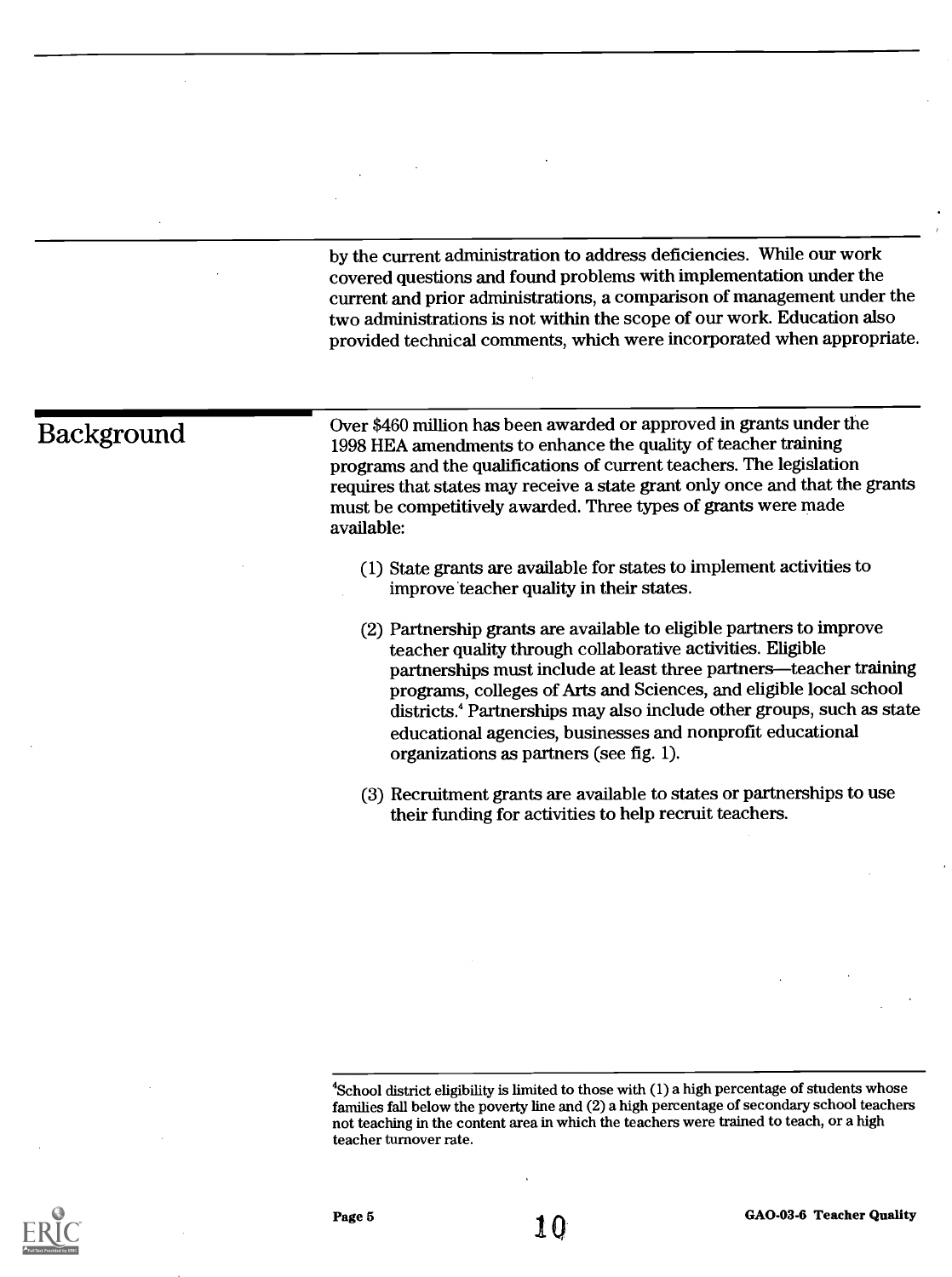by the current administration to address deficiencies. While our work covered questions and found problems with implementation under the current and prior administrations, a comparison of management under the two administrations is not within the scope of our work. Education also provided technical comments, which were incorporated when appropriate.

## Background

Over $460 million has been awarded or approved in grants under the 1998 HEA amendments to enhance the quality of teacher training programs and the qualifications of current teachers. The legislation requires that states may receive a state grant only once and that the grants must be competitively awarded. Three types of grants were made available:

(1) State grants are available for states to implement activities to improve teacher quality in their states.

(2) Partnership grants are available to eligible partners to improve teacher quality through collaborative activities. Eligible partnerships must include at least three partners—teacher training programs, colleges of Arts and Sciences, and eligible local school districts.[4] Partnerships may also include other groups, such as state educational agencies, businesses and nonprofit educational organizations as partners (see fig. 1).

(3) Recruitment grants are available to states or partnerships to use their funding for activities to help recruit teachers.

[4] School district eligibility is limited to those with (1) a high percentage of students whose families fall below the poverty line and (2) a high percentage of secondary school teachers not teaching in the content area in which the teachers were trained to teach, or a high teacher turnover rate.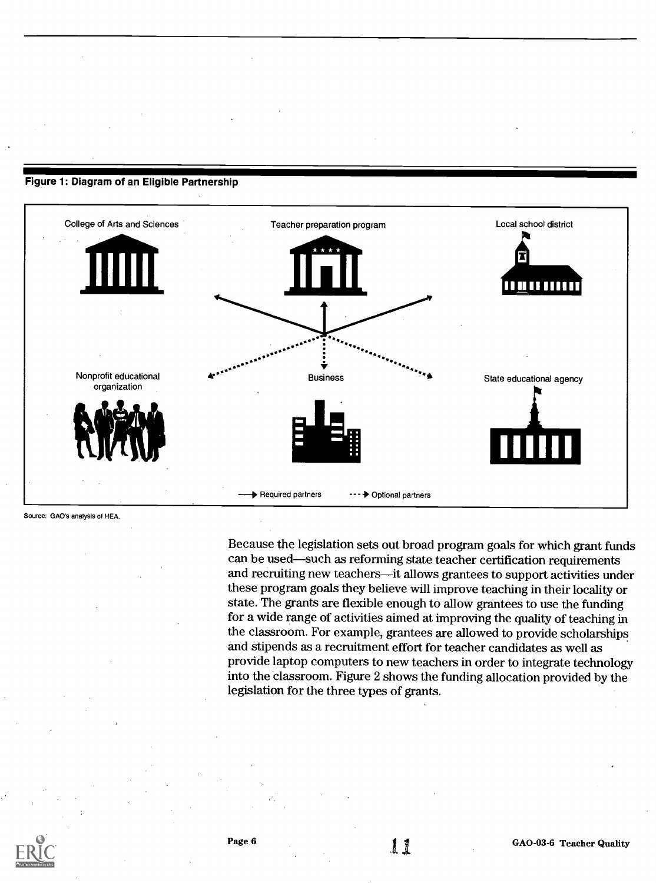**Figure 1: Diagram of an Eligible Partnership**

College of Arts and Sciences

Teacher preparation program

Local school district

Nonprofit educational organization

Business

State educational agency

→ Required partners ---→ Optional partners

Source: GAO's analysis of HEA.

Because the legislation sets out broad program goals for which grant funds can be used—such as reforming state teacher certification requirements and recruiting new teachers—it allows grantees to support activities under these program goals they believe will improve teaching in their locality or state. The grants are flexible enough to allow grantees to use the funding for a wide range of activities aimed at improving the quality of teaching in the classroom. For example, grantees are allowed to provide scholarships and stipends as a recruitment effort for teacher candidates as well as provide laptop computers to new teachers in order to integrate technology into the classroom. Figure 2 shows the funding allocation provided by the legislation for the three types of grants.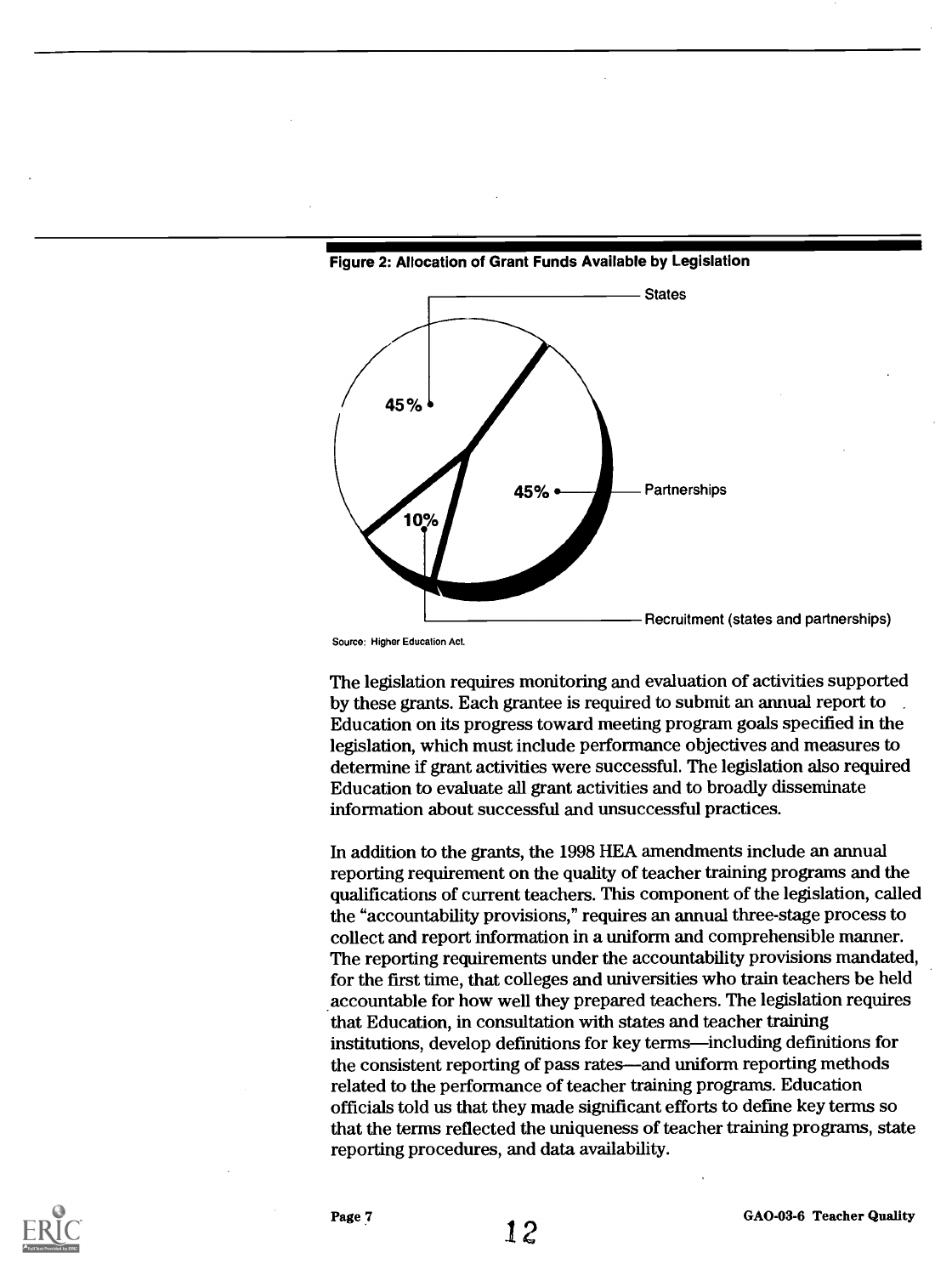**Figure 2: Allocation of Grant Funds Available by Legislation**

States 45%

Partnerships 45%

Recruitment (states and partnerships) 10%

Source: Higher Education Act.

The legislation requires monitoring and evaluation of activities supported by these grants. Each grantee is required to submit an annual report to Education on its progress toward meeting program goals specified in the legislation, which must include performance objectives and measures to determine if grant activities were successful. The legislation also required Education to evaluate all grant activities and to broadly disseminate information about successful and unsuccessful practices.

In addition to the grants, the 1998 HEA amendments include an annual reporting requirement on the quality of teacher training programs and the qualifications of current teachers. This component of the legislation, called the "accountability provisions," requires an annual three-stage process to collect and report information in a uniform and comprehensible manner. The reporting requirements under the accountability provisions mandated, for the first time, that colleges and universities who train teachers be held accountable for how well they prepared teachers. The legislation requires that Education, in consultation with states and teacher training institutions, develop definitions for key terms—including definitions for the consistent reporting of pass rates—and uniform reporting methods related to the performance of teacher training programs. Education officials told us that they made significant efforts to define key terms so that the terms reflected the uniqueness of teacher training programs, state reporting procedures, and data availability.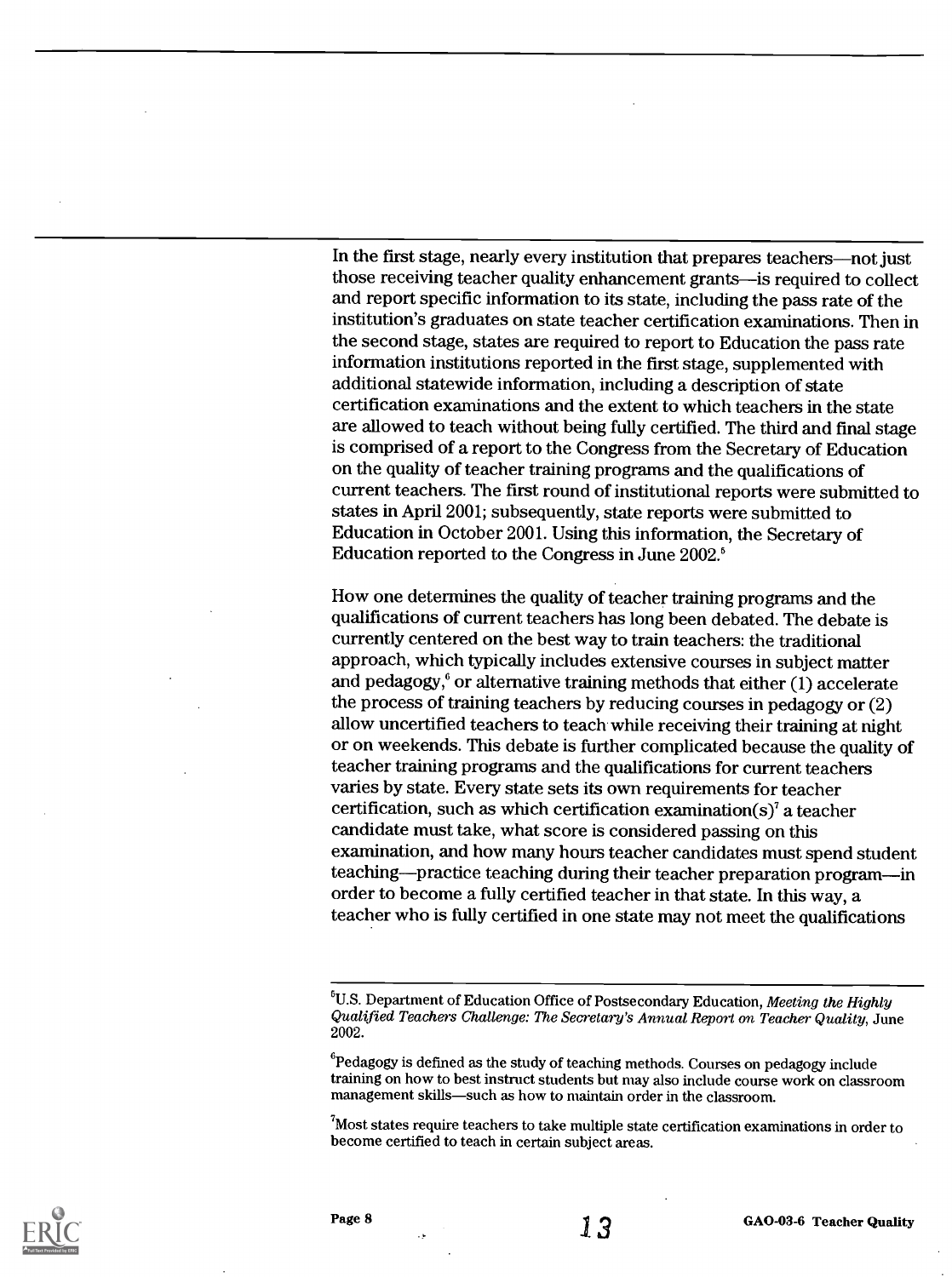In the first stage, nearly every institution that prepares teachers—not just those receiving teacher quality enhancement grants—is required to collect and report specific information to its state, including the pass rate of the institution's graduates on state teacher certification examinations. Then in the second stage, states are required to report to Education the pass rate information institutions reported in the first stage, supplemented with additional statewide information, including a description of state certification examinations and the extent to which teachers in the state are allowed to teach without being fully certified. The third and final stage is comprised of a report to the Congress from the Secretary of Education on the quality of teacher training programs and the qualifications of current teachers. The first round of institutional reports were submitted to states in April 2001; subsequently, state reports were submitted to Education in October 2001. Using this information, the Secretary of Education reported to the Congress in June 2002.[5]

How one determines the quality of teacher training programs and the qualifications of current teachers has long been debated. The debate is currently centered on the best way to train teachers: the traditional approach, which typically includes extensive courses in subject matter and pedagogy,[6] or alternative training methods that either (1) accelerate the process of training teachers by reducing courses in pedagogy or (2) allow uncertified teachers to teach while receiving their training at night or on weekends. This debate is further complicated because the quality of teacher training programs and the qualifications for current teachers varies by state. Every state sets its own requirements for teacher certification, such as which certification examination(s)[7] a teacher candidate must take, what score is considered passing on this examination, and how many hours teacher candidates must spend student teaching—practice teaching during their teacher preparation program—in order to become a fully certified teacher in that state. In this way, a teacher who is fully certified in one state may not meet the qualifications

---

[5]U.S. Department of Education Office of Postsecondary Education, *Meeting the Highly Qualified Teachers Challenge: The Secretary's Annual Report on Teacher Quality*, June 2002.

[6]Pedagogy is defined as the study of teaching methods. Courses on pedagogy include training on how to best instruct students but may also include course work on classroom management skills—such as how to maintain order in the classroom.

[7]Most states require teachers to take multiple state certification examinations in order to become certified to teach in certain subject areas.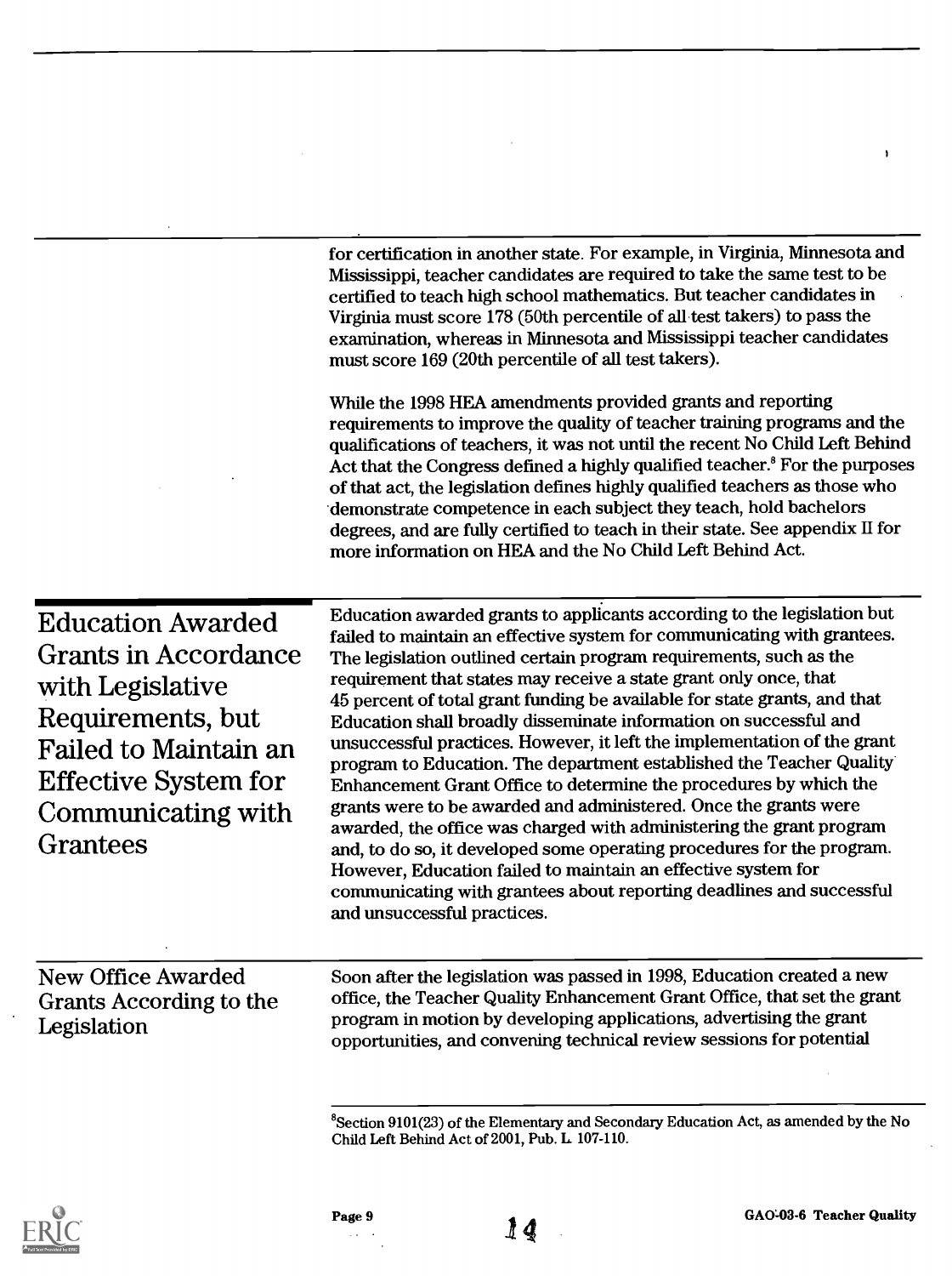for certification in another state. For example, in Virginia, Minnesota and Mississippi, teacher candidates are required to take the same test to be certified to teach high school mathematics. But teacher candidates in Virginia must score 178 (50th percentile of all test takers) to pass the examination, whereas in Minnesota and Mississippi teacher candidates must score 169 (20th percentile of all test takers).

While the 1998 HEA amendments provided grants and reporting requirements to improve the quality of teacher training programs and the qualifications of teachers, it was not until the recent No Child Left Behind Act that the Congress defined a highly qualified teacher.[8] For the purposes of that act, the legislation defines highly qualified teachers as those who demonstrate competence in each subject they teach, hold bachelors degrees, and are fully certified to teach in their state. See appendix II for more information on HEA and the No Child Left Behind Act.

## Education Awarded Grants in Accordance with Legislative Requirements, but Failed to Maintain an Effective System for Communicating with Grantees

Education awarded grants to applicants according to the legislation but failed to maintain an effective system for communicating with grantees. The legislation outlined certain program requirements, such as the requirement that states may receive a state grant only once, that 45 percent of total grant funding be available for state grants, and that Education shall broadly disseminate information on successful and unsuccessful practices. However, it left the implementation of the grant program to Education. The department established the Teacher Quality Enhancement Grant Office to determine the procedures by which the grants were to be awarded and administered. Once the grants were awarded, the office was charged with administering the grant program and, to do so, it developed some operating procedures for the program. However, Education failed to maintain an effective system for communicating with grantees about reporting deadlines and successful and unsuccessful practices.

### New Office Awarded Grants According to the Legislation

Soon after the legislation was passed in 1998, Education created a new office, the Teacher Quality Enhancement Grant Office, that set the grant program in motion by developing applications, advertising the grant opportunities, and convening technical review sessions for potential

[8] Section 9101(23) of the Elementary and Secondary Education Act, as amended by the No Child Left Behind Act of 2001, Pub. L. 107-110.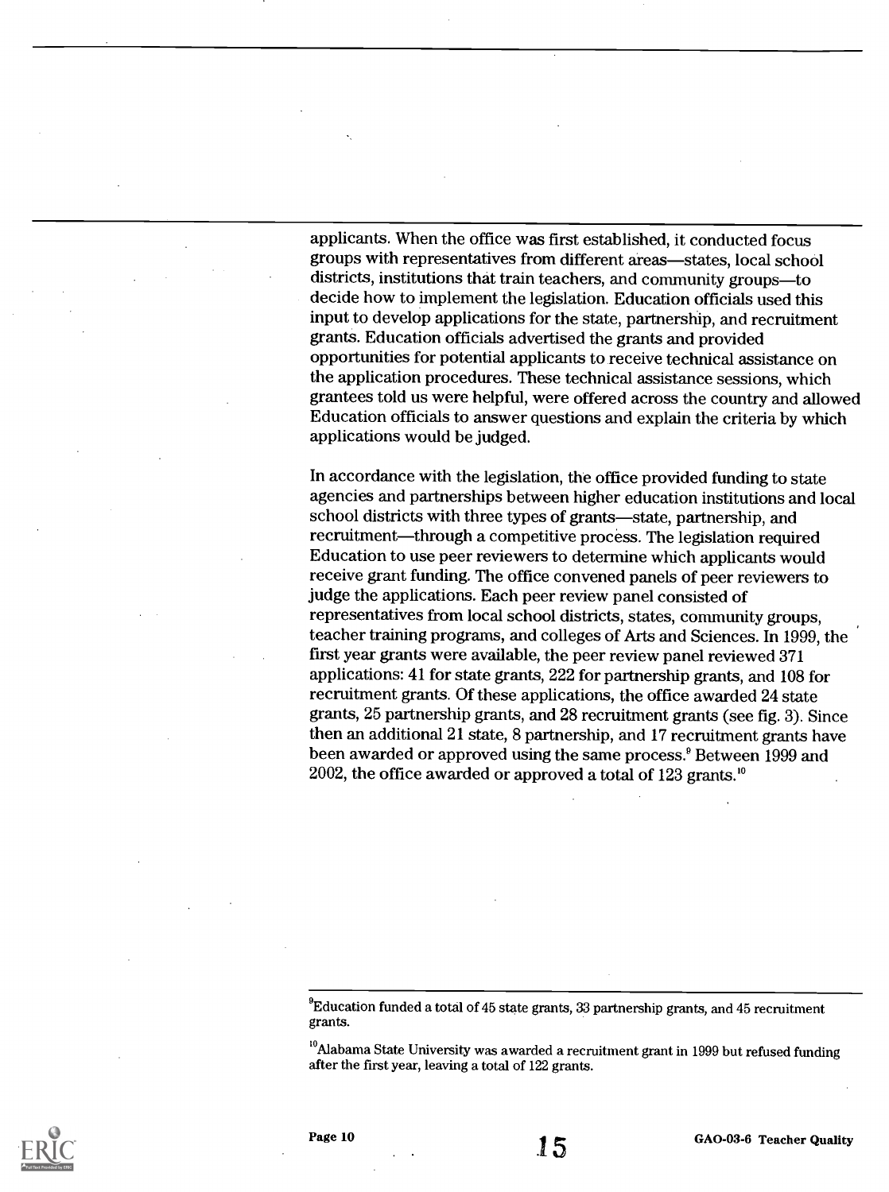applicants. When the office was first established, it conducted focus groups with representatives from different areas—states, local school districts, institutions that train teachers, and community groups—to decide how to implement the legislation. Education officials used this input to develop applications for the state, partnership, and recruitment grants. Education officials advertised the grants and provided opportunities for potential applicants to receive technical assistance on the application procedures. These technical assistance sessions, which grantees told us were helpful, were offered across the country and allowed Education officials to answer questions and explain the criteria by which applications would be judged.

In accordance with the legislation, the office provided funding to state agencies and partnerships between higher education institutions and local school districts with three types of grants—state, partnership, and recruitment—through a competitive process. The legislation required Education to use peer reviewers to determine which applicants would receive grant funding. The office convened panels of peer reviewers to judge the applications. Each peer review panel consisted of representatives from local school districts, states, community groups, teacher training programs, and colleges of Arts and Sciences. In 1999, the first year grants were available, the peer review panel reviewed 371 applications: 41 for state grants, 222 for partnership grants, and 108 for recruitment grants. Of these applications, the office awarded 24 state grants, 25 partnership grants, and 28 recruitment grants (see fig. 3). Since then an additional 21 state, 8 partnership, and 17 recruitment grants have been awarded or approved using the same process.[9] Between 1999 and 2002, the office awarded or approved a total of 123 grants.[10]

[9]Education funded a total of 45 state grants, 33 partnership grants, and 45 recruitment grants.

[10]Alabama State University was awarded a recruitment grant in 1999 but refused funding after the first year, leaving a total of 122 grants.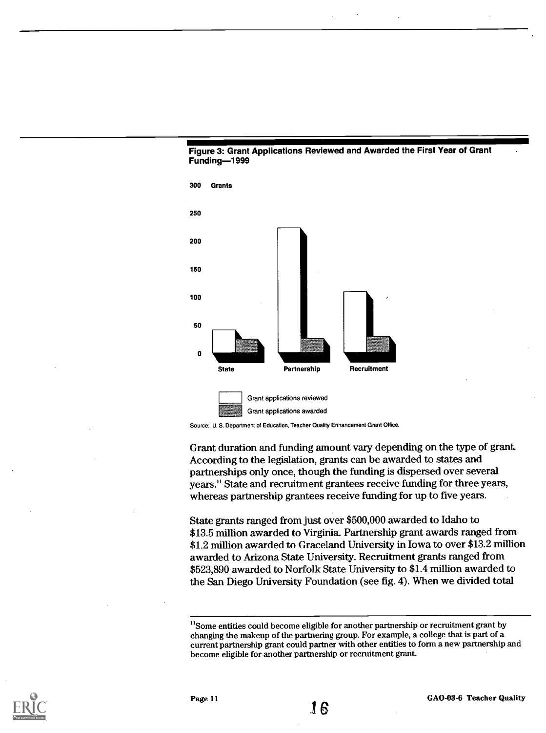**Figure 3: Grant Applications Reviewed and Awarded the First Year of Grant Funding—1999**

Source: U. S. Department of Education, Teacher Quality Enhancement Grant Office.

Grant duration and funding amount vary depending on the type of grant. According to the legislation, grants can be awarded to states and partnerships only once, though the funding is dispersed over several years.[11] State and recruitment grantees receive funding for three years, whereas partnership grantees receive funding for up to five years.

State grants ranged from just over $500,000 awarded to Idaho to $13.5 million awarded to Virginia. Partnership grant awards ranged from $1.2 million awarded to Graceland University in Iowa to over $13.2 million awarded to Arizona State University. Recruitment grants ranged from $523,890 awarded to Norfolk State University to $1.4 million awarded to the San Diego University Foundation (see fig. 4). When we divided total

---

[11] Some entities could become eligible for another partnership or recruitment grant by changing the makeup of the partnering group. For example, a college that is part of a current partnership grant could partner with other entities to form a new partnership and become eligible for another partnership or recruitment grant.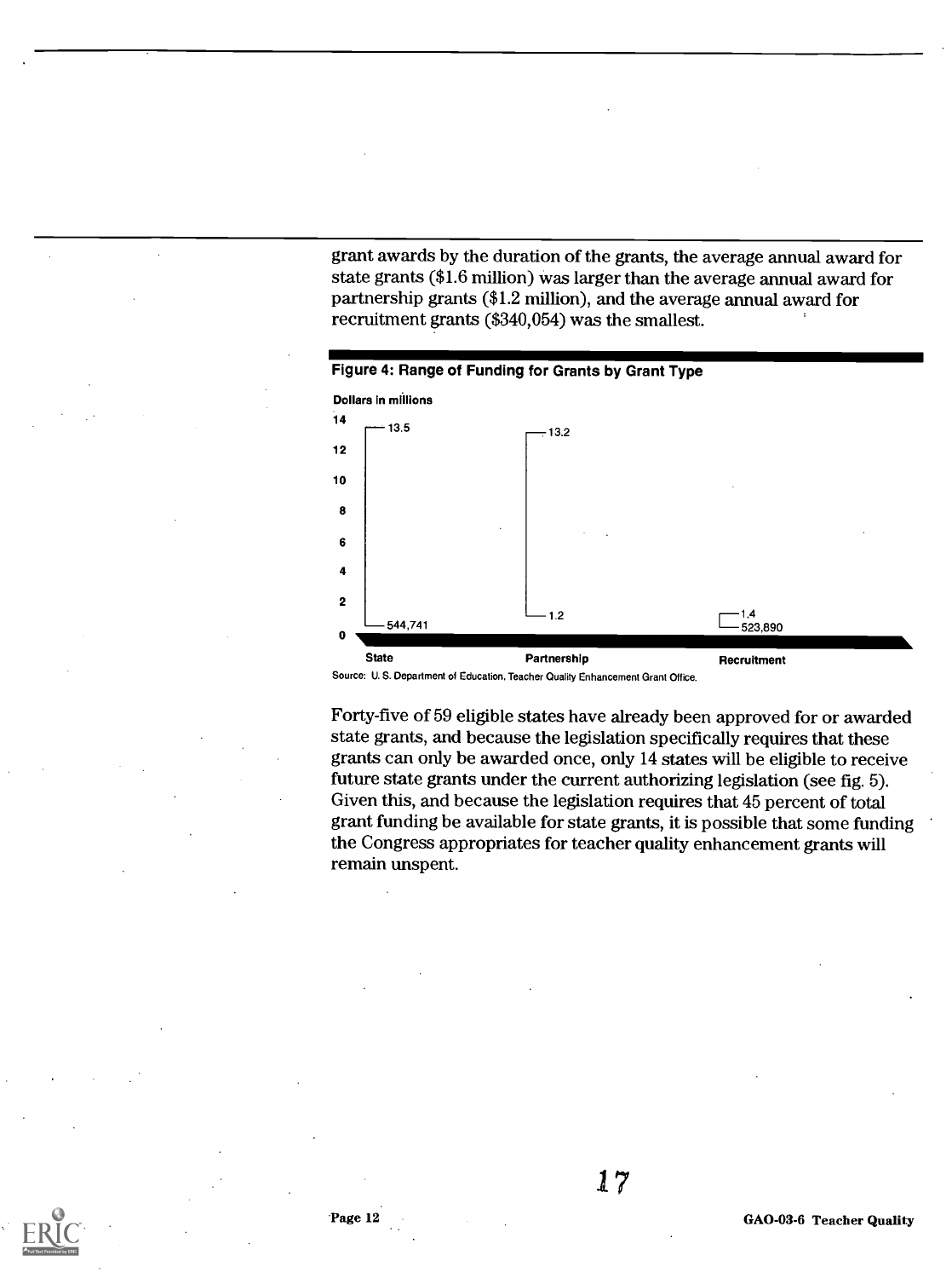grant awards by the duration of the grants, the average annual award for state grants ($1.6 million) was larger than the average annual award for partnership grants ($1.2 million), and the average annual award for recruitment grants ($340,054) was the smallest.

**Figure 4: Range of Funding for Grants by Grant Type**

Dollars in millions

| Grant type | Maximum | Minimum |
|---|---|---|
| State | 13.5 | 544,741 |
| Partnership | 13.2 | 1.2 |
| Recruitment | 1.4 | 523,890 |

Source: U. S. Department of Education, Teacher Quality Enhancement Grant Office.

Forty-five of 59 eligible states have already been approved for or awarded state grants, and because the legislation specifically requires that these grants can only be awarded once, only 14 states will be eligible to receive future state grants under the current authorizing legislation (see fig. 5). Given this, and because the legislation requires that 45 percent of total grant funding be available for state grants, it is possible that some funding the Congress appropriates for teacher quality enhancement grants will remain unspent.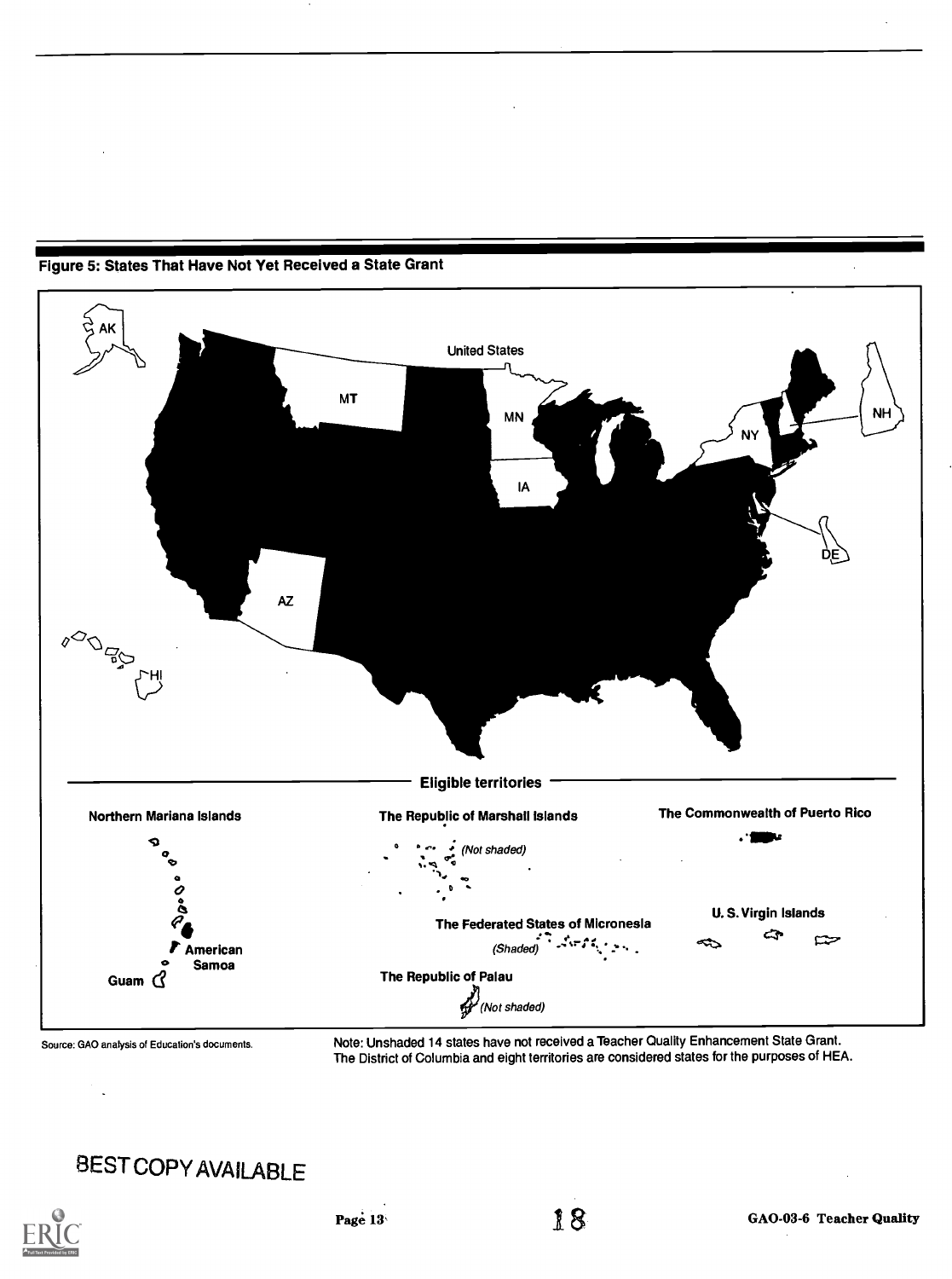**Figure 5: States That Have Not Yet Received a State Grant**

United States

AK, MT, MN, NY, NH, IA, DE, AZ, HI

Eligible territories

Northern Mariana Islands

American Samoa

Guam

The Republic of Marshall Islands (Not shaded)

The Federated States of Micronesia (Shaded)

The Republic of Palau (Not shaded)

The Commonwealth of Puerto Rico

U. S. Virgin Islands

Source: GAO analysis of Education's documents.

Note: Unshaded 14 states have not received a Teacher Quality Enhancement State Grant. The District of Columbia and eight territories are considered states for the purposes of HEA.

BEST COPY AVAILABLE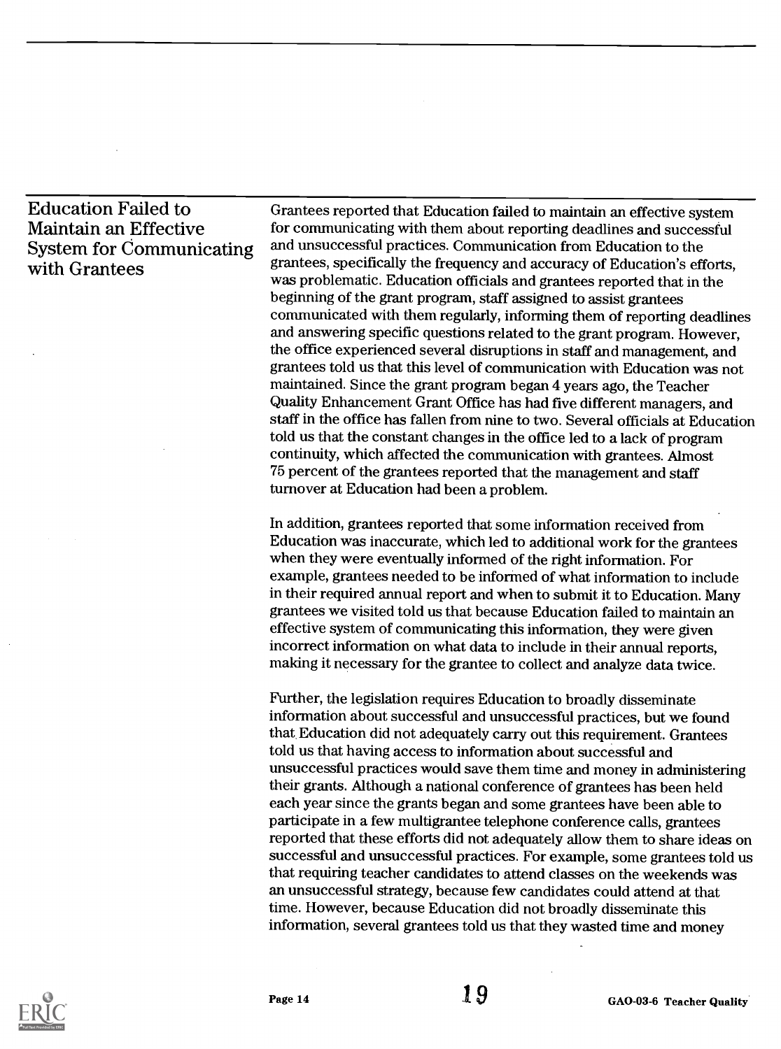## Education Failed to Maintain an Effective System for Communicating with Grantees

Grantees reported that Education failed to maintain an effective system for communicating with them about reporting deadlines and successful and unsuccessful practices. Communication from Education to the grantees, specifically the frequency and accuracy of Education's efforts, was problematic. Education officials and grantees reported that in the beginning of the grant program, staff assigned to assist grantees communicated with them regularly, informing them of reporting deadlines and answering specific questions related to the grant program. However, the office experienced several disruptions in staff and management, and grantees told us that this level of communication with Education was not maintained. Since the grant program began 4 years ago, the Teacher Quality Enhancement Grant Office has had five different managers, and staff in the office has fallen from nine to two. Several officials at Education told us that the constant changes in the office led to a lack of program continuity, which affected the communication with grantees. Almost 75 percent of the grantees reported that the management and staff turnover at Education had been a problem.

In addition, grantees reported that some information received from Education was inaccurate, which led to additional work for the grantees when they were eventually informed of the right information. For example, grantees needed to be informed of what information to include in their required annual report and when to submit it to Education. Many grantees we visited told us that because Education failed to maintain an effective system of communicating this information, they were given incorrect information on what data to include in their annual reports, making it necessary for the grantee to collect and analyze data twice.

Further, the legislation requires Education to broadly disseminate information about successful and unsuccessful practices, but we found that Education did not adequately carry out this requirement. Grantees told us that having access to information about successful and unsuccessful practices would save them time and money in administering their grants. Although a national conference of grantees has been held each year since the grants began and some grantees have been able to participate in a few multigrantee telephone conference calls, grantees reported that these efforts did not adequately allow them to share ideas on successful and unsuccessful practices. For example, some grantees told us that requiring teacher candidates to attend classes on the weekends was an unsuccessful strategy, because few candidates could attend at that time. However, because Education did not broadly disseminate this information, several grantees told us that they wasted time and money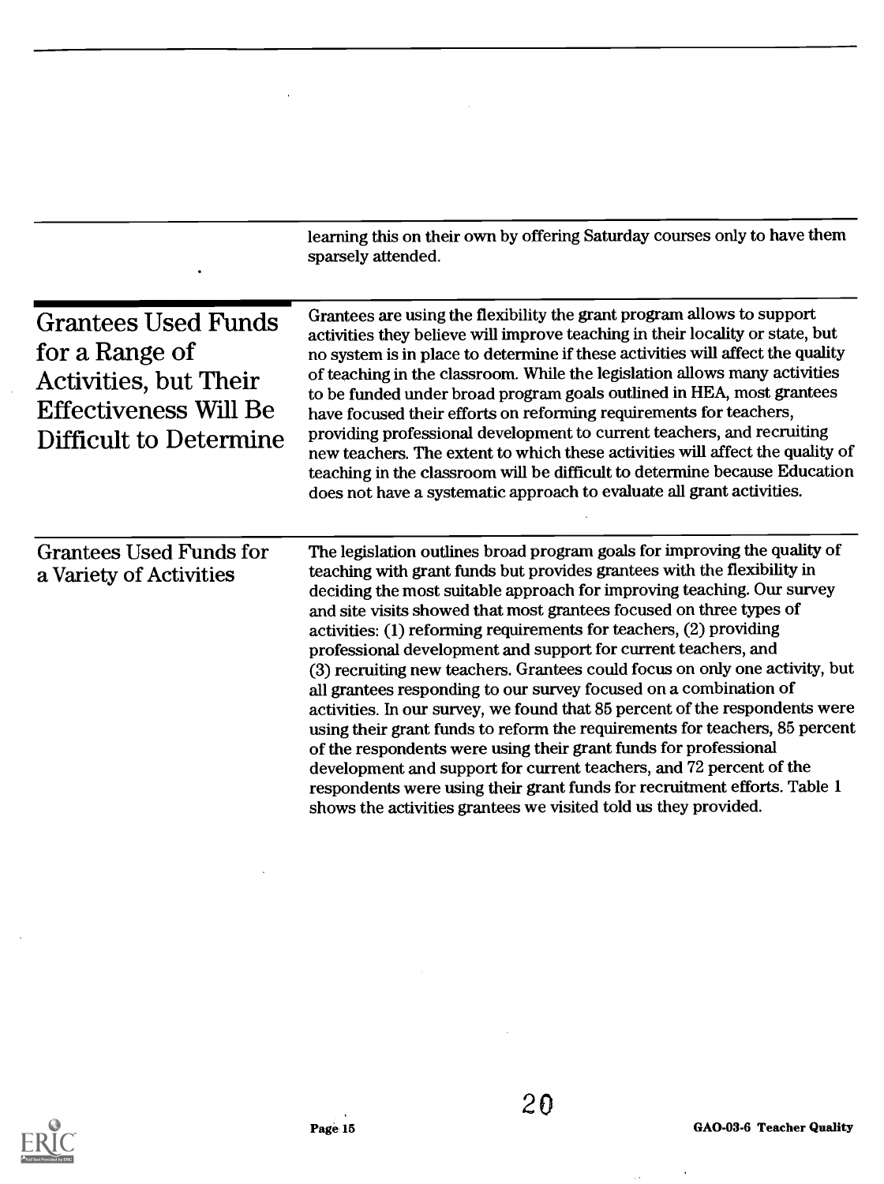learning this on their own by offering Saturday courses only to have them sparsely attended.

## Grantees Used Funds for a Range of Activities, but Their Effectiveness Will Be Difficult to Determine

Grantees are using the flexibility the grant program allows to support activities they believe will improve teaching in their locality or state, but no system is in place to determine if these activities will affect the quality of teaching in the classroom. While the legislation allows many activities to be funded under broad program goals outlined in HEA, most grantees have focused their efforts on reforming requirements for teachers, providing professional development to current teachers, and recruiting new teachers. The extent to which these activities will affect the quality of teaching in the classroom will be difficult to determine because Education does not have a systematic approach to evaluate all grant activities.

### Grantees Used Funds for a Variety of Activities

The legislation outlines broad program goals for improving the quality of teaching with grant funds but provides grantees with the flexibility in deciding the most suitable approach for improving teaching. Our survey and site visits showed that most grantees focused on three types of activities: (1) reforming requirements for teachers, (2) providing professional development and support for current teachers, and (3) recruiting new teachers. Grantees could focus on only one activity, but all grantees responding to our survey focused on a combination of activities. In our survey, we found that 85 percent of the respondents were using their grant funds to reform the requirements for teachers, 85 percent of the respondents were using their grant funds for professional development and support for current teachers, and 72 percent of the respondents were using their grant funds for recruitment efforts. Table 1 shows the activities grantees we visited told us they provided.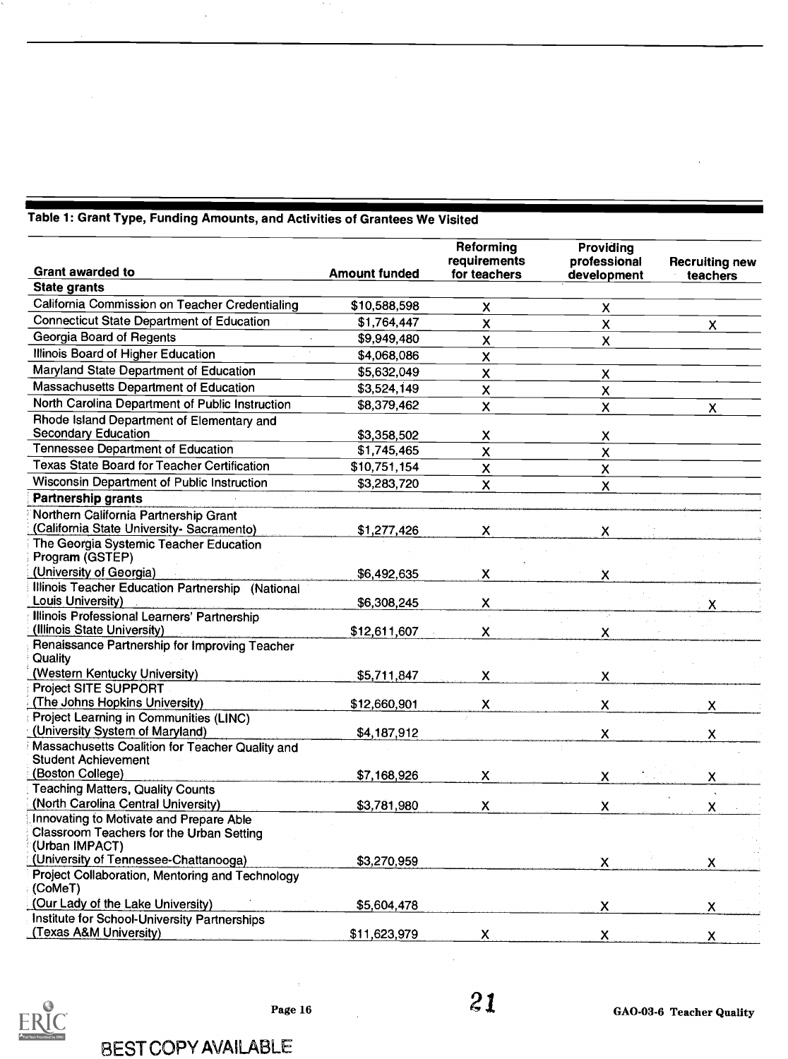Table 1: Grant Type, Funding Amounts, and Activities of Grantees We Visited

| Grant awarded to | Amount funded | Reforming requirements for teachers | Providing professional development | Recruiting new teachers |
|---|---|---|---|---|
| **State grants** | | | | |
| California Commission on Teacher Credentialing | $10,588,598 | X | X | |
| Connecticut State Department of Education | $1,764,447 | X | X | X |
| Georgia Board of Regents | $9,949,480 | X | X | |
| Illinois Board of Higher Education | $4,068,086 | X | | |
| Maryland State Department of Education | $5,632,049 | X | X | |
| Massachusetts Department of Education | $3,524,149 | X | X | |
| North Carolina Department of Public Instruction | $8,379,462 | X | X | X |
| Rhode Island Department of Elementary and Secondary Education | $3,358,502 | X | X | |
| Tennessee Department of Education | $1,745,465 | X | X | |
| Texas State Board for Teacher Certification | $10,751,154 | X | X | |
| Wisconsin Department of Public Instruction | $3,283,720 | X | X | |
| **Partnership grants** | | | | |
| Northern California Partnership Grant (California State University- Sacramento) | $1,277,426 | X | X | |
| The Georgia Systemic Teacher Education Program (GSTEP) (University of Georgia) | $6,492,635 | X | X | |
| Illinois Teacher Education Partnership (National Louis University) | $6,308,245 | X | | X |
| Illinois Professional Learners' Partnership (Illinois State University) | $12,611,607 | X | X | |
| Renaissance Partnership for Improving Teacher Quality (Western Kentucky University) | $5,711,847 | X | X | |
| Project SITE SUPPORT (The Johns Hopkins University) | $12,660,901 | X | X | X |
| Project Learning in Communities (LINC) (University System of Maryland) | $4,187,912 | | X | X |
| Massachusetts Coalition for Teacher Quality and Student Achievement (Boston College) | $7,168,926 | X | X | X |
| Teaching Matters, Quality Counts (North Carolina Central University) | $3,781,980 | X | X | X |
| Innovating to Motivate and Prepare Able Classroom Teachers for the Urban Setting (Urban IMPACT) (University of Tennessee-Chattanooga) | $3,270,959 | | X | X |
| Project Collaboration, Mentoring and Technology (CoMeT) (Our Lady of the Lake University) | $5,604,478 | | X | X |
| Institute for School-University Partnerships (Texas A&M University) | $11,623,979 | X | X | X |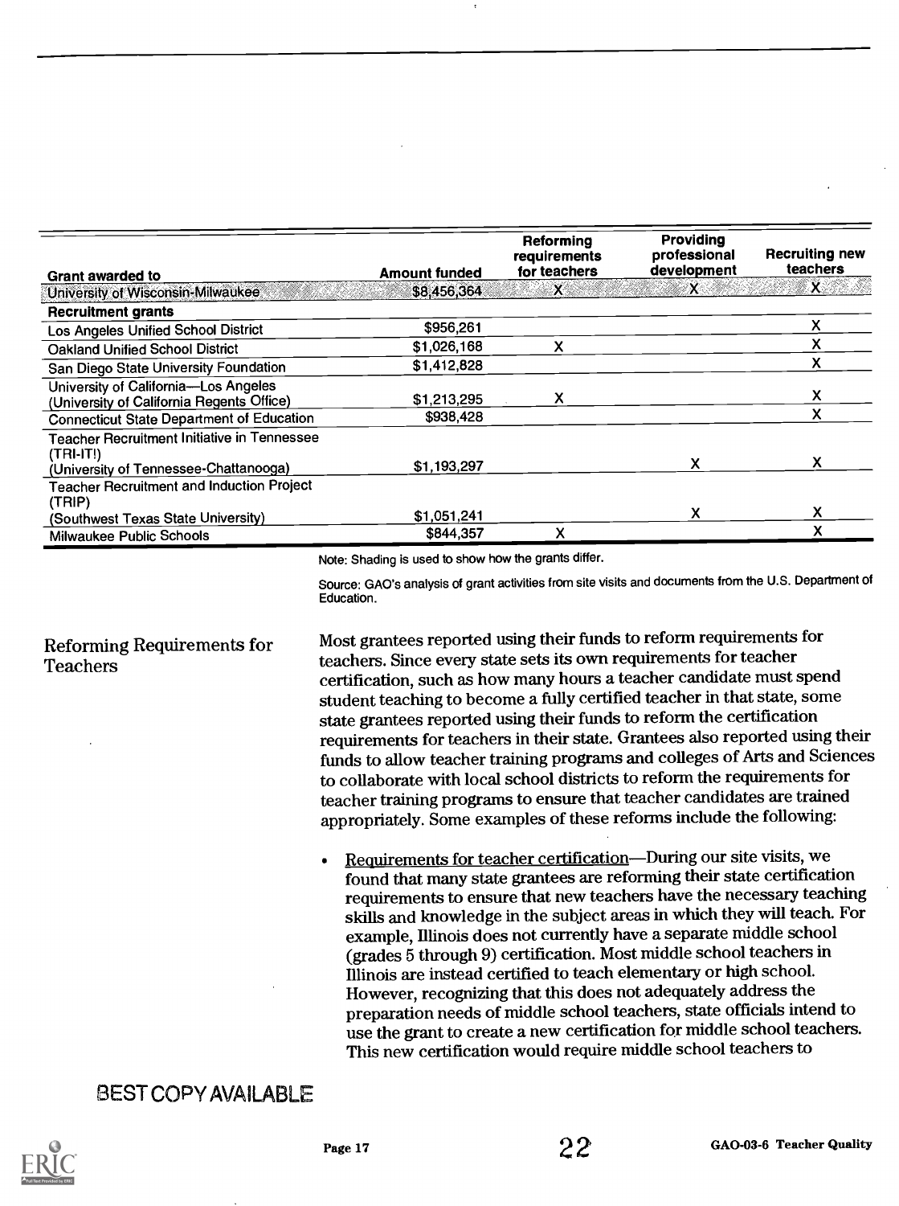| Grant awarded to | Amount funded | Reforming requirements for teachers | Providing professional development | Recruiting new teachers |
|---|---|---|---|---|
| University of Wisconsin-Milwaukee | $8,456,364 | X | X | X |
| **Recruitment grants** | | | | |
| Los Angeles Unified School District | $956,261 | | | X |
| Oakland Unified School District | $1,026,168 | X | | X |
| San Diego State University Foundation | $1,412,828 | | | X |
| University of California—Los Angeles (University of California Regents Office) | $1,213,295 | X | | X |
| Connecticut State Department of Education | $938,428 | | | X |
| Teacher Recruitment Initiative in Tennessee (TRI-IT!) (University of Tennessee-Chattanooga) | $1,193,297 | | X | X |
| Teacher Recruitment and Induction Project (TRIP) (Southwest Texas State University) | $1,051,241 | | X | X |
| Milwaukee Public Schools | $844,357 | X | | X |

Note: Shading is used to show how the grants differ.

Source: GAO's analysis of grant activities from site visits and documents from the U.S. Department of Education.

## Reforming Requirements for Teachers

Most grantees reported using their funds to reform requirements for teachers. Since every state sets its own requirements for teacher certification, such as how many hours a teacher candidate must spend student teaching to become a fully certified teacher in that state, some state grantees reported using their funds to reform the certification requirements for teachers in their state. Grantees also reported using their funds to allow teacher training programs and colleges of Arts and Sciences to collaborate with local school districts to reform the requirements for teacher training programs to ensure that teacher candidates are trained appropriately. Some examples of these reforms include the following:

- Requirements for teacher certification—During our site visits, we found that many state grantees are reforming their state certification requirements to ensure that new teachers have the necessary teaching skills and knowledge in the subject areas in which they will teach. For example, Illinois does not currently have a separate middle school (grades 5 through 9) certification. Most middle school teachers in Illinois are instead certified to teach elementary or high school. However, recognizing that this does not adequately address the preparation needs of middle school teachers, state officials intend to use the grant to create a new certification for middle school teachers. This new certification would require middle school teachers to

BEST COPY AVAILABLE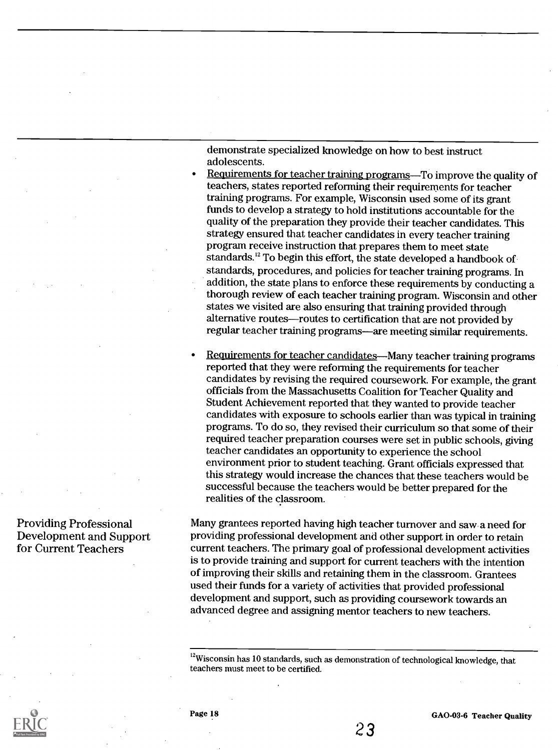demonstrate specialized knowledge on how to best instruct adolescents.

- Requirements for teacher training programs—To improve the quality of teachers, states reported reforming their requirements for teacher training programs. For example, Wisconsin used some of its grant funds to develop a strategy to hold institutions accountable for the quality of the preparation they provide their teacher candidates. This strategy ensured that teacher candidates in every teacher training program receive instruction that prepares them to meet state standards.[12] To begin this effort, the state developed a handbook of standards, procedures, and policies for teacher training programs. In addition, the state plans to enforce these requirements by conducting a thorough review of each teacher training program. Wisconsin and other states we visited are also ensuring that training provided through alternative routes—routes to certification that are not provided by regular teacher training programs—are meeting similar requirements.

- Requirements for teacher candidates—Many teacher training programs reported that they were reforming the requirements for teacher candidates by revising the required coursework. For example, the grant officials from the Massachusetts Coalition for Teacher Quality and Student Achievement reported that they wanted to provide teacher candidates with exposure to schools earlier than was typical in training programs. To do so, they revised their curriculum so that some of their required teacher preparation courses were set in public schools, giving teacher candidates an opportunity to experience the school environment prior to student teaching. Grant officials expressed that this strategy would increase the chances that these teachers would be successful because the teachers would be better prepared for the realities of the classroom.

## Providing Professional Development and Support for Current Teachers

Many grantees reported having high teacher turnover and saw a need for providing professional development and other support in order to retain current teachers. The primary goal of professional development activities is to provide training and support for current teachers with the intention of improving their skills and retaining them in the classroom. Grantees used their funds for a variety of activities that provided professional development and support, such as providing coursework towards an advanced degree and assigning mentor teachers to new teachers.

[12] Wisconsin has 10 standards, such as demonstration of technological knowledge, that teachers must meet to be certified.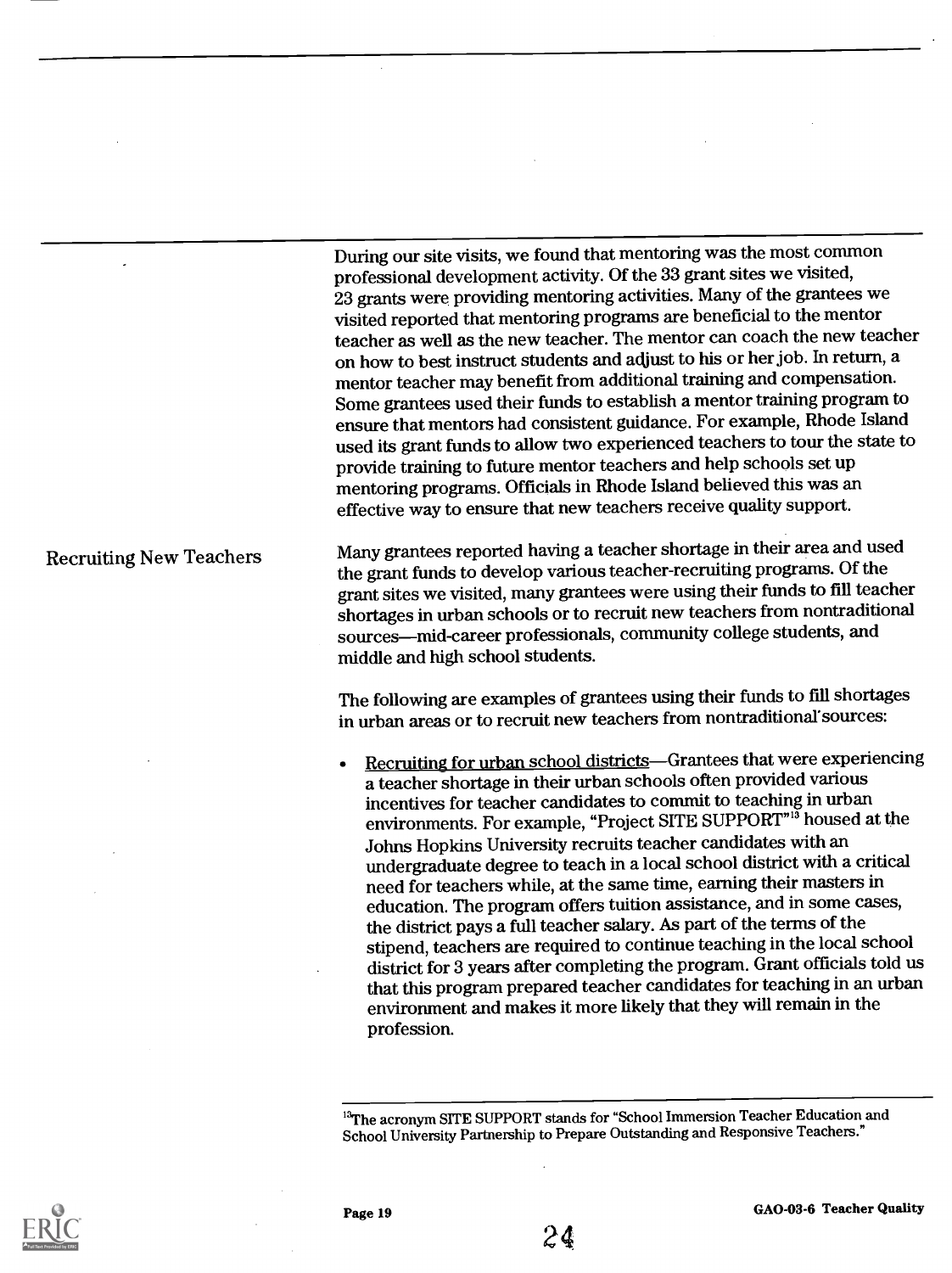During our site visits, we found that mentoring was the most common professional development activity. Of the 33 grant sites we visited, 23 grants were providing mentoring activities. Many of the grantees we visited reported that mentoring programs are beneficial to the mentor teacher as well as the new teacher. The mentor can coach the new teacher on how to best instruct students and adjust to his or her job. In return, a mentor teacher may benefit from additional training and compensation. Some grantees used their funds to establish a mentor training program to ensure that mentors had consistent guidance. For example, Rhode Island used its grant funds to allow two experienced teachers to tour the state to provide training to future mentor teachers and help schools set up mentoring programs. Officials in Rhode Island believed this was an effective way to ensure that new teachers receive quality support.

## Recruiting New Teachers

Many grantees reported having a teacher shortage in their area and used the grant funds to develop various teacher-recruiting programs. Of the grant sites we visited, many grantees were using their funds to fill teacher shortages in urban schools or to recruit new teachers from nontraditional sources—mid-career professionals, community college students, and middle and high school students.

The following are examples of grantees using their funds to fill shortages in urban areas or to recruit new teachers from nontraditional sources:

- Recruiting for urban school districts—Grantees that were experiencing a teacher shortage in their urban schools often provided various incentives for teacher candidates to commit to teaching in urban environments. For example, "Project SITE SUPPORT"[13] housed at the Johns Hopkins University recruits teacher candidates with an undergraduate degree to teach in a local school district with a critical need for teachers while, at the same time, earning their masters in education. The program offers tuition assistance, and in some cases, the district pays a full teacher salary. As part of the terms of the stipend, teachers are required to continue teaching in the local school district for 3 years after completing the program. Grant officials told us that this program prepared teacher candidates for teaching in an urban environment and makes it more likely that they will remain in the profession.

[13] The acronym SITE SUPPORT stands for "School Immersion Teacher Education and School University Partnership to Prepare Outstanding and Responsive Teachers."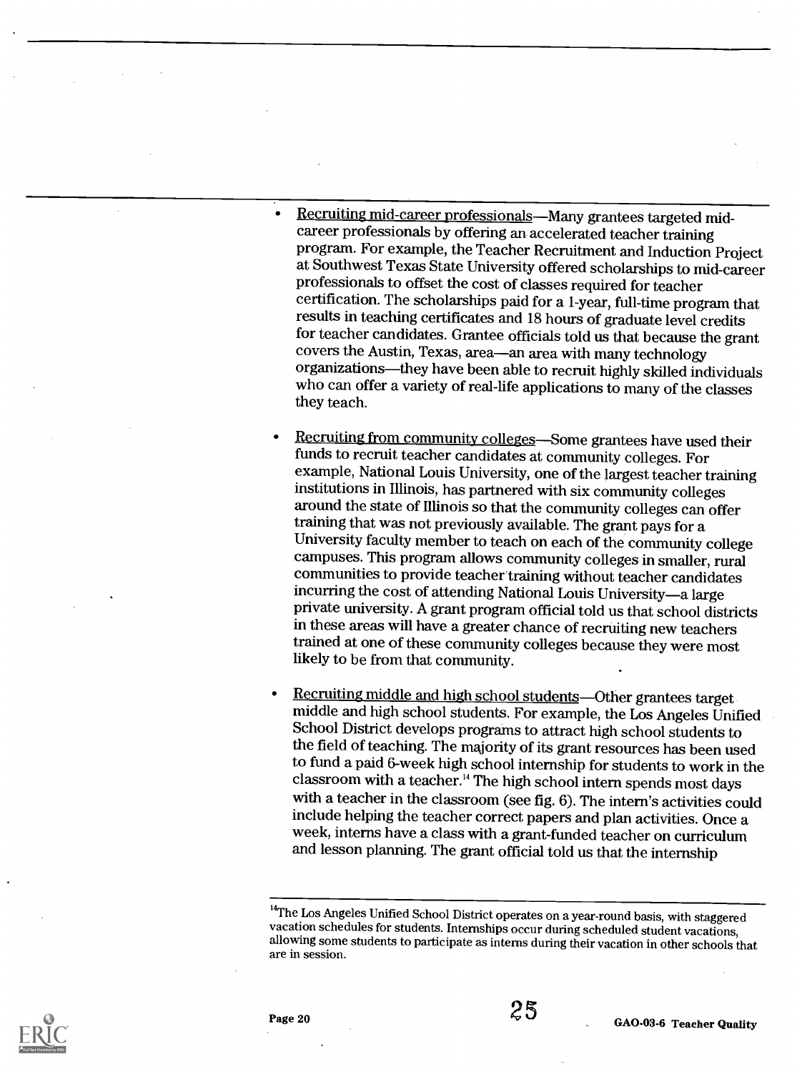- Recruiting mid-career professionals—Many grantees targeted mid-career professionals by offering an accelerated teacher training program. For example, the Teacher Recruitment and Induction Project at Southwest Texas State University offered scholarships to mid-career professionals to offset the cost of classes required for teacher certification. The scholarships paid for a 1-year, full-time program that results in teaching certificates and 18 hours of graduate level credits for teacher candidates. Grantee officials told us that because the grant covers the Austin, Texas, area—an area with many technology organizations—they have been able to recruit highly skilled individuals who can offer a variety of real-life applications to many of the classes they teach.

- Recruiting from community colleges—Some grantees have used their funds to recruit teacher candidates at community colleges. For example, National Louis University, one of the largest teacher training institutions in Illinois, has partnered with six community colleges around the state of Illinois so that the community colleges can offer training that was not previously available. The grant pays for a University faculty member to teach on each of the community college campuses. This program allows community colleges in smaller, rural communities to provide teacher training without teacher candidates incurring the cost of attending National Louis University—a large private university. A grant program official told us that school districts in these areas will have a greater chance of recruiting new teachers trained at one of these community colleges because they were most likely to be from that community.

- Recruiting middle and high school students—Other grantees target middle and high school students. For example, the Los Angeles Unified School District develops programs to attract high school students to the field of teaching. The majority of its grant resources has been used to fund a paid 6-week high school internship for students to work in the classroom with a teacher.[14] The high school intern spends most days with a teacher in the classroom (see fig. 6). The intern's activities could include helping the teacher correct papers and plan activities. Once a week, interns have a class with a grant-funded teacher on curriculum and lesson planning. The grant official told us that the internship

---

[14] The Los Angeles Unified School District operates on a year-round basis, with staggered vacation schedules for students. Internships occur during scheduled student vacations, allowing some students to participate as interns during their vacation in other schools that are in session.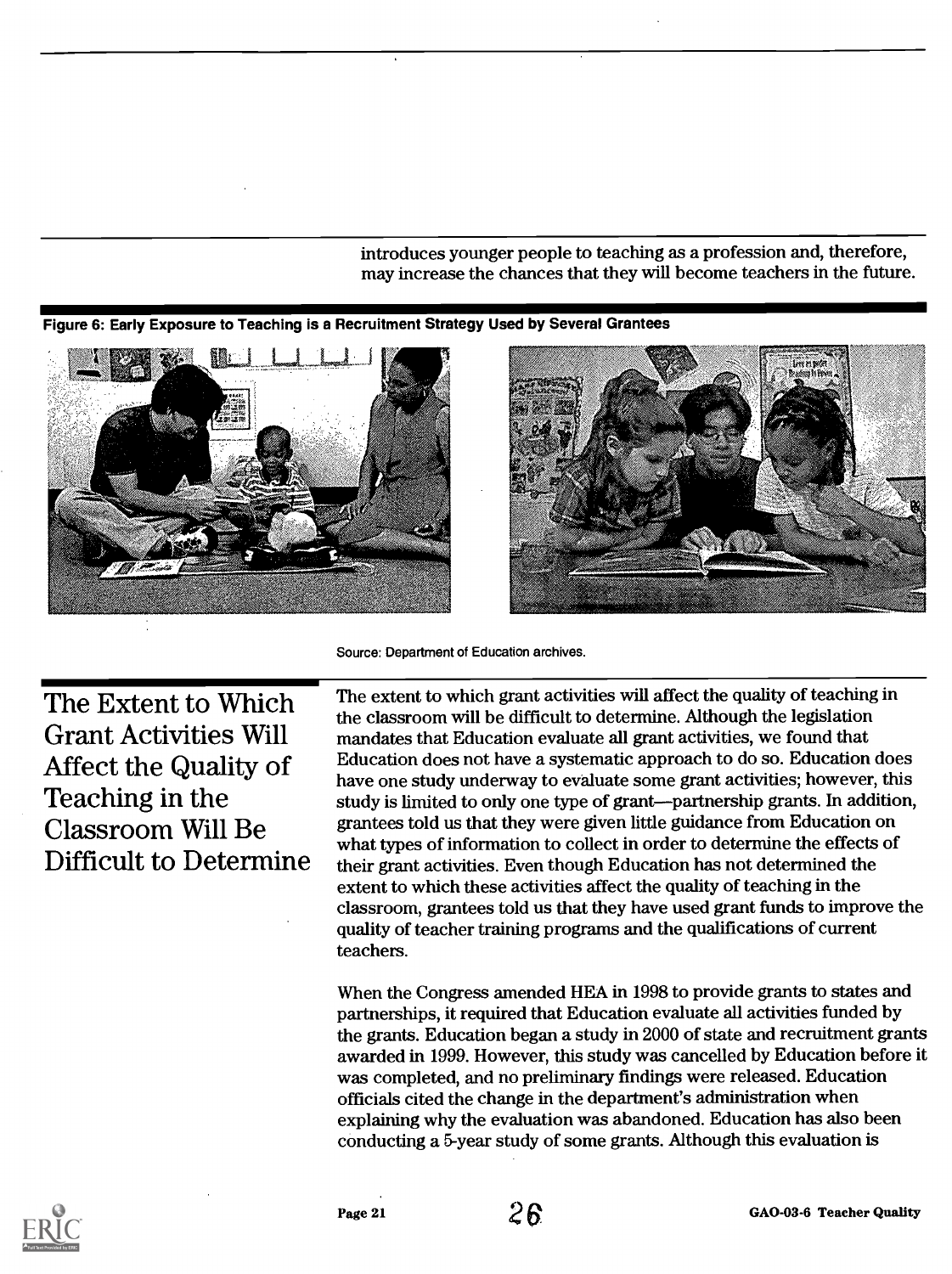introduces younger people to teaching as a profession and, therefore, may increase the chances that they will become teachers in the future.

**Figure 6: Early Exposure to Teaching is a Recruitment Strategy Used by Several Grantees**

Source: Department of Education archives.

## The Extent to Which Grant Activities Will Affect the Quality of Teaching in the Classroom Will Be Difficult to Determine

The extent to which grant activities will affect the quality of teaching in the classroom will be difficult to determine. Although the legislation mandates that Education evaluate all grant activities, we found that Education does not have a systematic approach to do so. Education does have one study underway to evaluate some grant activities; however, this study is limited to only one type of grant—partnership grants. In addition, grantees told us that they were given little guidance from Education on what types of information to collect in order to determine the effects of their grant activities. Even though Education has not determined the extent to which these activities affect the quality of teaching in the classroom, grantees told us that they have used grant funds to improve the quality of teacher training programs and the qualifications of current teachers.

When the Congress amended HEA in 1998 to provide grants to states and partnerships, it required that Education evaluate all activities funded by the grants. Education began a study in 2000 of state and recruitment grants awarded in 1999. However, this study was cancelled by Education before it was completed, and no preliminary findings were released. Education officials cited the change in the department's administration when explaining why the evaluation was abandoned. Education has also been conducting a 5-year study of some grants. Although this evaluation is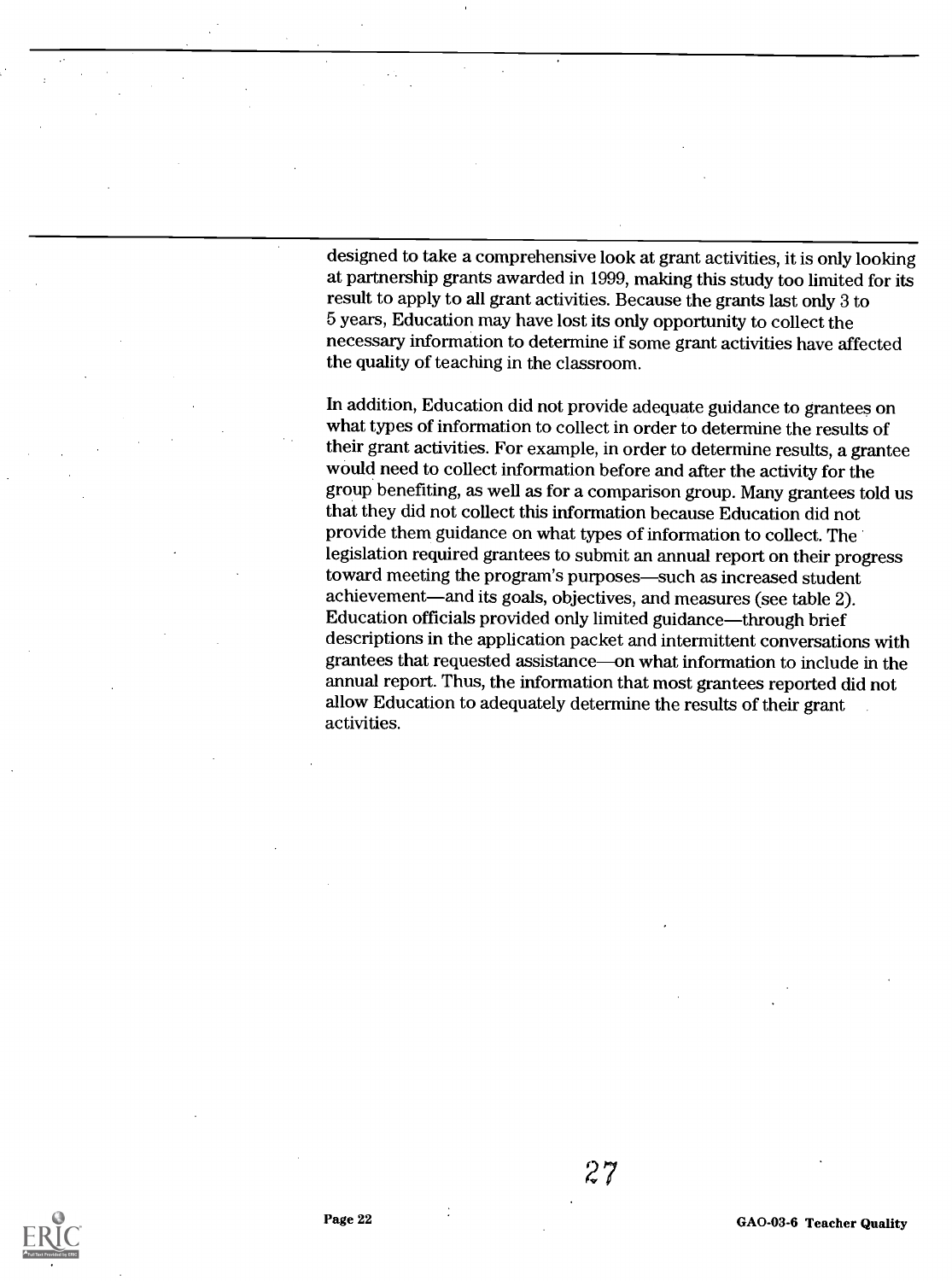designed to take a comprehensive look at grant activities, it is only looking at partnership grants awarded in 1999, making this study too limited for its result to apply to all grant activities. Because the grants last only 3 to 5 years, Education may have lost its only opportunity to collect the necessary information to determine if some grant activities have affected the quality of teaching in the classroom.

In addition, Education did not provide adequate guidance to grantees on what types of information to collect in order to determine the results of their grant activities. For example, in order to determine results, a grantee would need to collect information before and after the activity for the group benefiting, as well as for a comparison group. Many grantees told us that they did not collect this information because Education did not provide them guidance on what types of information to collect. The legislation required grantees to submit an annual report on their progress toward meeting the program's purposes—such as increased student achievement—and its goals, objectives, and measures (see table 2). Education officials provided only limited guidance—through brief descriptions in the application packet and intermittent conversations with grantees that requested assistance—on what information to include in the annual report. Thus, the information that most grantees reported did not allow Education to adequately determine the results of their grant activities.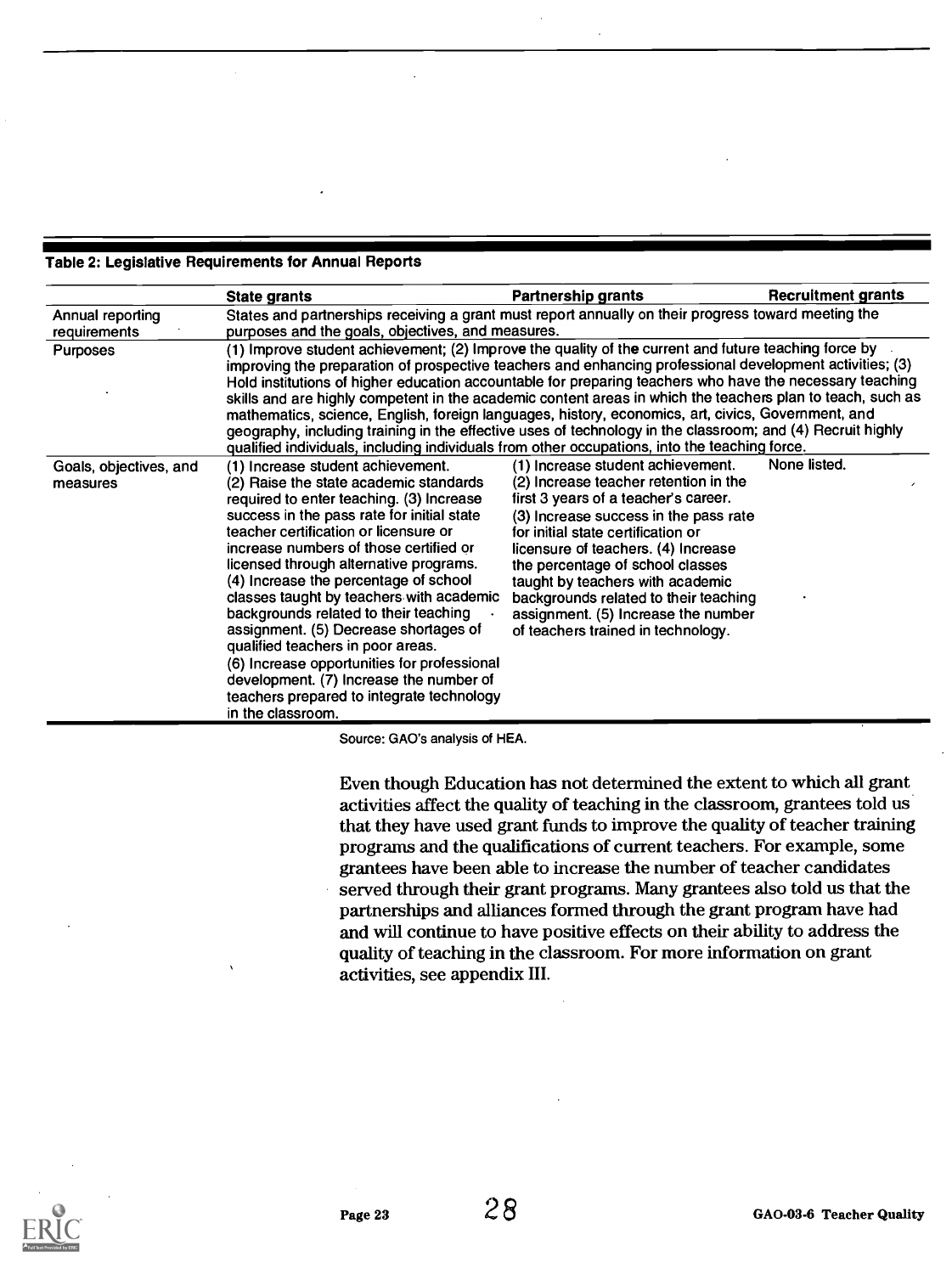**Table 2: Legislative Requirements for Annual Reports**

| | State grants | Partnership grants | Recruitment grants |
|---|---|---|---|
| Annual reporting requirements | States and partnerships receiving a grant must report annually on their progress toward meeting the purposes and the goals, objectives, and measures. | | |
| Purposes | (1) Improve student achievement; (2) Improve the quality of the current and future teaching force by improving the preparation of prospective teachers and enhancing professional development activities; (3) Hold institutions of higher education accountable for preparing teachers who have the necessary teaching skills and are highly competent in the academic content areas in which the teachers plan to teach, such as mathematics, science, English, foreign languages, history, economics, art, civics, Government, and geography, including training in the effective uses of technology in the classroom; and (4) Recruit highly qualified individuals, including individuals from other occupations, into the teaching force. | | |
| Goals, objectives, and measures | (1) Increase student achievement. (2) Raise the state academic standards required to enter teaching. (3) Increase success in the pass rate for initial state teacher certification or licensure or increase numbers of those certified or licensed through alternative programs. (4) Increase the percentage of school classes taught by teachers with academic backgrounds related to their teaching assignment. (5) Decrease shortages of qualified teachers in poor areas. (6) Increase opportunities for professional development. (7) Increase the number of teachers prepared to integrate technology in the classroom. | (1) Increase student achievement. (2) Increase teacher retention in the first 3 years of a teacher's career. (3) Increase success in the pass rate for initial state certification or licensure of teachers. (4) Increase the percentage of school classes taught by teachers with academic backgrounds related to their teaching assignment. (5) Increase the number of teachers trained in technology. | None listed. |

Source: GAO's analysis of HEA.

Even though Education has not determined the extent to which all grant activities affect the quality of teaching in the classroom, grantees told us that they have used grant funds to improve the quality of teacher training programs and the qualifications of current teachers. For example, some grantees have been able to increase the number of teacher candidates served through their grant programs. Many grantees also told us that the partnerships and alliances formed through the grant program have had and will continue to have positive effects on their ability to address the quality of teaching in the classroom. For more information on grant activities, see appendix III.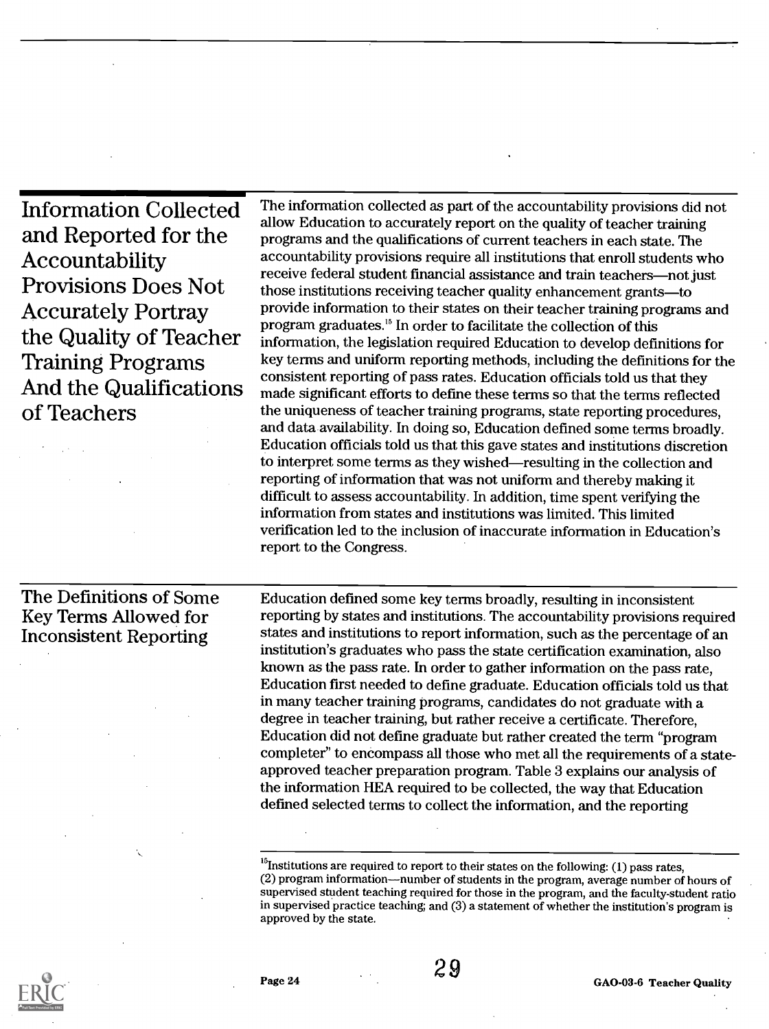## Information Collected and Reported for the Accountability Provisions Does Not Accurately Portray the Quality of Teacher Training Programs And the Qualifications of Teachers

The information collected as part of the accountability provisions did not allow Education to accurately report on the quality of teacher training programs and the qualifications of current teachers in each state. The accountability provisions require all institutions that enroll students who receive federal student financial assistance and train teachers—not just those institutions receiving teacher quality enhancement grants—to provide information to their states on their teacher training programs and program graduates.[15] In order to facilitate the collection of this information, the legislation required Education to develop definitions for key terms and uniform reporting methods, including the definitions for the consistent reporting of pass rates. Education officials told us that they made significant efforts to define these terms so that the terms reflected the uniqueness of teacher training programs, state reporting procedures, and data availability. In doing so, Education defined some terms broadly. Education officials told us that this gave states and institutions discretion to interpret some terms as they wished—resulting in the collection and reporting of information that was not uniform and thereby making it difficult to assess accountability. In addition, time spent verifying the information from states and institutions was limited. This limited verification led to the inclusion of inaccurate information in Education's report to the Congress.

### The Definitions of Some Key Terms Allowed for Inconsistent Reporting

Education defined some key terms broadly, resulting in inconsistent reporting by states and institutions. The accountability provisions required states and institutions to report information, such as the percentage of an institution's graduates who pass the state certification examination, also known as the pass rate. In order to gather information on the pass rate, Education first needed to define graduate. Education officials told us that in many teacher training programs, candidates do not graduate with a degree in teacher training, but rather receive a certificate. Therefore, Education did not define graduate but rather created the term "program completer" to encompass all those who met all the requirements of a state-approved teacher preparation program. Table 3 explains our analysis of the information HEA required to be collected, the way that Education defined selected terms to collect the information, and the reporting

---

[15] Institutions are required to report to their states on the following: (1) pass rates, (2) program information—number of students in the program, average number of hours of supervised student teaching required for those in the program, and the faculty-student ratio in supervised practice teaching; and (3) a statement of whether the institution's program is approved by the state.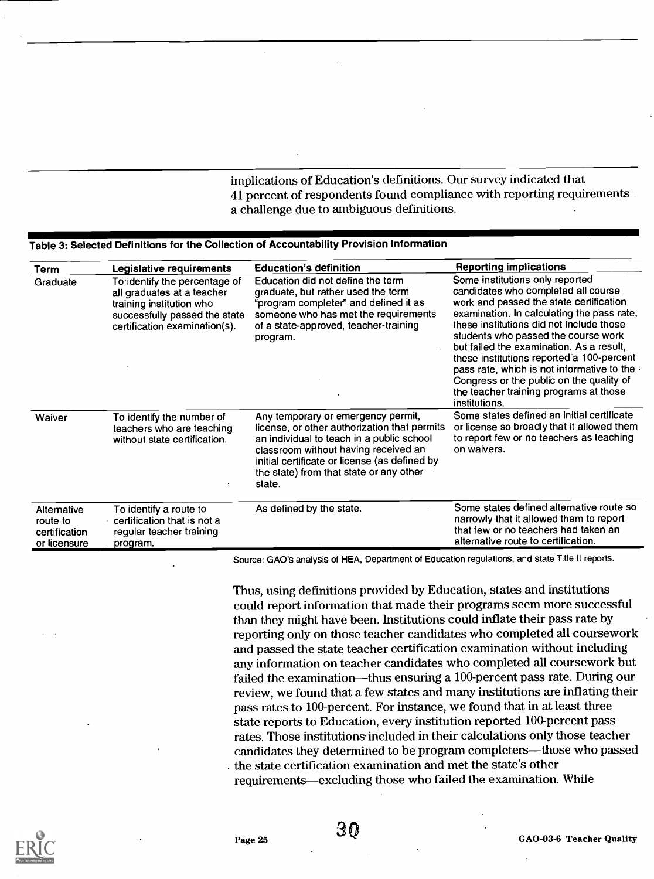implications of Education's definitions. Our survey indicated that 41 percent of respondents found compliance with reporting requirements a challenge due to ambiguous definitions.

**Table 3: Selected Definitions for the Collection of Accountability Provision Information**

| Term | Legislative requirements | Education's definition | Reporting implications |
|---|---|---|---|
| Graduate | To identify the percentage of all graduates at a teacher training institution who successfully passed the state certification examination(s). | Education did not define the term graduate, but rather used the term "program completer" and defined it as someone who has met the requirements of a state-approved, teacher-training program. | Some institutions only reported candidates who completed all course work and passed the state certification examination. In calculating the pass rate, these institutions did not include those students who passed the course work but failed the examination. As a result, these institutions reported a 100-percent pass rate, which is not informative to the Congress or the public on the quality of the teacher training programs at those institutions. |
| Waiver | To identify the number of teachers who are teaching without state certification. | Any temporary or emergency permit, license, or other authorization that permits an individual to teach in a public school classroom without having received an initial certificate or license (as defined by the state) from that state or any other state. | Some states defined an initial certificate or license so broadly that it allowed them to report few or no teachers as teaching on waivers. |
| Alternative route to certification or licensure | To identify a route to certification that is not a regular teacher training program. | As defined by the state. | Some states defined alternative route so narrowly that it allowed them to report that few or no teachers had taken an alternative route to certification. |

Source: GAO's analysis of HEA, Department of Education regulations, and state Title II reports.

Thus, using definitions provided by Education, states and institutions could report information that made their programs seem more successful than they might have been. Institutions could inflate their pass rate by reporting only on those teacher candidates who completed all coursework and passed the state teacher certification examination without including any information on teacher candidates who completed all coursework but failed the examination—thus ensuring a 100-percent pass rate. During our review, we found that a few states and many institutions are inflating their pass rates to 100-percent. For instance, we found that in at least three state reports to Education, every institution reported 100-percent pass rates. Those institutions included in their calculations only those teacher candidates they determined to be program completers—those who passed the state certification examination and met the state's other requirements—excluding those who failed the examination. While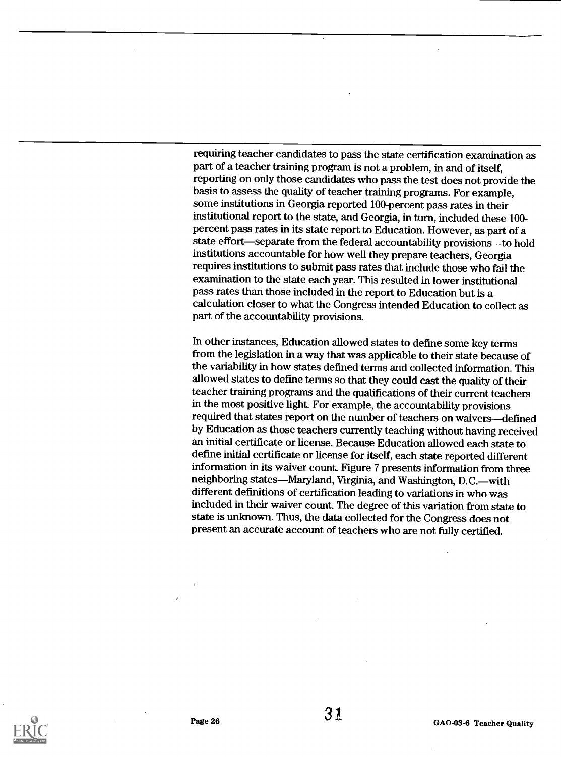requiring teacher candidates to pass the state certification examination as part of a teacher training program is not a problem, in and of itself, reporting on only those candidates who pass the test does not provide the basis to assess the quality of teacher training programs. For example, some institutions in Georgia reported 100-percent pass rates in their institutional report to the state, and Georgia, in turn, included these 100-percent pass rates in its state report to Education. However, as part of a state effort—separate from the federal accountability provisions—to hold institutions accountable for how well they prepare teachers, Georgia requires institutions to submit pass rates that include those who fail the examination to the state each year. This resulted in lower institutional pass rates than those included in the report to Education but is a calculation closer to what the Congress intended Education to collect as part of the accountability provisions.

In other instances, Education allowed states to define some key terms from the legislation in a way that was applicable to their state because of the variability in how states defined terms and collected information. This allowed states to define terms so that they could cast the quality of their teacher training programs and the qualifications of their current teachers in the most positive light. For example, the accountability provisions required that states report on the number of teachers on waivers—defined by Education as those teachers currently teaching without having received an initial certificate or license. Because Education allowed each state to define initial certificate or license for itself, each state reported different information in its waiver count. Figure 7 presents information from three neighboring states—Maryland, Virginia, and Washington, D.C.—with different definitions of certification leading to variations in who was included in their waiver count. The degree of this variation from state to state is unknown. Thus, the data collected for the Congress does not present an accurate account of teachers who are not fully certified.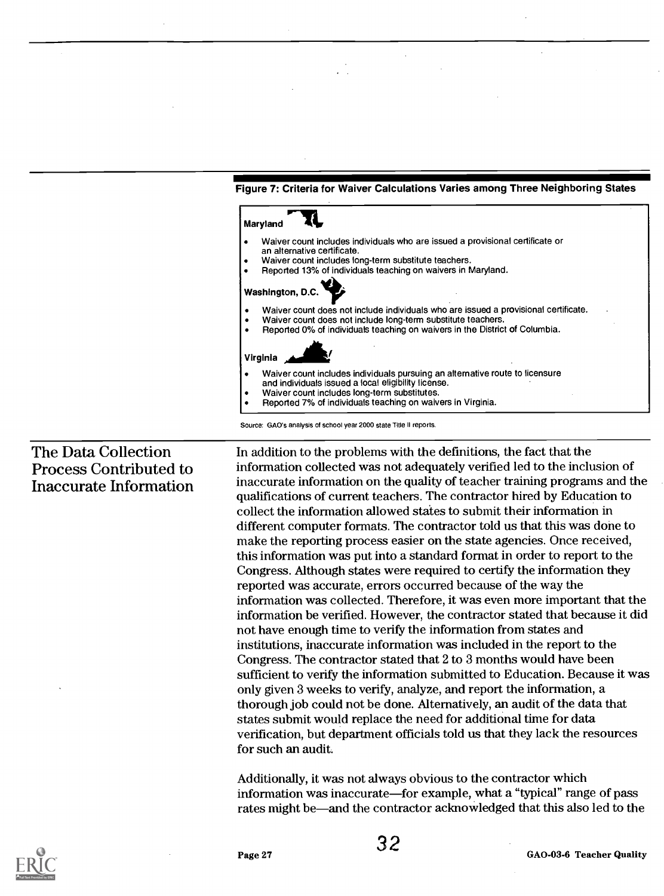**Figure 7: Criteria for Waiver Calculations Varies among Three Neighboring States**

**Maryland**

- Waiver count includes individuals who are issued a provisional certificate or an alternative certificate.
- Waiver count includes long-term substitute teachers.
- Reported 13% of individuals teaching on waivers in Maryland.

**Washington, D.C.**

- Waiver count does not include individuals who are issued a provisional certificate.
- Waiver count does not include long-term substitute teachers.
- Reported 0% of individuals teaching on waivers in the District of Columbia.

**Virginia**

- Waiver count includes individuals pursuing an alternative route to licensure and individuals issued a local eligibility license.
- Waiver count includes long-term substitutes.
- Reported 7% of individuals teaching on waivers in Virginia.

Source: GAO's analysis of school year 2000 state Title II reports.

## The Data Collection Process Contributed to Inaccurate Information

In addition to the problems with the definitions, the fact that the information collected was not adequately verified led to the inclusion of inaccurate information on the quality of teacher training programs and the qualifications of current teachers. The contractor hired by Education to collect the information allowed states to submit their information in different computer formats. The contractor told us that this was done to make the reporting process easier on the state agencies. Once received, this information was put into a standard format in order to report to the Congress. Although states were required to certify the information they reported was accurate, errors occurred because of the way the information was collected. Therefore, it was even more important that the information be verified. However, the contractor stated that because it did not have enough time to verify the information from states and institutions, inaccurate information was included in the report to the Congress. The contractor stated that 2 to 3 months would have been sufficient to verify the information submitted to Education. Because it was only given 3 weeks to verify, analyze, and report the information, a thorough job could not be done. Alternatively, an audit of the data that states submit would replace the need for additional time for data verification, but department officials told us that they lack the resources for such an audit.

Additionally, it was not always obvious to the contractor which information was inaccurate—for example, what a "typical" range of pass rates might be—and the contractor acknowledged that this also led to the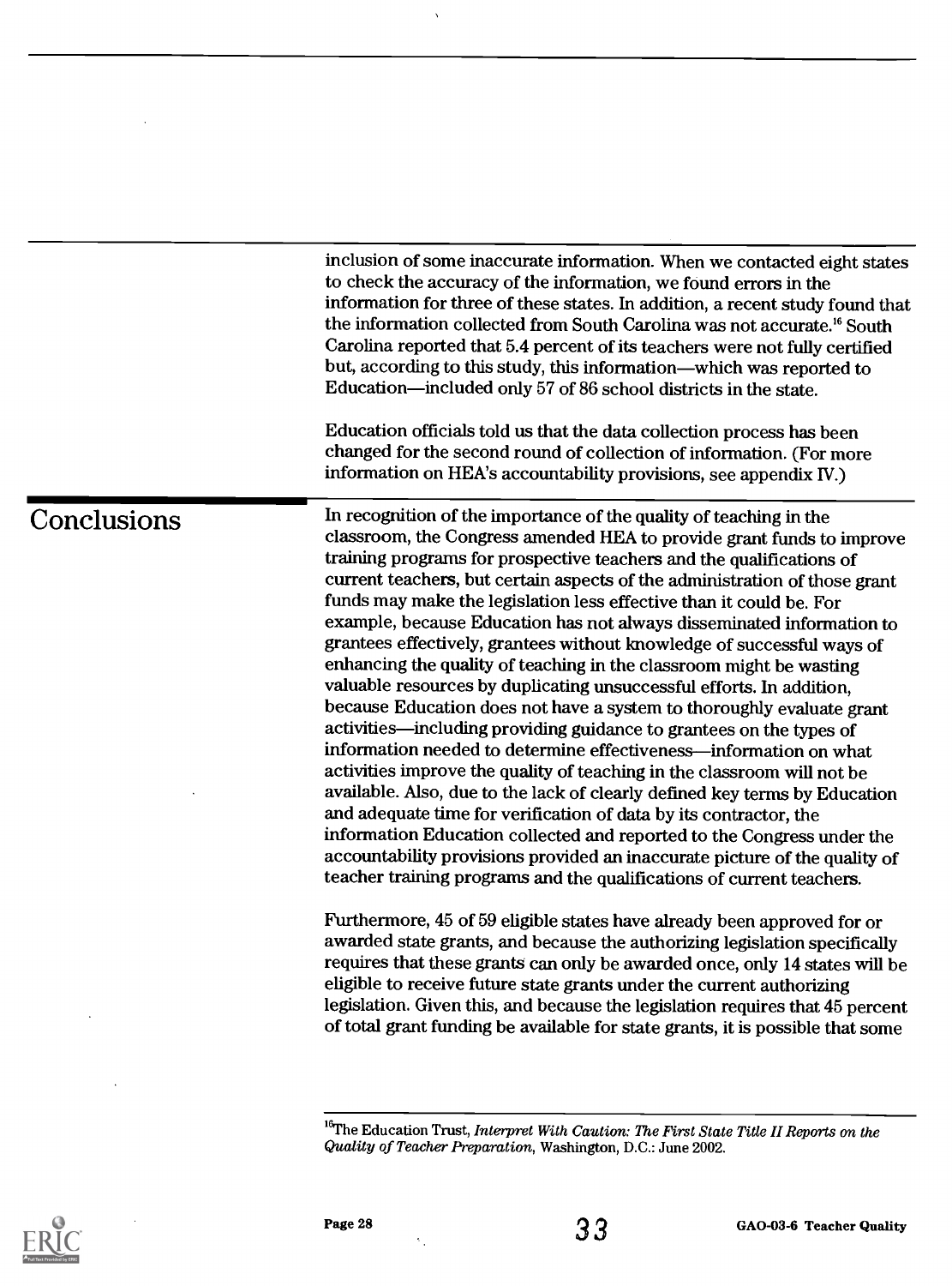inclusion of some inaccurate information. When we contacted eight states to check the accuracy of the information, we found errors in the information for three of these states. In addition, a recent study found that the information collected from South Carolina was not accurate.[16] South Carolina reported that 5.4 percent of its teachers were not fully certified but, according to this study, this information—which was reported to Education—included only 57 of 86 school districts in the state.

Education officials told us that the data collection process has been changed for the second round of collection of information. (For more information on HEA's accountability provisions, see appendix IV.)

## Conclusions

In recognition of the importance of the quality of teaching in the classroom, the Congress amended HEA to provide grant funds to improve training programs for prospective teachers and the qualifications of current teachers, but certain aspects of the administration of those grant funds may make the legislation less effective than it could be. For example, because Education has not always disseminated information to grantees effectively, grantees without knowledge of successful ways of enhancing the quality of teaching in the classroom might be wasting valuable resources by duplicating unsuccessful efforts. In addition, because Education does not have a system to thoroughly evaluate grant activities—including providing guidance to grantees on the types of information needed to determine effectiveness—information on what activities improve the quality of teaching in the classroom will not be available. Also, due to the lack of clearly defined key terms by Education and adequate time for verification of data by its contractor, the information Education collected and reported to the Congress under the accountability provisions provided an inaccurate picture of the quality of teacher training programs and the qualifications of current teachers.

Furthermore, 45 of 59 eligible states have already been approved for or awarded state grants, and because the authorizing legislation specifically requires that these grants can only be awarded once, only 14 states will be eligible to receive future state grants under the current authorizing legislation. Given this, and because the legislation requires that 45 percent of total grant funding be available for state grants, it is possible that some

[16]The Education Trust, *Interpret With Caution: The First State Title II Reports on the Quality of Teacher Preparation*, Washington, D.C.: June 2002.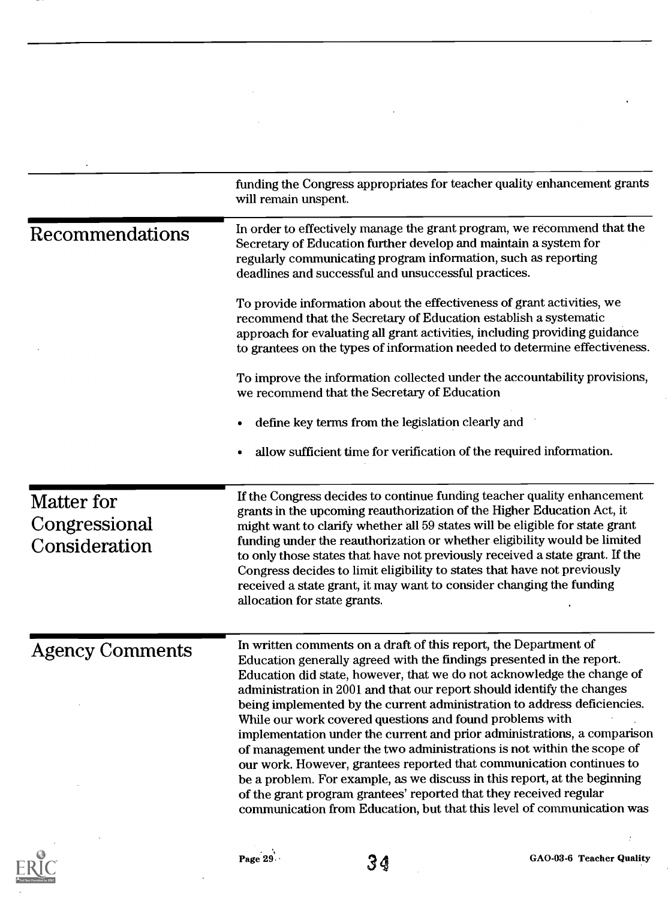funding the Congress appropriates for teacher quality enhancement grants will remain unspent.

## Recommendations

In order to effectively manage the grant program, we recommend that the Secretary of Education further develop and maintain a system for regularly communicating program information, such as reporting deadlines and successful and unsuccessful practices.

To provide information about the effectiveness of grant activities, we recommend that the Secretary of Education establish a systematic approach for evaluating all grant activities, including providing guidance to grantees on the types of information needed to determine effectiveness.

To improve the information collected under the accountability provisions, we recommend that the Secretary of Education

- define key terms from the legislation clearly and
- allow sufficient time for verification of the required information.

## Matter for Congressional Consideration

If the Congress decides to continue funding teacher quality enhancement grants in the upcoming reauthorization of the Higher Education Act, it might want to clarify whether all 59 states will be eligible for state grant funding under the reauthorization or whether eligibility would be limited to only those states that have not previously received a state grant. If the Congress decides to limit eligibility to states that have not previously received a state grant, it may want to consider changing the funding allocation for state grants.

## Agency Comments

In written comments on a draft of this report, the Department of Education generally agreed with the findings presented in the report. Education did state, however, that we do not acknowledge the change of administration in 2001 and that our report should identify the changes being implemented by the current administration to address deficiencies. While our work covered questions and found problems with implementation under the current and prior administrations, a comparison of management under the two administrations is not within the scope of our work. However, grantees reported that communication continues to be a problem. For example, as we discuss in this report, at the beginning of the grant program grantees' reported that they received regular communication from Education, but that this level of communication was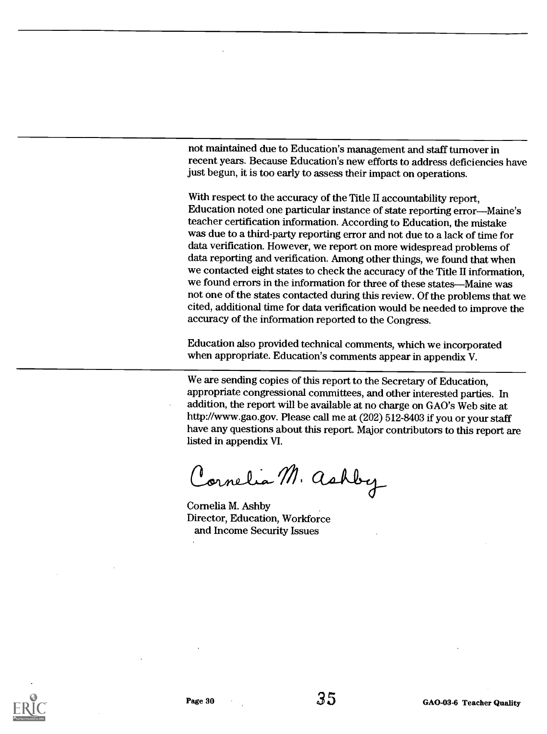not maintained due to Education's management and staff turnover in recent years. Because Education's new efforts to address deficiencies have just begun, it is too early to assess their impact on operations.

With respect to the accuracy of the Title II accountability report, Education noted one particular instance of state reporting error—Maine's teacher certification information. According to Education, the mistake was due to a third-party reporting error and not due to a lack of time for data verification. However, we report on more widespread problems of data reporting and verification. Among other things, we found that when we contacted eight states to check the accuracy of the Title II information, we found errors in the information for three of these states—Maine was not one of the states contacted during this review. Of the problems that we cited, additional time for data verification would be needed to improve the accuracy of the information reported to the Congress.

Education also provided technical comments, which we incorporated when appropriate. Education's comments appear in appendix V.

We are sending copies of this report to the Secretary of Education, appropriate congressional committees, and other interested parties. In addition, the report will be available at no charge on GAO's Web site at http://www.gao.gov. Please call me at (202) 512-8403 if you or your staff have any questions about this report. Major contributors to this report are listed in appendix VI.

Cornelia M. Ashby

Cornelia M. Ashby
Director, Education, Workforce and Income Security Issues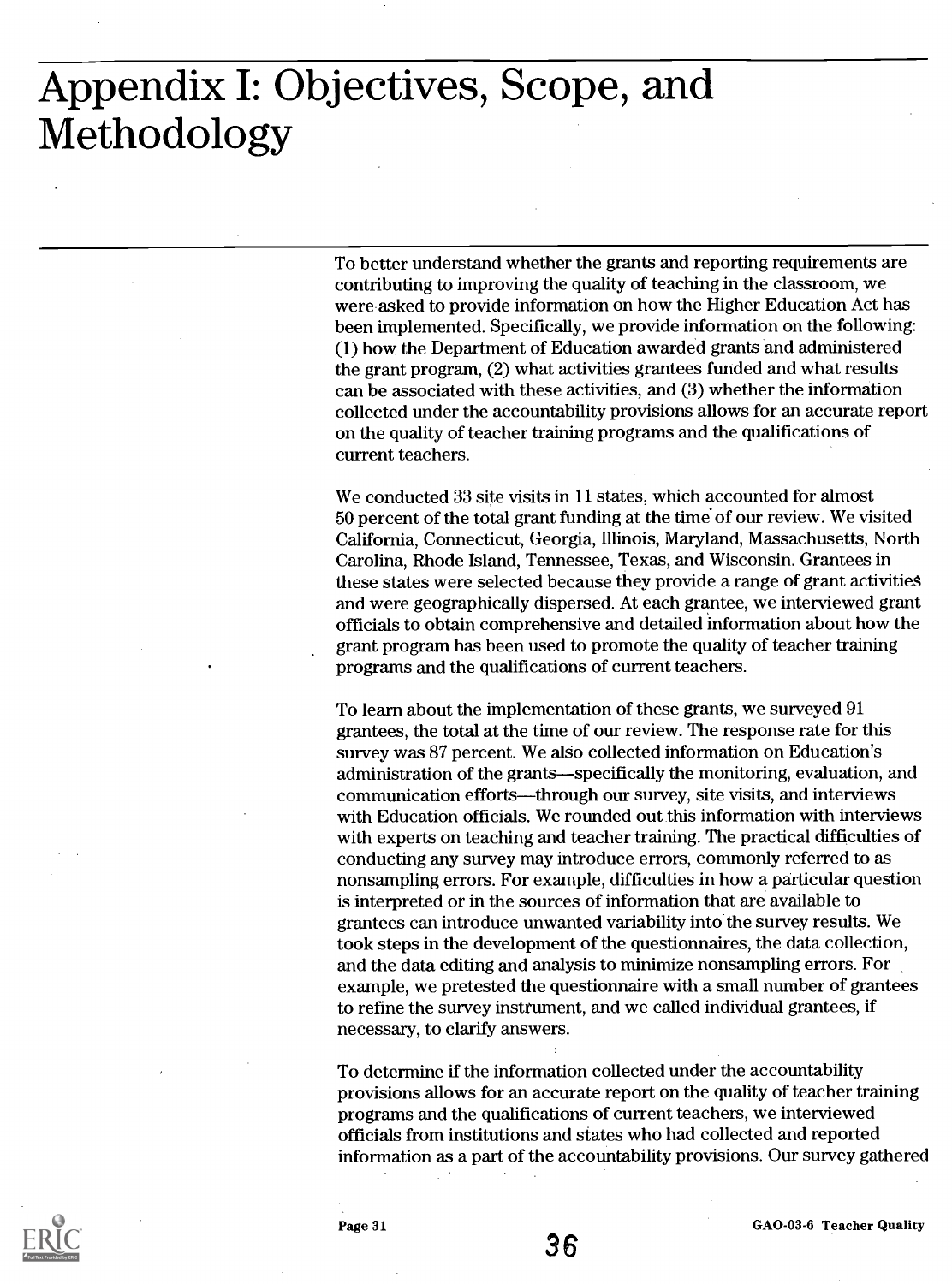# Appendix I: Objectives, Scope, and Methodology

To better understand whether the grants and reporting requirements are contributing to improving the quality of teaching in the classroom, we were asked to provide information on how the Higher Education Act has been implemented. Specifically, we provide information on the following: (1) how the Department of Education awarded grants and administered the grant program, (2) what activities grantees funded and what results can be associated with these activities, and (3) whether the information collected under the accountability provisions allows for an accurate report on the quality of teacher training programs and the qualifications of current teachers.

We conducted 33 site visits in 11 states, which accounted for almost 50 percent of the total grant funding at the time of our review. We visited California, Connecticut, Georgia, Illinois, Maryland, Massachusetts, North Carolina, Rhode Island, Tennessee, Texas, and Wisconsin. Grantees in these states were selected because they provide a range of grant activities and were geographically dispersed. At each grantee, we interviewed grant officials to obtain comprehensive and detailed information about how the grant program has been used to promote the quality of teacher training programs and the qualifications of current teachers.

To learn about the implementation of these grants, we surveyed 91 grantees, the total at the time of our review. The response rate for this survey was 87 percent. We also collected information on Education's administration of the grants—specifically the monitoring, evaluation, and communication efforts—through our survey, site visits, and interviews with Education officials. We rounded out this information with interviews with experts on teaching and teacher training. The practical difficulties of conducting any survey may introduce errors, commonly referred to as nonsampling errors. For example, difficulties in how a particular question is interpreted or in the sources of information that are available to grantees can introduce unwanted variability into the survey results. We took steps in the development of the questionnaires, the data collection, and the data editing and analysis to minimize nonsampling errors. For example, we pretested the questionnaire with a small number of grantees to refine the survey instrument, and we called individual grantees, if necessary, to clarify answers.

To determine if the information collected under the accountability provisions allows for an accurate report on the quality of teacher training programs and the qualifications of current teachers, we interviewed officials from institutions and states who had collected and reported information as a part of the accountability provisions. Our survey gathered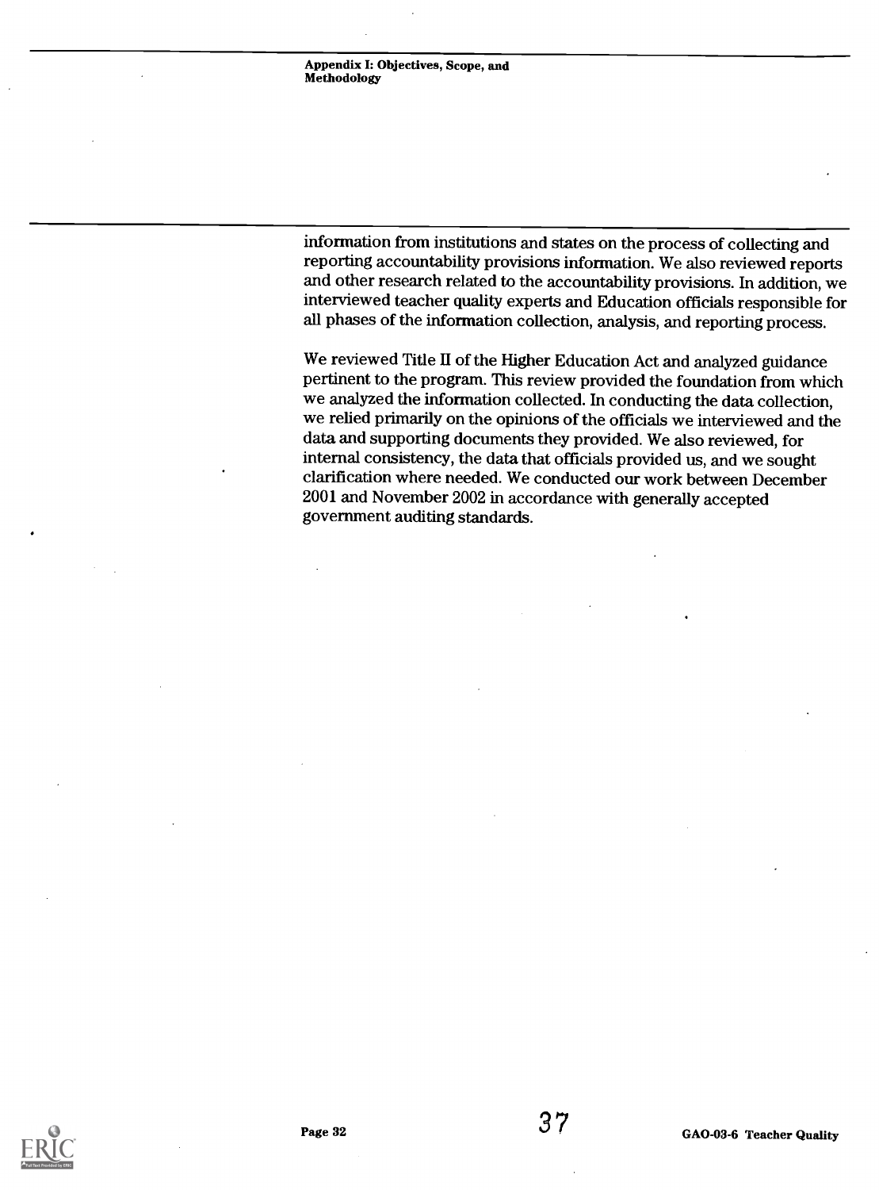information from institutions and states on the process of collecting and reporting accountability provisions information. We also reviewed reports and other research related to the accountability provisions. In addition, we interviewed teacher quality experts and Education officials responsible for all phases of the information collection, analysis, and reporting process.

We reviewed Title II of the Higher Education Act and analyzed guidance pertinent to the program. This review provided the foundation from which we analyzed the information collected. In conducting the data collection, we relied primarily on the opinions of the officials we interviewed and the data and supporting documents they provided. We also reviewed, for internal consistency, the data that officials provided us, and we sought clarification where needed. We conducted our work between December 2001 and November 2002 in accordance with generally accepted government auditing standards.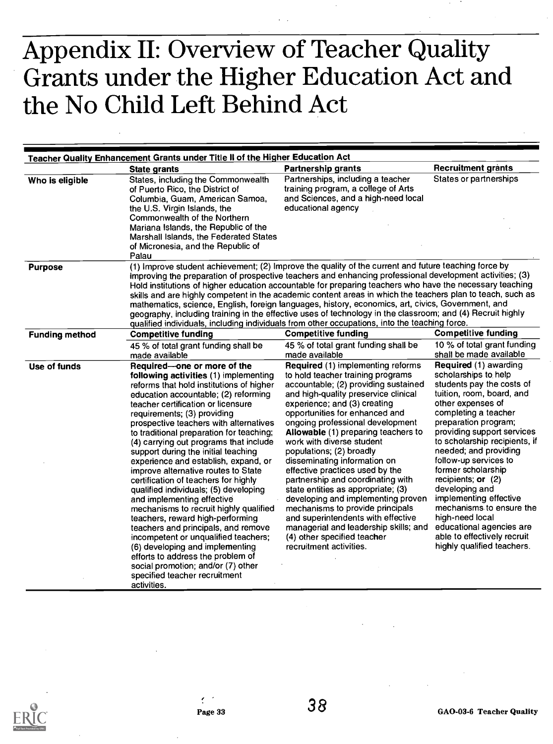# Appendix II: Overview of Teacher Quality Grants under the Higher Education Act and the No Child Left Behind Act

| Teacher Quality Enhancement Grants under Title II of the Higher Education Act | | | |
|---|---|---|---|
| | **State grants** | **Partnership grants** | **Recruitment grants** |
| **Who is eligible** | States, including the Commonwealth of Puerto Rico, the District of Columbia, Guam, American Samoa, the U.S. Virgin Islands, the Commonwealth of the Northern Mariana Islands, the Republic of the Marshall Islands, the Federated States of Micronesia, and the Republic of Palau | Partnerships, including a teacher training program, a college of Arts and Sciences, and a high-need local educational agency | States or partnerships |
| **Purpose** | (1) Improve student achievement; (2) Improve the quality of the current and future teaching force by improving the preparation of prospective teachers and enhancing professional development activities; (3) Hold institutions of higher education accountable for preparing teachers who have the necessary teaching skills and are highly competent in the academic content areas in which the teachers plan to teach, such as mathematics, science, English, foreign languages, history, economics, art, civics, Government, and geography, including training in the effective uses of technology in the classroom; and (4) Recruit highly qualified individuals, including individuals from other occupations, into the teaching force. | | |
| **Funding method** | **Competitive funding** | **Competitive funding** | **Competitive funding** |
| | 45 % of total grant funding shall be made available | 45 % of total grant funding shall be made available | 10 % of total grant funding shall be made available |
| **Use of funds** | **Required—one or more of the following activities** (1) implementing reforms that hold institutions of higher education accountable; (2) reforming teacher certification or licensure requirements; (3) providing prospective teachers with alternatives to traditional preparation for teaching; (4) carrying out programs that include support during the initial teaching experience and establish, expand, or improve alternative routes to State certification of teachers for highly qualified individuals; (5) developing and implementing effective mechanisms to recruit highly qualified teachers, reward high-performing teachers and principals, and remove incompetent or unqualified teachers; (6) developing and implementing efforts to address the problem of social promotion; and/or (7) other specified teacher recruitment activities. | **Required** (1) implementing reforms to hold teacher training programs accountable; (2) providing sustained and high-quality preservice clinical experience; and (3) creating opportunities for enhanced and ongoing professional development **Allowable** (1) preparing teachers to work with diverse student populations; (2) broadly disseminating information on effective practices used by the partnership and coordinating with state entities as appropriate; (3) developing and implementing proven mechanisms to provide principals and superintendents with effective managerial and leadership skills; and (4) other specified teacher recruitment activities. | **Required** (1) awarding scholarships to help students pay the costs of tuition, room, board, and other expenses of completing a teacher preparation program; providing support services to scholarship recipients, if needed; and providing follow-up services to former scholarship recipients; **or** (2) developing and implementing effective mechanisms to ensure the high-need local educational agencies are able to effectively recruit highly qualified teachers. |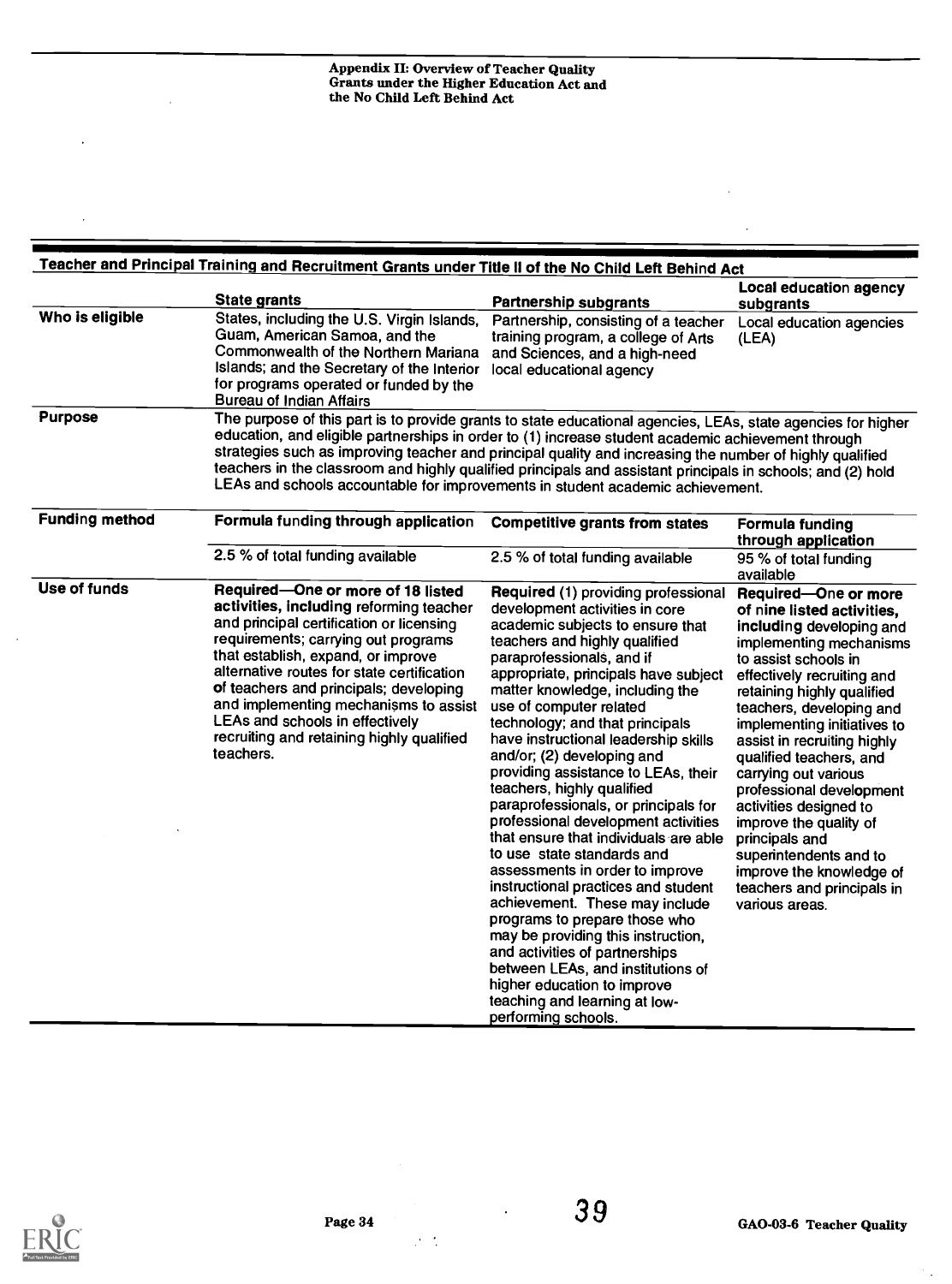## Teacher and Principal Training and Recruitment Grants under Title II of the No Child Left Behind Act

| | State grants | Partnership subgrants | Local education agency subgrants |
|---|---|---|---|
| Who is eligible | States, including the U.S. Virgin Islands, Guam, American Samoa, and the Commonwealth of the Northern Mariana Islands; and the Secretary of the Interior for programs operated or funded by the Bureau of Indian Affairs | Partnership, consisting of a teacher training program, a college of Arts and Sciences, and a high-need local educational agency | Local education agencies (LEA) |
| Purpose | The purpose of this part is to provide grants to state educational agencies, LEAs, state agencies for higher education, and eligible partnerships in order to (1) increase student academic achievement through strategies such as improving teacher and principal quality and increasing the number of highly qualified teachers in the classroom and highly qualified principals and assistant principals in schools; and (2) hold LEAs and schools accountable for improvements in student academic achievement. | | |
| Funding method | **Formula funding through application** | **Competitive grants from states** | **Formula funding through application** |
| | 2.5 % of total funding available | 2.5 % of total funding available | 95 % of total funding available |
| Use of funds | **Required—One or more of 18 listed activities, including** reforming teacher and principal certification or licensing requirements; carrying out programs that establish, expand, or improve alternative routes for state certification of teachers and principals; developing and implementing mechanisms to assist LEAs and schools in effectively recruiting and retaining highly qualified teachers. | **Required** (1) providing professional development activities in core academic subjects to ensure that teachers and highly qualified paraprofessionals, and if appropriate, principals have subject matter knowledge, including the use of computer related technology; and that principals have instructional leadership skills and/or; (2) developing and providing assistance to LEAs, their teachers, highly qualified paraprofessionals, or principals for professional development activities that ensure that individuals are able to use state standards and assessments in order to improve instructional practices and student achievement. These may include programs to prepare those who may be providing this instruction, and activities of partnerships between LEAs, and institutions of higher education to improve teaching and learning at low-performing schools. | **Required—One or more of nine listed activities, including** developing and implementing mechanisms to assist schools in effectively recruiting and retaining highly qualified teachers, developing and implementing initiatives to assist in recruiting highly qualified teachers, and carrying out various professional development activities designed to improve the quality of principals and superintendents and to improve the knowledge of teachers and principals in various areas. |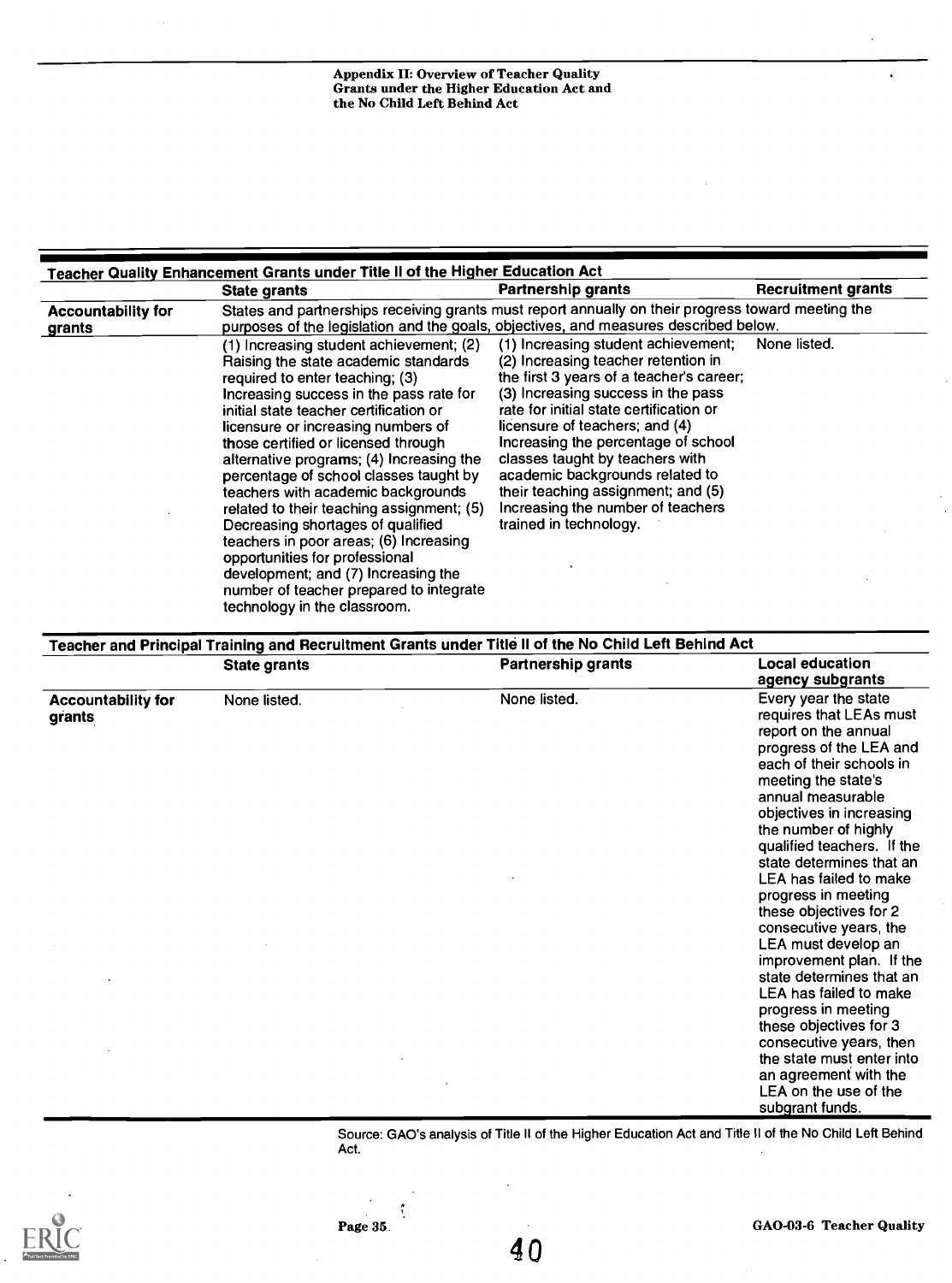**Teacher Quality Enhancement Grants under Title II of the Higher Education Act**

| | State grants | Partnership grants | Recruitment grants |
|---|---|---|---|
| **Accountability for grants** | States and partnerships receiving grants must report annually on their progress toward meeting the purposes of the legislation and the goals, objectives, and measures described below. | | |
| | (1) Increasing student achievement; (2) Raising the state academic standards required to enter teaching; (3) Increasing success in the pass rate for initial state teacher certification or licensure or increasing numbers of those certified or licensed through alternative programs; (4) Increasing the percentage of school classes taught by teachers with academic backgrounds related to their teaching assignment; (5) Decreasing shortages of qualified teachers in poor areas; (6) Increasing opportunities for professional development; and (7) Increasing the number of teacher prepared to integrate technology in the classroom. | (1) Increasing student achievement; (2) Increasing teacher retention in the first 3 years of a teacher's career; (3) Increasing success in the pass rate for initial state certification or licensure of teachers; and (4) Increasing the percentage of school classes taught by teachers with academic backgrounds related to their teaching assignment; and (5) Increasing the number of teachers trained in technology. | None listed. |

**Teacher and Principal Training and Recruitment Grants under Title II of the No Child Left Behind Act**

| | State grants | Partnership grants | Local education agency subgrants |
|---|---|---|---|
| **Accountability for grants** | None listed. | None listed. | Every year the state requires that LEAs must report on the annual progress of the LEA and each of their schools in meeting the state's annual measurable objectives in increasing the number of highly qualified teachers. If the state determines that an LEA has failed to make progress in meeting these objectives for 2 consecutive years, the LEA must develop an improvement plan. If the state determines that an LEA has failed to make progress in meeting these objectives for 3 consecutive years, then the state must enter into an agreement with the LEA on the use of the subgrant funds. |

Source: GAO's analysis of Title II of the Higher Education Act and Title II of the No Child Left Behind Act.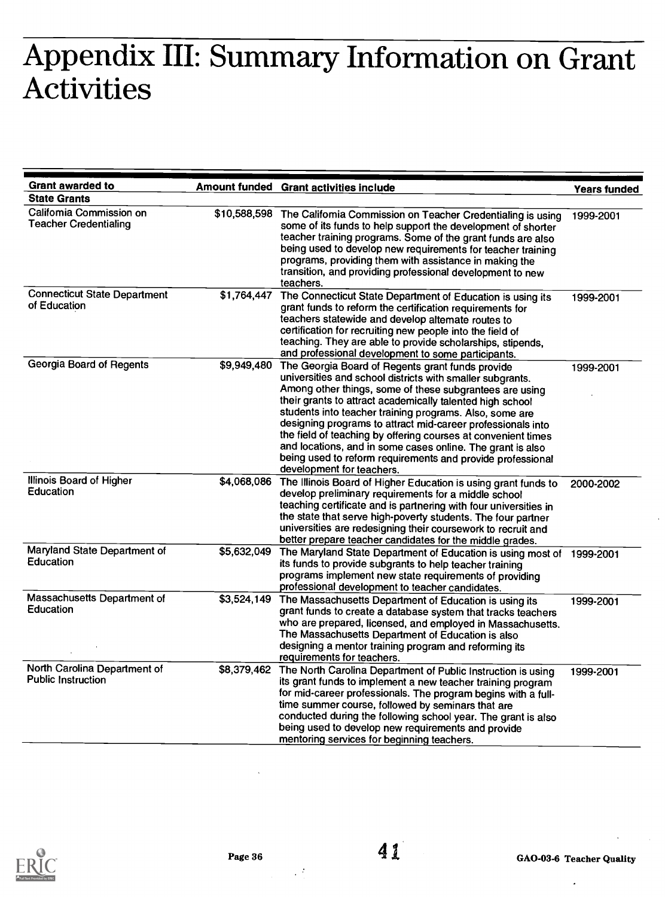# Appendix III: Summary Information on Grant Activities

| Grant awarded to | Amount funded | Grant activities include | Years funded |
|---|---|---|---|
| **State Grants** | | | |
| California Commission on Teacher Credentialing | $10,588,598 | The California Commission on Teacher Credentialing is using some of its funds to help support the development of shorter teacher training programs. Some of the grant funds are also being used to develop new requirements for teacher training programs, providing them with assistance in making the transition, and providing professional development to new teachers. | 1999-2001 |
| Connecticut State Department of Education | $1,764,447 | The Connecticut State Department of Education is using its grant funds to reform the certification requirements for teachers statewide and develop alternate routes to certification for recruiting new people into the field of teaching. They are able to provide scholarships, stipends, and professional development to some participants. | 1999-2001 |
| Georgia Board of Regents | $9,949,480 | The Georgia Board of Regents grant funds provide universities and school districts with smaller subgrants. Among other things, some of these subgrantees are using their grants to attract academically talented high school students into teacher training programs. Also, some are designing programs to attract mid-career professionals into the field of teaching by offering courses at convenient times and locations, and in some cases online. The grant is also being used to reform requirements and provide professional development for teachers. | 1999-2001 |
| Illinois Board of Higher Education | $4,068,086 | The Illinois Board of Higher Education is using grant funds to develop preliminary requirements for a middle school teaching certificate and is partnering with four universities in the state that serve high-poverty students. The four partner universities are redesigning their coursework to recruit and better prepare teacher candidates for the middle grades. | 2000-2002 |
| Maryland State Department of Education | $5,632,049 | The Maryland State Department of Education is using most of its funds to provide subgrants to help teacher training programs implement new state requirements of providing professional development to teacher candidates. | 1999-2001 |
| Massachusetts Department of Education | $3,524,149 | The Massachusetts Department of Education is using its grant funds to create a database system that tracks teachers who are prepared, licensed, and employed in Massachusetts. The Massachusetts Department of Education is also designing a mentor training program and reforming its requirements for teachers. | 1999-2001 |
| North Carolina Department of Public Instruction | $8,379,462 | The North Carolina Department of Public Instruction is using its grant funds to implement a new teacher training program for mid-career professionals. The program begins with a full-time summer course, followed by seminars that are conducted during the following school year. The grant is also being used to develop new requirements and provide mentoring services for beginning teachers. | 1999-2001 |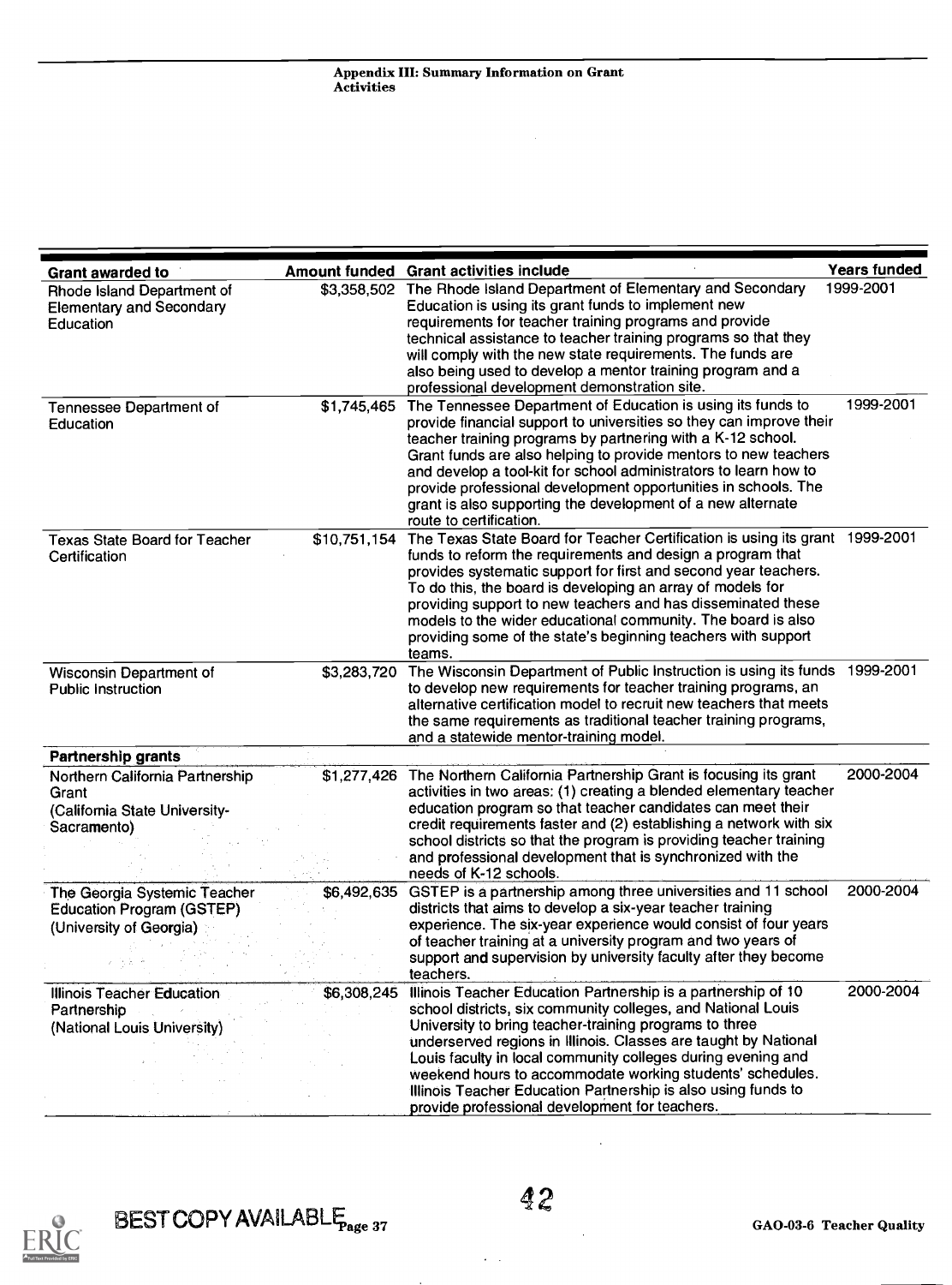| Grant awarded to | Amount funded | Grant activities include | Years funded |
|---|---|---|---|
| Rhode Island Department of Elementary and Secondary Education | $3,358,502 | The Rhode Island Department of Elementary and Secondary Education is using its grant funds to implement new requirements for teacher training programs and provide technical assistance to teacher training programs so that they will comply with the new state requirements. The funds are also being used to develop a mentor training program and a professional development demonstration site. | 1999-2001 |
| Tennessee Department of Education | $1,745,465 | The Tennessee Department of Education is using its funds to provide financial support to universities so they can improve their teacher training programs by partnering with a K-12 school. Grant funds are also helping to provide mentors to new teachers and develop a tool-kit for school administrators to learn how to provide professional development opportunities in schools. The grant is also supporting the development of a new alternate route to certification. | 1999-2001 |
| Texas State Board for Teacher Certification | $10,751,154 | The Texas State Board for Teacher Certification is using its grant funds to reform the requirements and design a program that provides systematic support for first and second year teachers. To do this, the board is developing an array of models for providing support to new teachers and has disseminated these models to the wider educational community. The board is also providing some of the state's beginning teachers with support teams. | 1999-2001 |
| Wisconsin Department of Public Instruction | $3,283,720 | The Wisconsin Department of Public Instruction is using its funds to develop new requirements for teacher training programs, an alternative certification model to recruit new teachers that meets the same requirements as traditional teacher training programs, and a statewide mentor-training model. | 1999-2001 |
| **Partnership grants** | | | |
| Northern California Partnership Grant (California State University-Sacramento) | $1,277,426 | The Northern California Partnership Grant is focusing its grant activities in two areas: (1) creating a blended elementary teacher education program so that teacher candidates can meet their credit requirements faster and (2) establishing a network with six school districts so that the program is providing teacher training and professional development that is synchronized with the needs of K-12 schools. | 2000-2004 |
| The Georgia Systemic Teacher Education Program (GSTEP) (University of Georgia) | $6,492,635 | GSTEP is a partnership among three universities and 11 school districts that aims to develop a six-year teacher training experience. The six-year experience would consist of four years of teacher training at a university program and two years of support and supervision by university faculty after they become teachers. | 2000-2004 |
| Illinois Teacher Education Partnership (National Louis University) | $6,308,245 | Illinois Teacher Education Partnership is a partnership of 10 school districts, six community colleges, and National Louis University to bring teacher-training programs to three underserved regions in Illinois. Classes are taught by National Louis faculty in local community colleges during evening and weekend hours to accommodate working students' schedules. Illinois Teacher Education Partnership is also using funds to provide professional development for teachers. | 2000-2004 |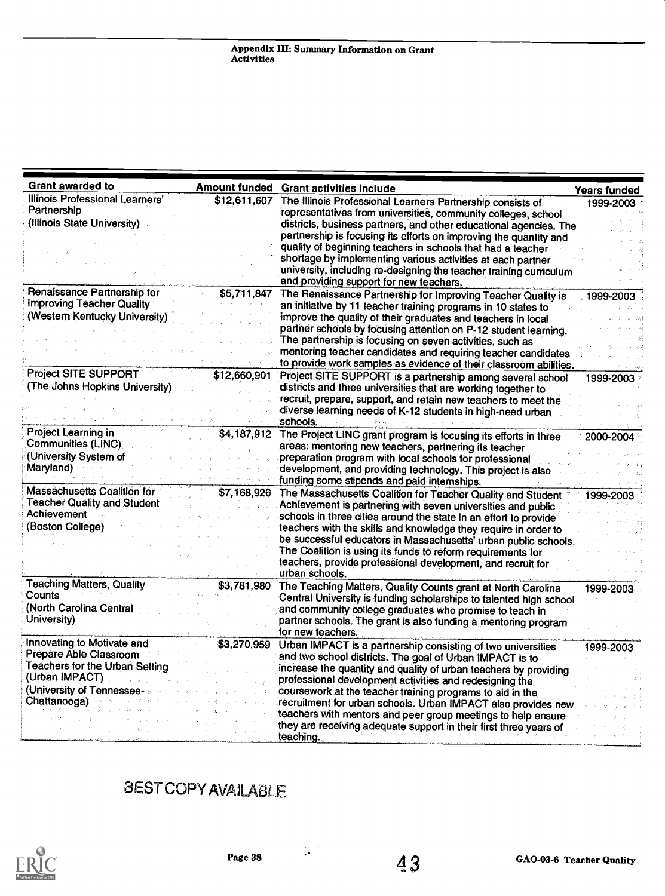Appendix III: Summary Information on Grant Activities

| Grant awarded to | Amount funded | Grant activities include | Years funded |
|---|---|---|---|
| Illinois Professional Learners' Partnership (Illinois State University) | $12,611,607 | The Illinois Professional Learners Partnership consists of representatives from universities, community colleges, school districts, business partners, and other educational agencies. The partnership is focusing its efforts on improving the quantity and quality of beginning teachers in schools that had a teacher shortage by implementing various activities at each partner university, including re-designing the teacher training curriculum and providing support for new teachers. | 1999-2003 |
| Renaissance Partnership for Improving Teacher Quality (Western Kentucky University) | $5,711,847 | The Renaissance Partnership for Improving Teacher Quality is an initiative by 11 teacher training programs in 10 states to improve the quality of their graduates and teachers in local partner schools by focusing attention on P-12 student learning. The partnership is focusing on seven activities, such as mentoring teacher candidates and requiring teacher candidates to provide work samples as evidence of their classroom abilities. | 1999-2003 |
| Project SITE SUPPORT (The Johns Hopkins University) | $12,660,901 | Project SITE SUPPORT is a partnership among several school districts and three universities that are working together to recruit, prepare, support, and retain new teachers to meet the diverse learning needs of K-12 students in high-need urban schools. | 1999-2003 |
| Project Learning in Communities (LINC) (University System of Maryland) | $4,187,912 | The Project LINC grant program is focusing its efforts in three areas: mentoring new teachers, partnering its teacher preparation program with local schools for professional development, and providing technology. This project is also funding some stipends and paid internships. | 2000-2004 |
| Massachusetts Coalition for Teacher Quality and Student Achievement (Boston College) | $7,168,926 | The Massachusetts Coalition for Teacher Quality and Student Achievement is partnering with seven universities and public schools in three cities around the state in an effort to provide teachers with the skills and knowledge they require in order to be successful educators in Massachusetts' urban public schools. The Coalition is using its funds to reform requirements for teachers, provide professional development, and recruit for urban schools. | 1999-2003 |
| Teaching Matters, Quality Counts (North Carolina Central University) | $3,781,980 | The Teaching Matters, Quality Counts grant at North Carolina Central University is funding scholarships to talented high school and community college graduates who promise to teach in partner schools. The grant is also funding a mentoring program for new teachers. | 1999-2003 |
| Innovating to Motivate and Prepare Able Classroom Teachers for the Urban Setting (Urban IMPACT) (University of Tennessee-Chattanooga) | $3,270,959 | Urban IMPACT is a partnership consisting of two universities and two school districts. The goal of Urban IMPACT is to increase the quantity and quality of urban teachers by providing professional development activities and redesigning the coursework at the teacher training programs to aid in the recruitment for urban schools. Urban IMPACT also provides new teachers with mentors and peer group meetings to help ensure they are receiving adequate support in their first three years of teaching. | 1999-2003 |

BEST COPY AVAILABLE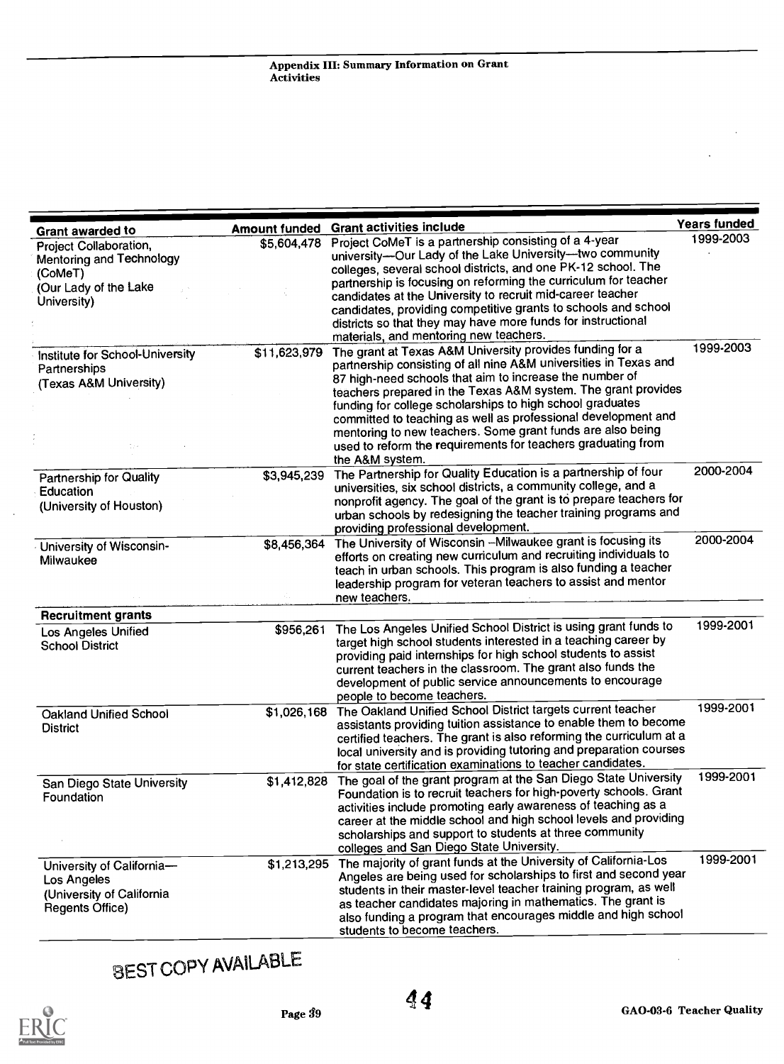| Grant awarded to | Amount funded | Grant activities include | Years funded |
| --- | --- | --- | --- |
| Project Collaboration, Mentoring and Technology (CoMeT) (Our Lady of the Lake University) | $5,604,478 | Project CoMeT is a partnership consisting of a 4-year university—Our Lady of the Lake University—two community colleges, several school districts, and one PK-12 school. The partnership is focusing on reforming the curriculum for teacher candidates at the University to recruit mid-career teacher candidates, providing competitive grants to schools and school districts so that they may have more funds for instructional materials, and mentoring new teachers. | 1999-2003 |
| Institute for School-University Partnerships (Texas A&M University) | $11,623,979 | The grant at Texas A&M University provides funding for a partnership consisting of all nine A&M universities in Texas and 87 high-need schools that aim to increase the number of teachers prepared in the Texas A&M system. The grant provides funding for college scholarships to high school graduates committed to teaching as well as professional development and mentoring to new teachers. Some grant funds are also being used to reform the requirements for teachers graduating from the A&M system. | 1999-2003 |
| Partnership for Quality Education (University of Houston) | $3,945,239 | The Partnership for Quality Education is a partnership of four universities, six school districts, a community college, and a nonprofit agency. The goal of the grant is to prepare teachers for urban schools by redesigning the teacher training programs and providing professional development. | 2000-2004 |
| University of Wisconsin-Milwaukee | $8,456,364 | The University of Wisconsin –Milwaukee grant is focusing its efforts on creating new curriculum and recruiting individuals to teach in urban schools. This program is also funding a teacher leadership program for veteran teachers to assist and mentor new teachers. | 2000-2004 |
| **Recruitment grants** | | | |
| Los Angeles Unified School District | $956,261 | The Los Angeles Unified School District is using grant funds to target high school students interested in a teaching career by providing paid internships for high school students to assist current teachers in the classroom. The grant also funds the development of public service announcements to encourage people to become teachers. | 1999-2001 |
| Oakland Unified School District | $1,026,168 | The Oakland Unified School District targets current teacher assistants providing tuition assistance to enable them to become certified teachers. The grant is also reforming the curriculum at a local university and is providing tutoring and preparation courses for state certification examinations to teacher candidates. | 1999-2001 |
| San Diego State University Foundation | $1,412,828 | The goal of the grant program at the San Diego State University Foundation is to recruit teachers for high-poverty schools. Grant activities include promoting early awareness of teaching as a career at the middle school and high school levels and providing scholarships and support to students at three community colleges and San Diego State University. | 1999-2001 |
| University of California—Los Angeles (University of California Regents Office) | $1,213,295 | The majority of grant funds at the University of California-Los Angeles are being used for scholarships to first and second year students in their master-level teacher training program, as well as teacher candidates majoring in mathematics. The grant is also funding a program that encourages middle and high school students to become teachers. | 1999-2001 |

BEST COPY AVAILABLE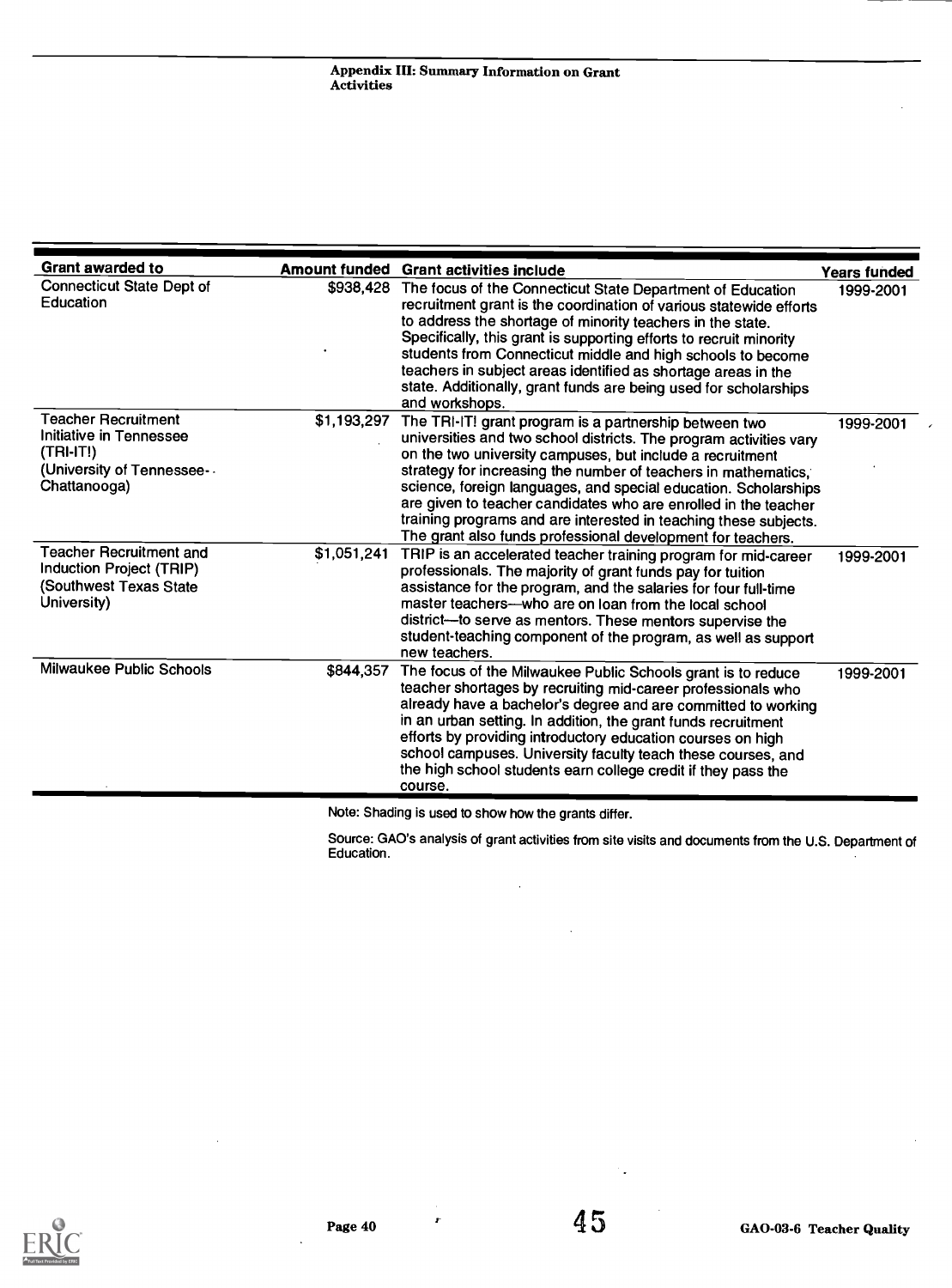| Grant awarded to | Amount funded | Grant activities include | Years funded |
|---|---|---|---|
| Connecticut State Dept of Education | $938,428 | The focus of the Connecticut State Department of Education recruitment grant is the coordination of various statewide efforts to address the shortage of minority teachers in the state. Specifically, this grant is supporting efforts to recruit minority students from Connecticut middle and high schools to become teachers in subject areas identified as shortage areas in the state. Additionally, grant funds are being used for scholarships and workshops. | 1999-2001 |
| Teacher Recruitment Initiative in Tennessee (TRI-IT!) (University of Tennessee-Chattanooga) | $1,193,297 | The TRI-IT! grant program is a partnership between two universities and two school districts. The program activities vary on the two university campuses, but include a recruitment strategy for increasing the number of teachers in mathematics, science, foreign languages, and special education. Scholarships are given to teacher candidates who are enrolled in the teacher training programs and are interested in teaching these subjects. The grant also funds professional development for teachers. | 1999-2001 |
| Teacher Recruitment and Induction Project (TRIP) (Southwest Texas State University) | $1,051,241 | TRIP is an accelerated teacher training program for mid-career professionals. The majority of grant funds pay for tuition assistance for the program, and the salaries for four full-time master teachers—who are on loan from the local school district—to serve as mentors. These mentors supervise the student-teaching component of the program, as well as support new teachers. | 1999-2001 |
| Milwaukee Public Schools | $844,357 | The focus of the Milwaukee Public Schools grant is to reduce teacher shortages by recruiting mid-career professionals who already have a bachelor's degree and are committed to working in an urban setting. In addition, the grant funds recruitment efforts by providing introductory education courses on high school campuses. University faculty teach these courses, and the high school students earn college credit if they pass the course. | 1999-2001 |

Note: Shading is used to show how the grants differ.

Source: GAO's analysis of grant activities from site visits and documents from the U.S. Department of Education.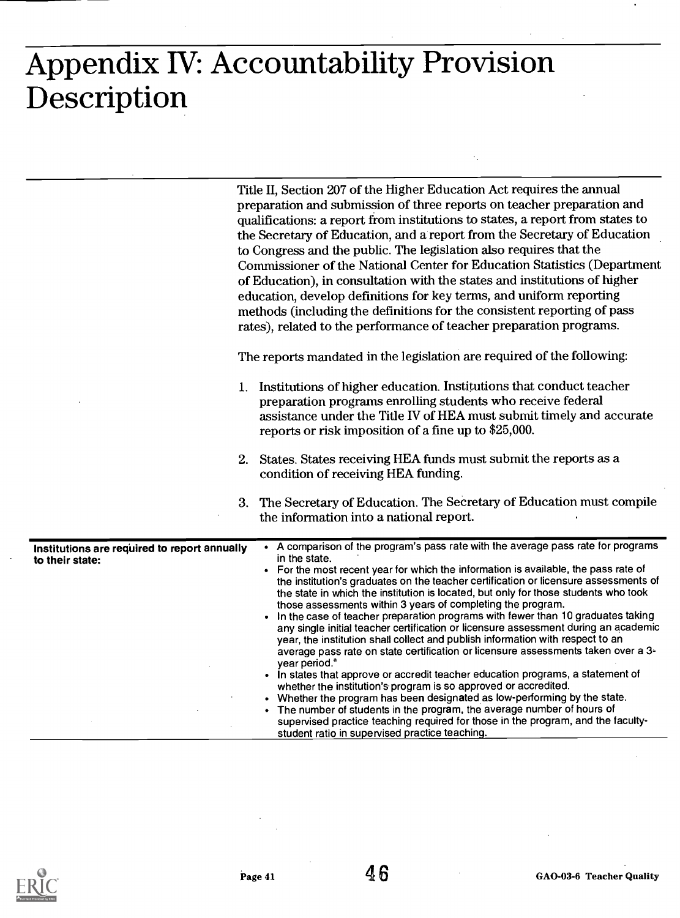# Appendix IV: Accountability Provision Description

Title II, Section 207 of the Higher Education Act requires the annual preparation and submission of three reports on teacher preparation and qualifications: a report from institutions to states, a report from states to the Secretary of Education, and a report from the Secretary of Education to Congress and the public. The legislation also requires that the Commissioner of the National Center for Education Statistics (Department of Education), in consultation with the states and institutions of higher education, develop definitions for key terms, and uniform reporting methods (including the definitions for the consistent reporting of pass rates), related to the performance of teacher preparation programs.

The reports mandated in the legislation are required of the following:

1. Institutions of higher education. Institutions that conduct teacher preparation programs enrolling students who receive federal assistance under the Title IV of HEA must submit timely and accurate reports or risk imposition of a fine up to $25,000.
2. States. States receiving HEA funds must submit the reports as a condition of receiving HEA funding.
3. The Secretary of Education. The Secretary of Education must compile the information into a national report.

| | |
|---|---|
| **Institutions are required to report annually to their state:** | • A comparison of the program's pass rate with the average pass rate for programs in the state.<br>• For the most recent year for which the information is available, the pass rate of the institution's graduates on the teacher certification or licensure assessments of the state in which the institution is located, but only for those students who took those assessments within 3 years of completing the program.<br>• In the case of teacher preparation programs with fewer than 10 graduates taking any single initial teacher certification or licensure assessment during an academic year, the institution shall collect and publish information with respect to an average pass rate on state certification or licensure assessments taken over a 3-year period.[a]<br>• In states that approve or accredit teacher education programs, a statement of whether the institution's program is so approved or accredited.<br>• Whether the program has been designated as low-performing by the state.<br>• The number of students in the program, the average number of hours of supervised practice teaching required for those in the program, and the faculty-student ratio in supervised practice teaching. |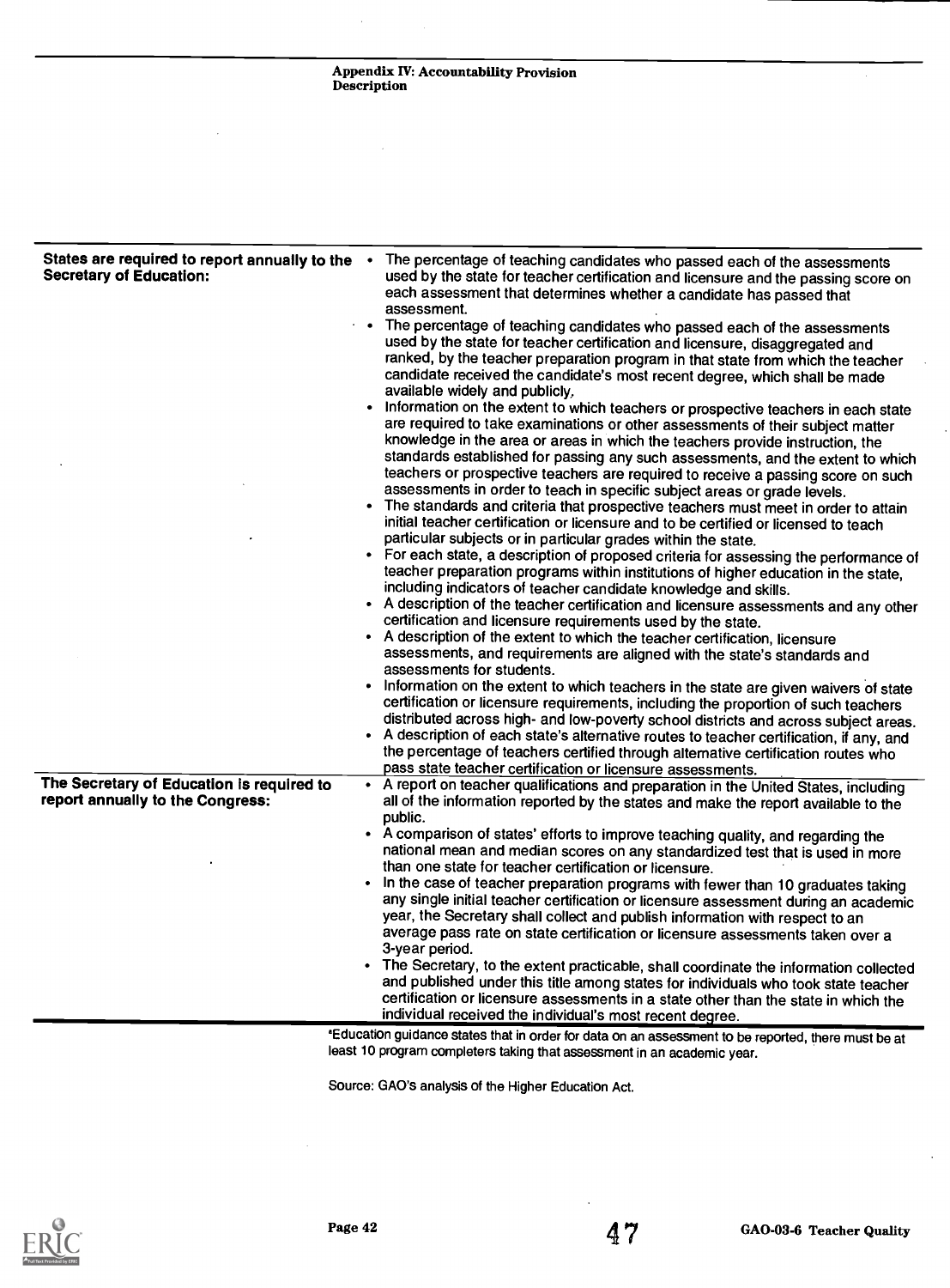| | |
|---|---|
| **States are required to report annually to the Secretary of Education:** | • The percentage of teaching candidates who passed each of the assessments used by the state for teacher certification and licensure and the passing score on each assessment that determines whether a candidate has passed that assessment.<br>• The percentage of teaching candidates who passed each of the assessments used by the state for teacher certification and licensure, disaggregated and ranked, by the teacher preparation program in that state from which the teacher candidate received the candidate's most recent degree, which shall be made available widely and publicly.<br>• Information on the extent to which teachers or prospective teachers in each state are required to take examinations or other assessments of their subject matter knowledge in the area or areas in which the teachers provide instruction, the standards established for passing any such assessments, and the extent to which teachers or prospective teachers are required to receive a passing score on such assessments in order to teach in specific subject areas or grade levels.<br>• The standards and criteria that prospective teachers must meet in order to attain initial teacher certification or licensure and to be certified or licensed to teach particular subjects or in particular grades within the state.<br>• For each state, a description of proposed criteria for assessing the performance of teacher preparation programs within institutions of higher education in the state, including indicators of teacher candidate knowledge and skills.<br>• A description of the teacher certification and licensure assessments and any other certification and licensure requirements used by the state.<br>• A description of the extent to which the teacher certification, licensure assessments, and requirements are aligned with the state's standards and assessments for students.<br>• Information on the extent to which teachers in the state are given waivers of state certification or licensure requirements, including the proportion of such teachers distributed across high- and low-poverty school districts and across subject areas.<br>• A description of each state's alternative routes to teacher certification, if any, and the percentage of teachers certified through alternative certification routes who pass state teacher certification or licensure assessments. |
| **The Secretary of Education is required to report annually to the Congress:** | • A report on teacher qualifications and preparation in the United States, including all of the information reported by the states and make the report available to the public.<br>• A comparison of states' efforts to improve teaching quality, and regarding the national mean and median scores on any standardized test that is used in more than one state for teacher certification or licensure.<br>• In the case of teacher preparation programs with fewer than 10 graduates taking any single initial teacher certification or licensure assessment during an academic year, the Secretary shall collect and publish information with respect to an average pass rate on state certification or licensure assessments taken over a 3-year period.<br>• The Secretary, to the extent practicable, shall coordinate the information collected and published under this title among states for individuals who took state teacher certification or licensure assessments in a state other than the state in which the individual received the individual's most recent degree. |

[a]Education guidance states that in order for data on an assessment to be reported, there must be at least 10 program completers taking that assessment in an academic year.

Source: GAO's analysis of the Higher Education Act.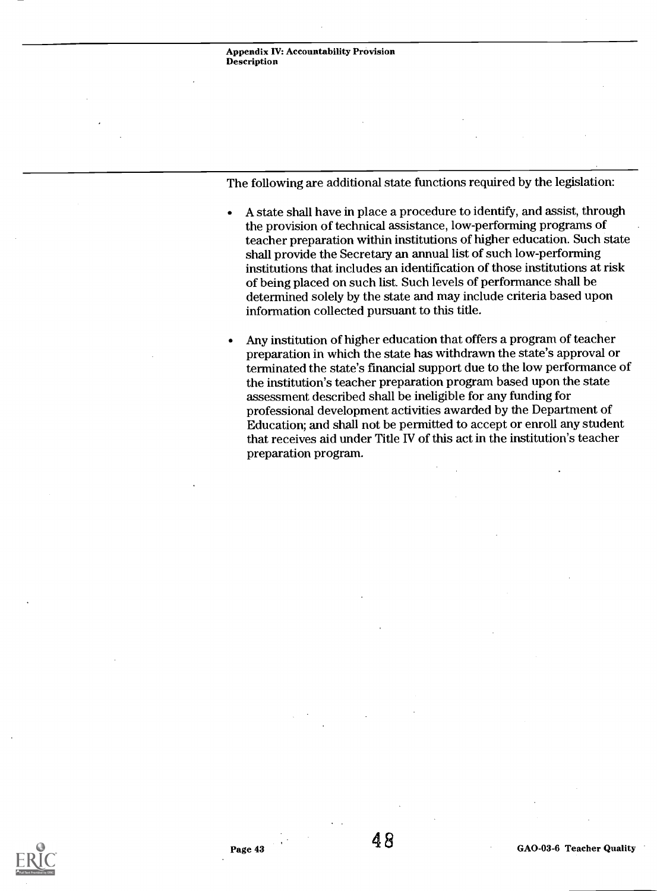The following are additional state functions required by the legislation:

- A state shall have in place a procedure to identify, and assist, through the provision of technical assistance, low-performing programs of teacher preparation within institutions of higher education. Such state shall provide the Secretary an annual list of such low-performing institutions that includes an identification of those institutions at risk of being placed on such list. Such levels of performance shall be determined solely by the state and may include criteria based upon information collected pursuant to this title.
- Any institution of higher education that offers a program of teacher preparation in which the state has withdrawn the state's approval or terminated the state's financial support due to the low performance of the institution's teacher preparation program based upon the state assessment described shall be ineligible for any funding for professional development activities awarded by the Department of Education; and shall not be permitted to accept or enroll any student that receives aid under Title IV of this act in the institution's teacher preparation program.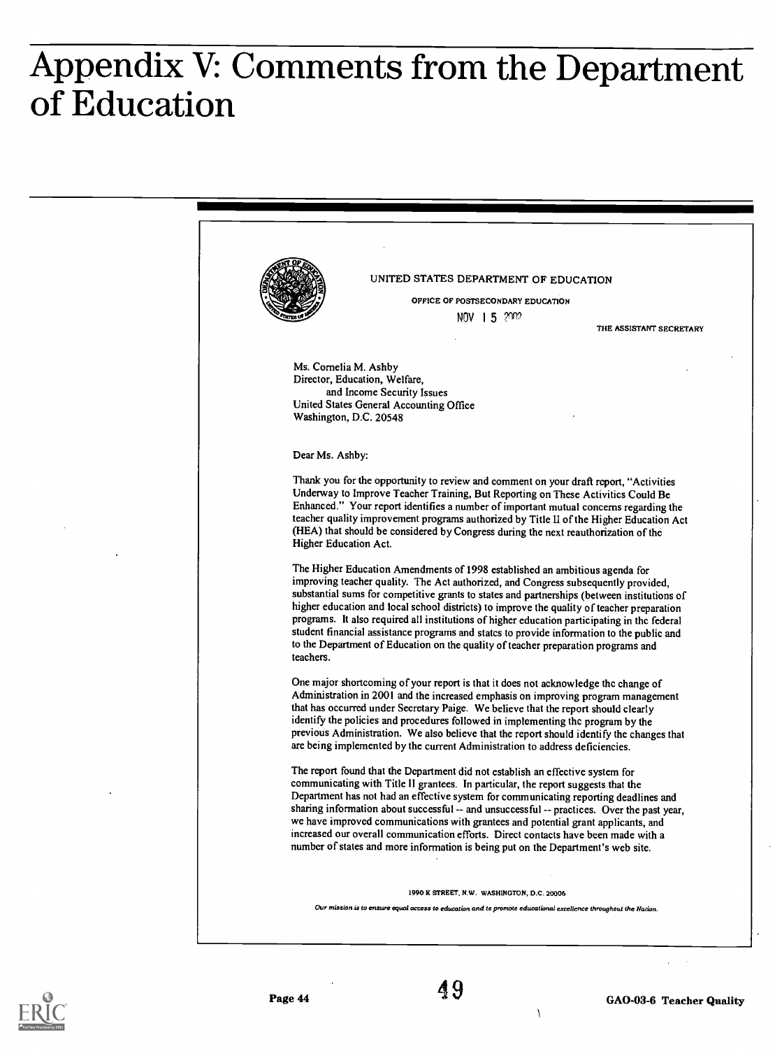# Appendix V: Comments from the Department of Education

UNITED STATES DEPARTMENT OF EDUCATION

OFFICE OF POSTSECONDARY EDUCATION

NOV 15 2002

THE ASSISTANT SECRETARY

Ms. Cornelia M. Ashby
Director, Education, Welfare,
and Income Security Issues
United States General Accounting Office
Washington, D.C. 20548

Dear Ms. Ashby:

Thank you for the opportunity to review and comment on your draft report, "Activities Underway to Improve Teacher Training, But Reporting on These Activities Could Be Enhanced." Your report identifies a number of important mutual concerns regarding the teacher quality improvement programs authorized by Title II of the Higher Education Act (HEA) that should be considered by Congress during the next reauthorization of the Higher Education Act.

The Higher Education Amendments of 1998 established an ambitious agenda for improving teacher quality. The Act authorized, and Congress subsequently provided, substantial sums for competitive grants to states and partnerships (between institutions of higher education and local school districts) to improve the quality of teacher preparation programs. It also required all institutions of higher education participating in the federal student financial assistance programs and states to provide information to the public and to the Department of Education on the quality of teacher preparation programs and teachers.

One major shortcoming of your report is that it does not acknowledge the change of Administration in 2001 and the increased emphasis on improving program management that has occurred under Secretary Paige. We believe that the report should clearly identify the policies and procedures followed in implementing the program by the previous Administration. We also believe that the report should identify the changes that are being implemented by the current Administration to address deficiencies.

The report found that the Department did not establish an effective system for communicating with Title II grantees. In particular, the report suggests that the Department has not had an effective system for communicating reporting deadlines and sharing information about successful -- and unsuccessful -- practices. Over the past year, we have improved communications with grantees and potential grant applicants, and increased our overall communication efforts. Direct contacts have been made with a number of states and more information is being put on the Department's web site.

1990 K STREET, N.W. WASHINGTON, D.C. 20006

*Our mission is to ensure equal access to education and to promote educational excellence throughout the Nation.*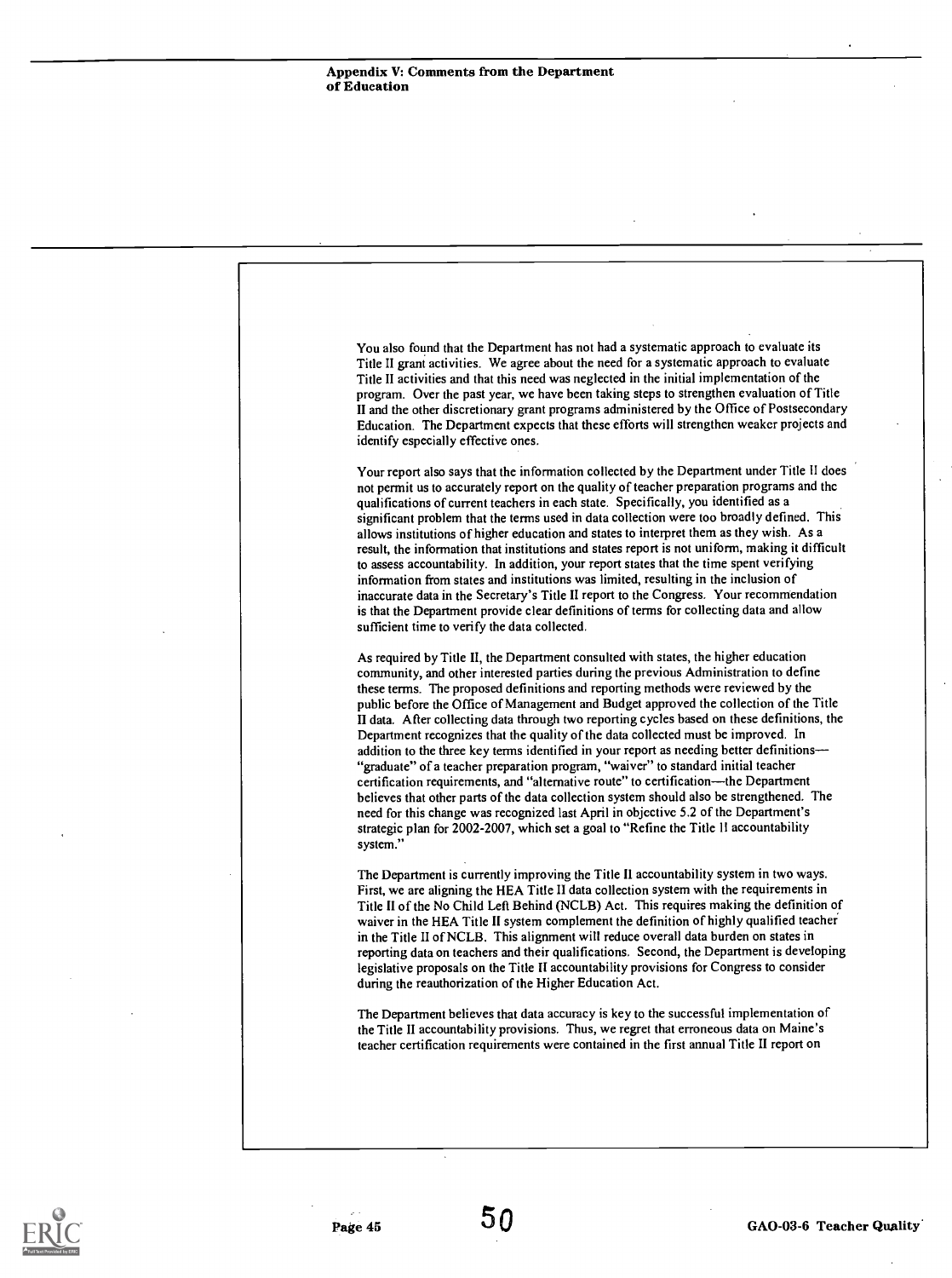You also found that the Department has not had a systematic approach to evaluate its Title II grant activities. We agree about the need for a systematic approach to evaluate Title II activities and that this need was neglected in the initial implementation of the program. Over the past year, we have been taking steps to strengthen evaluation of Title II and the other discretionary grant programs administered by the Office of Postsecondary Education. The Department expects that these efforts will strengthen weaker projects and identify especially effective ones.

Your report also says that the information collected by the Department under Title II does not permit us to accurately report on the quality of teacher preparation programs and the qualifications of current teachers in each state. Specifically, you identified as a significant problem that the terms used in data collection were too broadly defined. This allows institutions of higher education and states to interpret them as they wish. As a result, the information that institutions and states report is not uniform, making it difficult to assess accountability. In addition, your report states that the time spent verifying information from states and institutions was limited, resulting in the inclusion of inaccurate data in the Secretary's Title II report to the Congress. Your recommendation is that the Department provide clear definitions of terms for collecting data and allow sufficient time to verify the data collected.

As required by Title II, the Department consulted with states, the higher education community, and other interested parties during the previous Administration to define these terms. The proposed definitions and reporting methods were reviewed by the public before the Office of Management and Budget approved the collection of the Title II data. After collecting data through two reporting cycles based on these definitions, the Department recognizes that the quality of the data collected must be improved. In addition to the three key terms identified in your report as needing better definitions—"graduate" of a teacher preparation program, "waiver" to standard initial teacher certification requirements, and "alternative route" to certification—the Department believes that other parts of the data collection system should also be strengthened. The need for this change was recognized last April in objective 5.2 of the Department's strategic plan for 2002-2007, which set a goal to "Refine the Title II accountability system."

The Department is currently improving the Title II accountability system in two ways. First, we are aligning the HEA Title II data collection system with the requirements in Title II of the No Child Left Behind (NCLB) Act. This requires making the definition of waiver in the HEA Title II system complement the definition of highly qualified teacher in the Title II of NCLB. This alignment will reduce overall data burden on states in reporting data on teachers and their qualifications. Second, the Department is developing legislative proposals on the Title II accountability provisions for Congress to consider during the reauthorization of the Higher Education Act.

The Department believes that data accuracy is key to the successful implementation of the Title II accountability provisions. Thus, we regret that erroneous data on Maine's teacher certification requirements were contained in the first annual Title II report on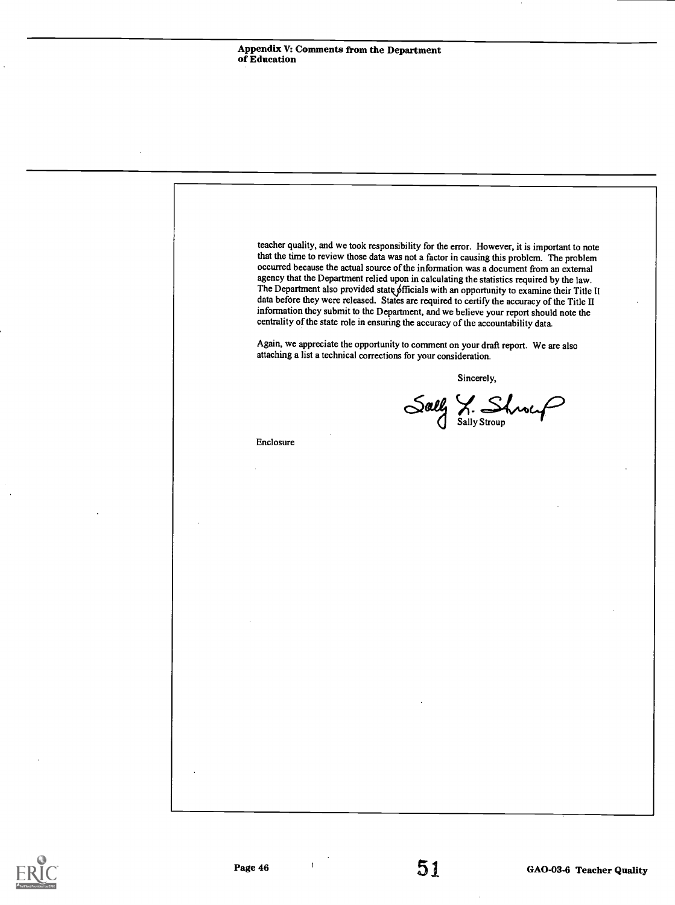teacher quality, and we took responsibility for the error. However, it is important to note that the time to review those data was not a factor in causing this problem. The problem occurred because the actual source of the information was a document from an external agency that the Department relied upon in calculating the statistics required by the law. The Department also provided state officials with an opportunity to examine their Title II data before they were released. States are required to certify the accuracy of the Title II information they submit to the Department, and we believe your report should note the centrality of the state role in ensuring the accuracy of the accountability data.

Again, we appreciate the opportunity to comment on your draft report. We are also attaching a list a technical corrections for your consideration.

Sincerely,

Sally L. Stroup

Sally Stroup

Enclosure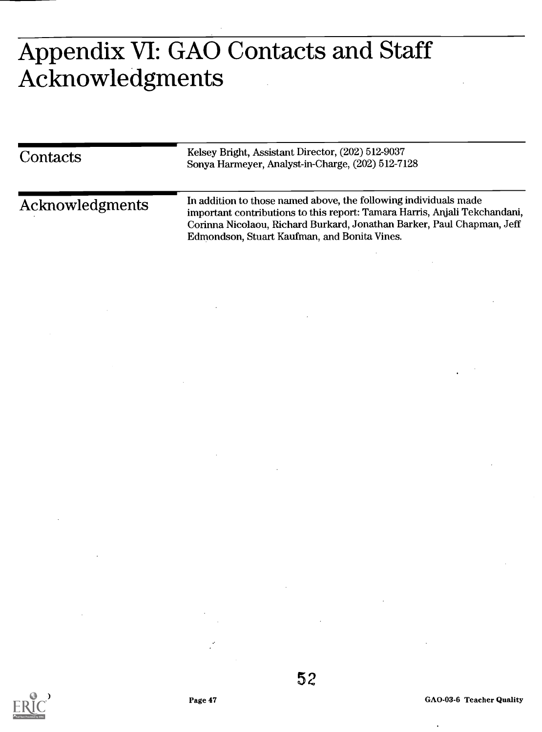# Appendix VI: GAO Contacts and Staff Acknowledgments

## Contacts

Kelsey Bright, Assistant Director, (202) 512-9037
Sonya Harmeyer, Analyst-in-Charge, (202) 512-7128

## Acknowledgments

In addition to those named above, the following individuals made important contributions to this report: Tamara Harris, Anjali Tekchandani, Corinna Nicolaou, Richard Burkard, Jonathan Barker, Paul Chapman, Jeff Edmondson, Stuart Kaufman, and Bonita Vines.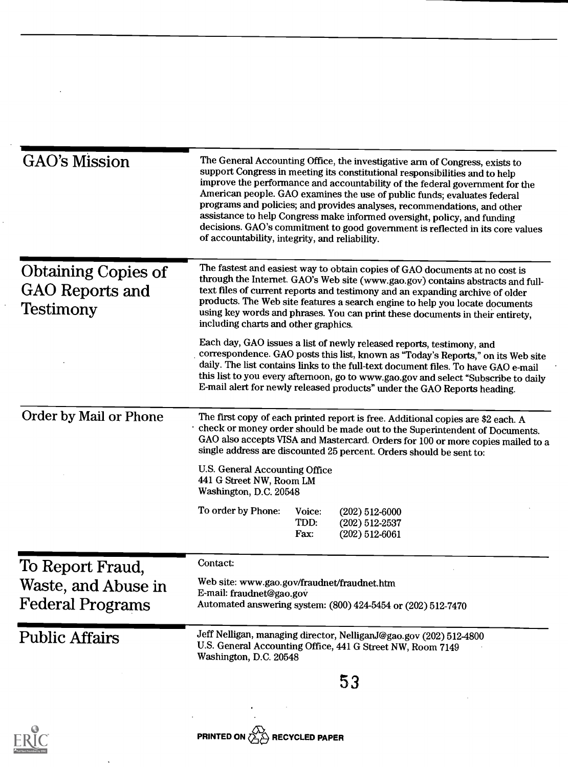## GAO's Mission

The General Accounting Office, the investigative arm of Congress, exists to support Congress in meeting its constitutional responsibilities and to help improve the performance and accountability of the federal government for the American people. GAO examines the use of public funds; evaluates federal programs and policies; and provides analyses, recommendations, and other assistance to help Congress make informed oversight, policy, and funding decisions. GAO's commitment to good government is reflected in its core values of accountability, integrity, and reliability.

## Obtaining Copies of GAO Reports and Testimony

The fastest and easiest way to obtain copies of GAO documents at no cost is through the Internet. GAO's Web site (www.gao.gov) contains abstracts and full-text files of current reports and testimony and an expanding archive of older products. The Web site features a search engine to help you locate documents using key words and phrases. You can print these documents in their entirety, including charts and other graphics.

Each day, GAO issues a list of newly released reports, testimony, and correspondence. GAO posts this list, known as "Today's Reports," on its Web site daily. The list contains links to the full-text document files. To have GAO e-mail this list to you every afternoon, go to www.gao.gov and select "Subscribe to daily E-mail alert for newly released products" under the GAO Reports heading.

## Order by Mail or Phone

The first copy of each printed report is free. Additional copies are $2 each. A check or money order should be made out to the Superintendent of Documents. GAO also accepts VISA and Mastercard. Orders for 100 or more copies mailed to a single address are discounted 25 percent. Orders should be sent to:

U.S. General Accounting Office
441 G Street NW, Room LM
Washington, D.C. 20548

To order by Phone:
- Voice: (202) 512-6000
- TDD: (202) 512-2537
- Fax: (202) 512-6061

## To Report Fraud, Waste, and Abuse in Federal Programs

Contact:

Web site: www.gao.gov/fraudnet/fraudnet.htm
E-mail: fraudnet@gao.gov
Automated answering system: (800) 424-5454 or (202) 512-7470

## Public Affairs

Jeff Nelligan, managing director, NelliganJ@gao.gov (202) 512-4800
U.S. General Accounting Office, 441 G Street NW, Room 7149
Washington, D.C. 20548

PRINTED ON RECYCLED PAPER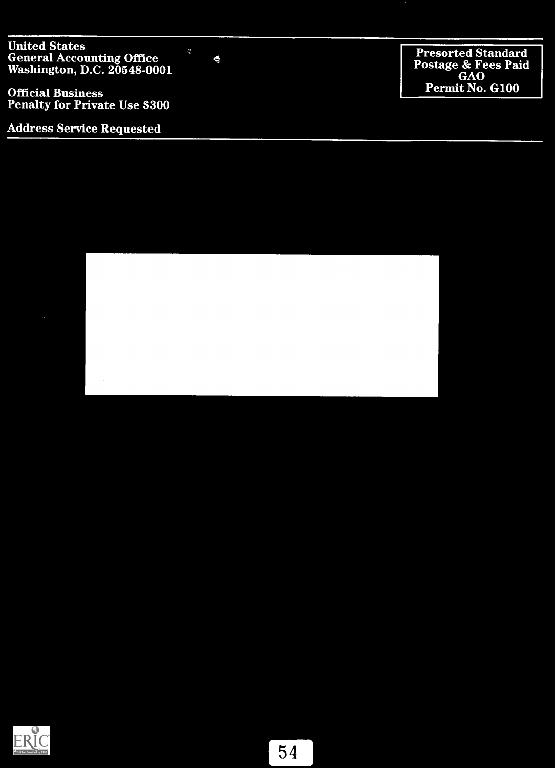United States
General Accounting Office
Washington, D.C. 20548-0001

Official Business
Penalty for Private Use $300

Address Service Requested

Presorted Standard
Postage & Fees Paid
GAO
Permit No. G100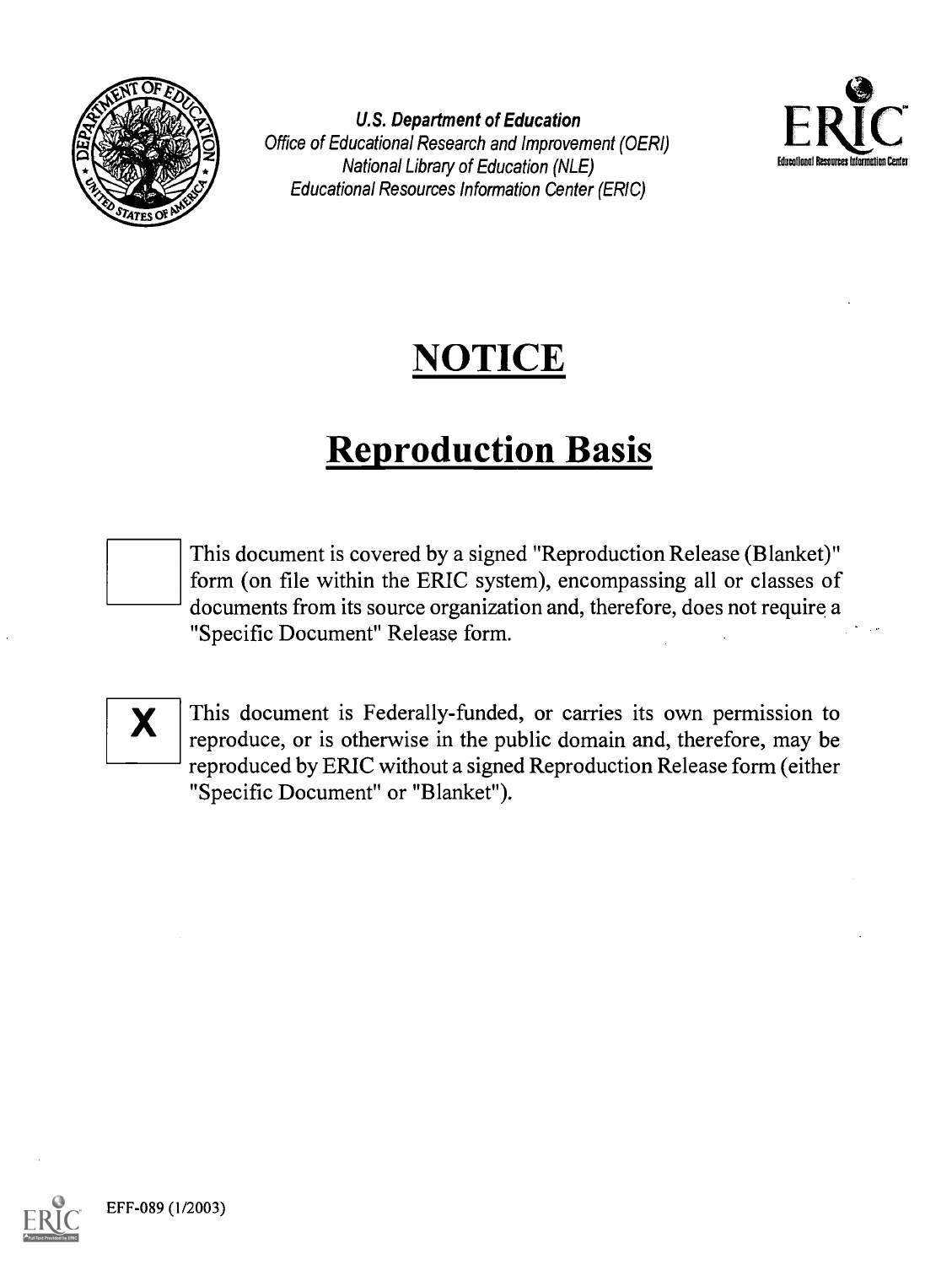U.S. Department of Education
Office of Educational Research and Improvement (OERI)
National Library of Education (NLE)
Educational Resources Information Center (ERIC)

# NOTICE

# Reproduction Basis

- [ ] This document is covered by a signed "Reproduction Release (Blanket)" form (on file within the ERIC system), encompassing all or classes of documents from its source organization and, therefore, does not require a "Specific Document" Release form.

- [X] This document is Federally-funded, or carries its own permission to reproduce, or is otherwise in the public domain and, therefore, may be reproduced by ERIC without a signed Reproduction Release form (either "Specific Document" or "Blanket").

EFF-089 (1/2003)